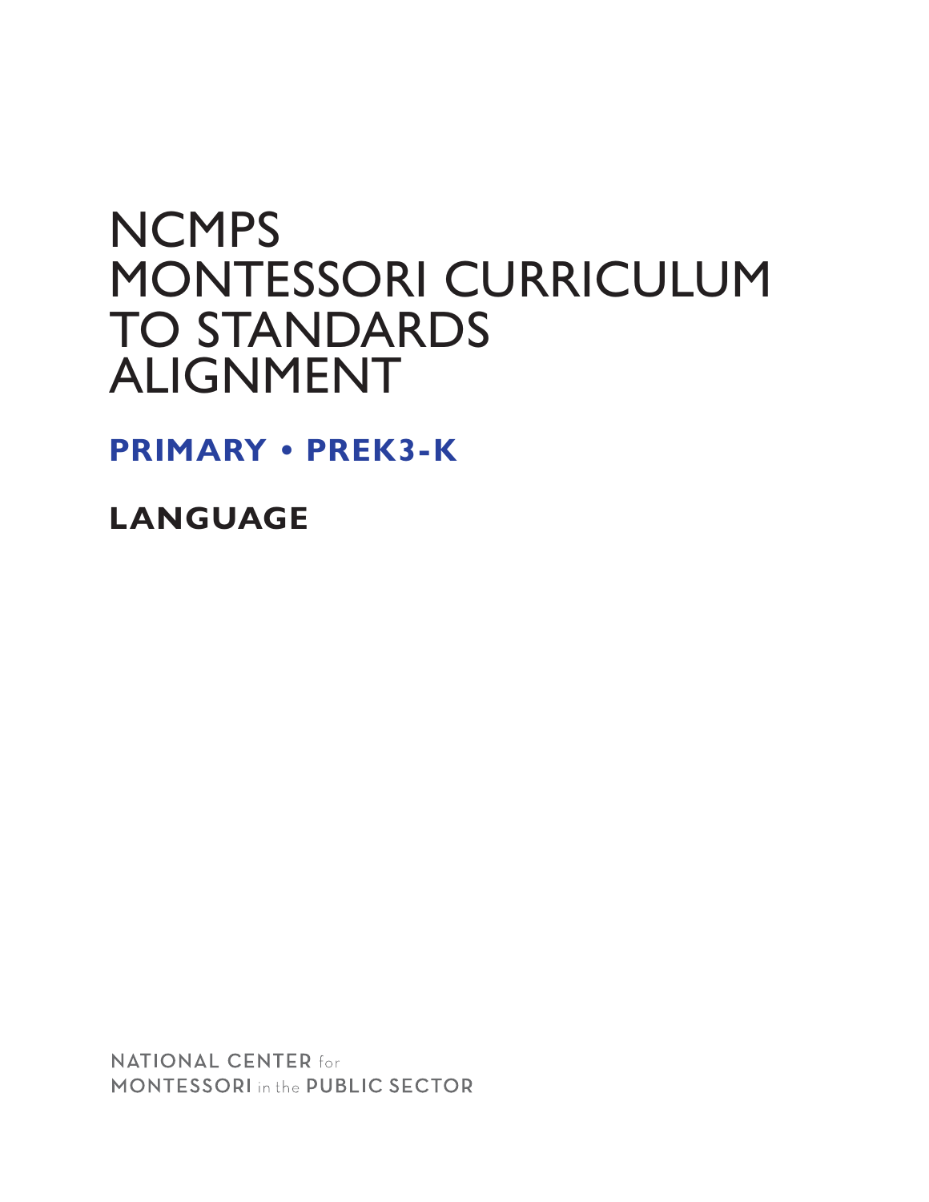# NCMPS MONTESSORI CURRICULUM TO STANDARDS ALIGNMENT

## PRIMARY • PREK3-K

## LANGUAGE

NATIONAL CENTER for MONTESSORI in the PUBLIC SECTOR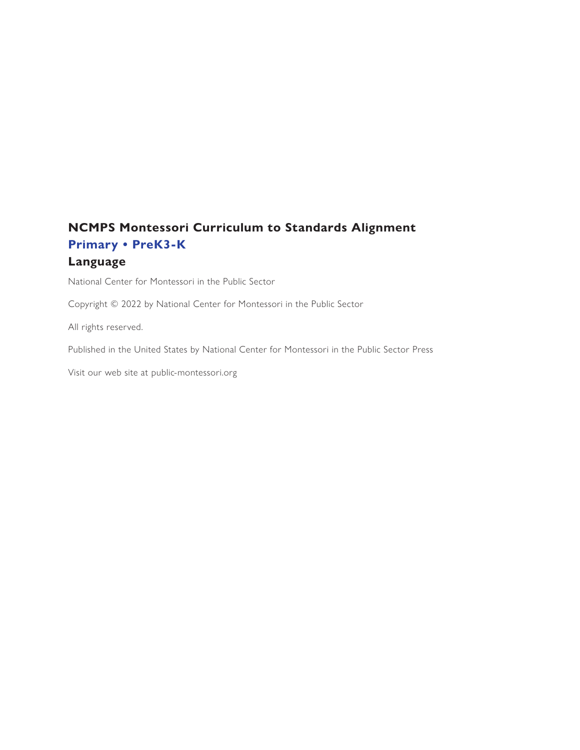**NCMPS Montessori Curriculum to Standards Alignment**

**Primary • PreK3-K**

**Language**

National Center for Montessori in the Public Sector

Copyright © 2022 by National Center for Montessori in the Public Sector

All rights reserved.

Published in the United States by National Center for Montessori in the Public Sector Press

Visit our web site at public-montessori.org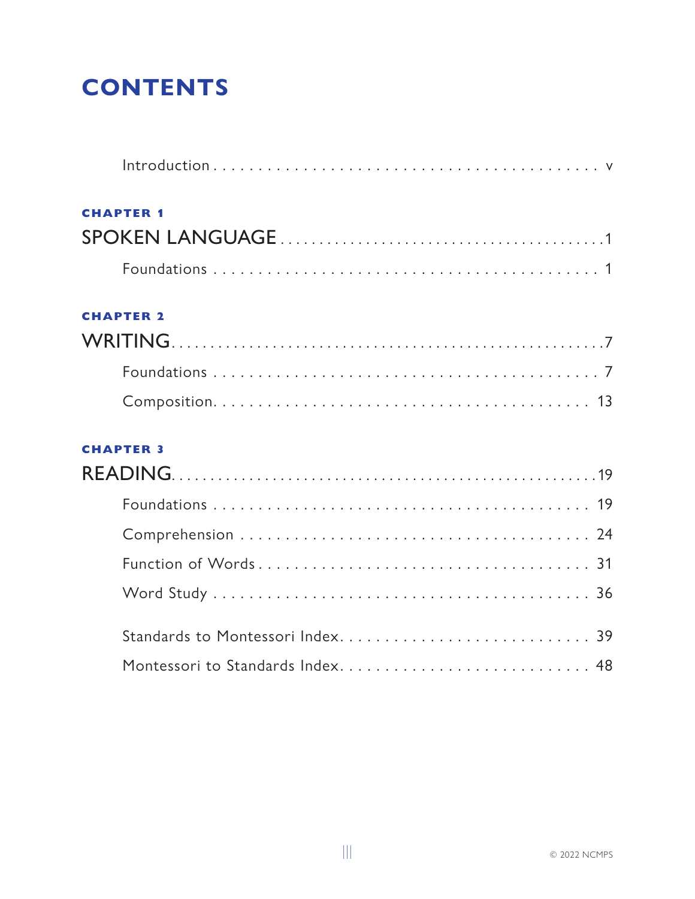# CONTENTS

Introduction . . . . . . . . . . . . . . . . . . . . . . . . . . . . . . . . . . . . . . . . . . v

**CHAPTER 1**

## SPOKEN LANGUAGE . . . . . . . . . . . . . . . . . . . . . . . . . . . . . . . . . . . . . 1

Foundations . . . . . . . . . . . . . . . . . . . . . . . . . . . . . . . . . . . . . . . . . . 1

**CHAPTER 2**

## WRITING . . . . . . . . . . . . . . . . . . . . . . . . . . . . . . . . . . . . . . . . . . . . 7

Foundations . . . . . . . . . . . . . . . . . . . . . . . . . . . . . . . . . . . . . . . . . . 7

Composition . . . . . . . . . . . . . . . . . . . . . . . . . . . . . . . . . . . . . . . . . 13

**CHAPTER 3**

## READING . . . . . . . . . . . . . . . . . . . . . . . . . . . . . . . . . . . . . . . . . . . 19

Foundations . . . . . . . . . . . . . . . . . . . . . . . . . . . . . . . . . . . . . . . . . 19

Comprehension . . . . . . . . . . . . . . . . . . . . . . . . . . . . . . . . . . . . . . 24

Function of Words . . . . . . . . . . . . . . . . . . . . . . . . . . . . . . . . . . . . 31

Word Study . . . . . . . . . . . . . . . . . . . . . . . . . . . . . . . . . . . . . . . . . 36

Standards to Montessori Index . . . . . . . . . . . . . . . . . . . . . . . . . . . . 39

Montessori to Standards Index . . . . . . . . . . . . . . . . . . . . . . . . . . . . 48

© 2022 NCMPS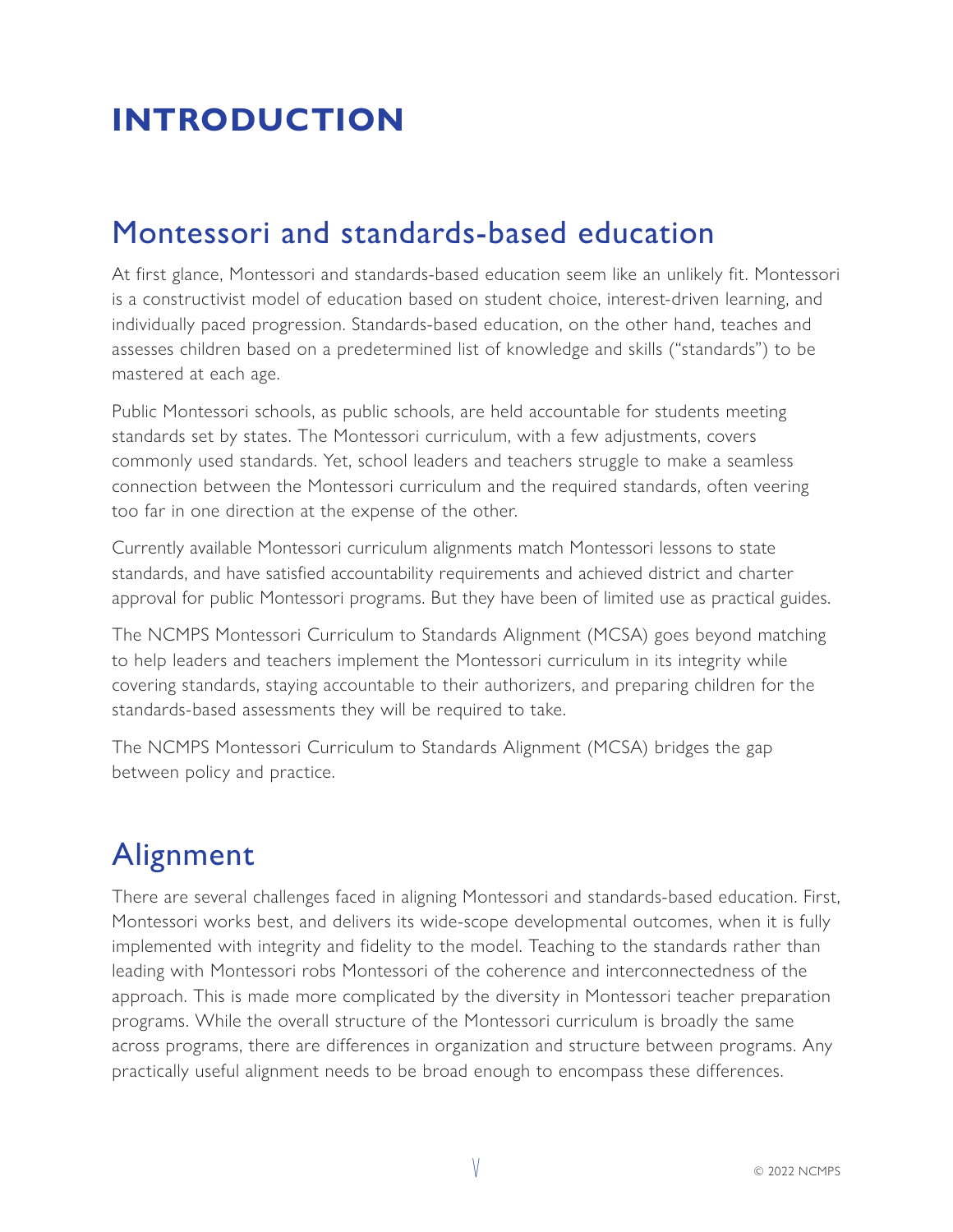# INTRODUCTION

## Montessori and standards-based education

At first glance, Montessori and standards-based education seem like an unlikely fit. Montessori is a constructivist model of education based on student choice, interest-driven learning, and individually paced progression. Standards-based education, on the other hand, teaches and assesses children based on a predetermined list of knowledge and skills ("standards") to be mastered at each age.

Public Montessori schools, as public schools, are held accountable for students meeting standards set by states. The Montessori curriculum, with a few adjustments, covers commonly used standards. Yet, school leaders and teachers struggle to make a seamless connection between the Montessori curriculum and the required standards, often veering too far in one direction at the expense of the other.

Currently available Montessori curriculum alignments match Montessori lessons to state standards, and have satisfied accountability requirements and achieved district and charter approval for public Montessori programs. But they have been of limited use as practical guides.

The NCMPS Montessori Curriculum to Standards Alignment (MCSA) goes beyond matching to help leaders and teachers implement the Montessori curriculum in its integrity while covering standards, staying accountable to their authorizers, and preparing children for the standards-based assessments they will be required to take.

The NCMPS Montessori Curriculum to Standards Alignment (MCSA) bridges the gap between policy and practice.

## Alignment

There are several challenges faced in aligning Montessori and standards-based education. First, Montessori works best, and delivers its wide-scope developmental outcomes, when it is fully implemented with integrity and fidelity to the model. Teaching to the standards rather than leading with Montessori robs Montessori of the coherence and interconnectedness of the approach. This is made more complicated by the diversity in Montessori teacher preparation programs. While the overall structure of the Montessori curriculum is broadly the same across programs, there are differences in organization and structure between programs. Any practically useful alignment needs to be broad enough to encompass these differences.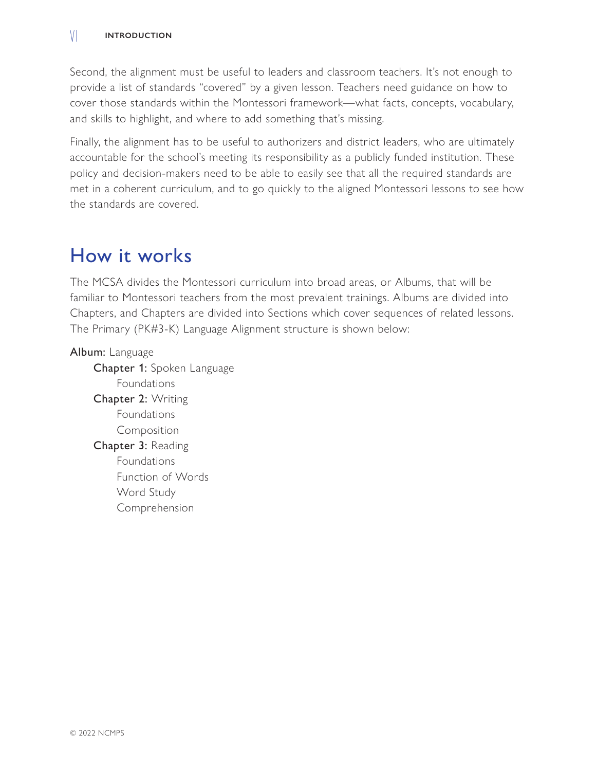Second, the alignment must be useful to leaders and classroom teachers. It's not enough to provide a list of standards "covered" by a given lesson. Teachers need guidance on how to cover those standards within the Montessori framework—what facts, concepts, vocabulary, and skills to highlight, and where to add something that's missing.

Finally, the alignment has to be useful to authorizers and district leaders, who are ultimately accountable for the school's meeting its responsibility as a publicly funded institution. These policy and decision-makers need to be able to easily see that all the required standards are met in a coherent curriculum, and to go quickly to the aligned Montessori lessons to see how the standards are covered.

## How it works

The MCSA divides the Montessori curriculum into broad areas, or Albums, that will be familiar to Montessori teachers from the most prevalent trainings. Albums are divided into Chapters, and Chapters are divided into Sections which cover sequences of related lessons. The Primary (PK#3-K) Language Alignment structure is shown below:

**Album:** Language
- **Chapter 1:** Spoken Language
  - Foundations
- **Chapter 2:** Writing
  - Foundations
  - Composition
- **Chapter 3:** Reading
  - Foundations
  - Function of Words
  - Word Study
  - Comprehension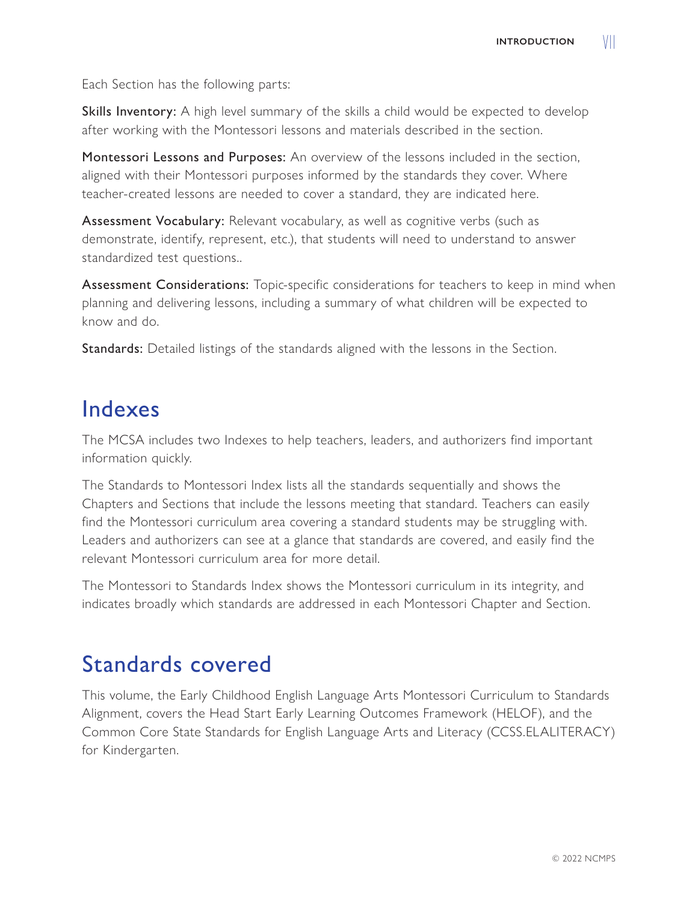Each Section has the following parts:

**Skills Inventory:** A high level summary of the skills a child would be expected to develop after working with the Montessori lessons and materials described in the section.

**Montessori Lessons and Purposes:** An overview of the lessons included in the section, aligned with their Montessori purposes informed by the standards they cover. Where teacher-created lessons are needed to cover a standard, they are indicated here.

**Assessment Vocabulary:** Relevant vocabulary, as well as cognitive verbs (such as demonstrate, identify, represent, etc.), that students will need to understand to answer standardized test questions..

**Assessment Considerations:** Topic-specific considerations for teachers to keep in mind when planning and delivering lessons, including a summary of what children will be expected to know and do.

**Standards:** Detailed listings of the standards aligned with the lessons in the Section.

## Indexes

The MCSA includes two Indexes to help teachers, leaders, and authorizers find important information quickly.

The Standards to Montessori Index lists all the standards sequentially and shows the Chapters and Sections that include the lessons meeting that standard. Teachers can easily find the Montessori curriculum area covering a standard students may be struggling with. Leaders and authorizers can see at a glance that standards are covered, and easily find the relevant Montessori curriculum area for more detail.

The Montessori to Standards Index shows the Montessori curriculum in its integrity, and indicates broadly which standards are addressed in each Montessori Chapter and Section.

## Standards covered

This volume, the Early Childhood English Language Arts Montessori Curriculum to Standards Alignment, covers the Head Start Early Learning Outcomes Framework (HELOF), and the Common Core State Standards for English Language Arts and Literacy (CCSS.ELALITERACY) for Kindergarten.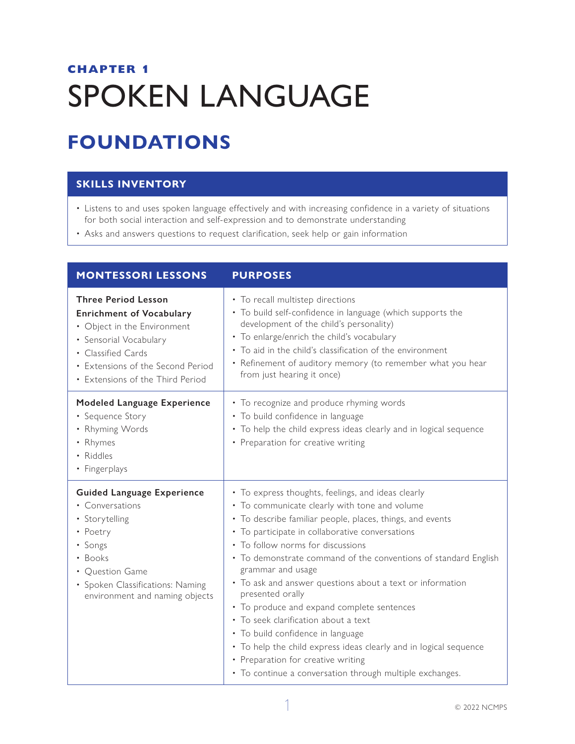**CHAPTER 1**

# SPOKEN LANGUAGE

## FOUNDATIONS

### SKILLS INVENTORY

- Listens to and uses spoken language effectively and with increasing confidence in a variety of situations for both social interaction and self-expression and to demonstrate understanding
- Asks and answers questions to request clarification, seek help or gain information

| MONTESSORI LESSONS | PURPOSES |
|---|---|
| **Three Period Lesson**<br>**Enrichment of Vocabulary**<br>• Object in the Environment<br>• Sensorial Vocabulary<br>• Classified Cards<br>• Extensions of the Second Period<br>• Extensions of the Third Period | • To recall multistep directions<br>• To build self-confidence in language (which supports the development of the child's personality)<br>• To enlarge/enrich the child's vocabulary<br>• To aid in the child's classification of the environment<br>• Refinement of auditory memory (to remember what you hear from just hearing it once) |
| **Modeled Language Experience**<br>• Sequence Story<br>• Rhyming Words<br>• Rhymes<br>• Riddles<br>• Fingerplays | • To recognize and produce rhyming words<br>• To build confidence in language<br>• To help the child express ideas clearly and in logical sequence<br>• Preparation for creative writing |
| **Guided Language Experience**<br>• Conversations<br>• Storytelling<br>• Poetry<br>• Songs<br>• Books<br>• Question Game<br>• Spoken Classifications: Naming environment and naming objects | • To express thoughts, feelings, and ideas clearly<br>• To communicate clearly with tone and volume<br>• To describe familiar people, places, things, and events<br>• To participate in collaborative conversations<br>• To follow norms for discussions<br>• To demonstrate command of the conventions of standard English grammar and usage<br>• To ask and answer questions about a text or information presented orally<br>• To produce and expand complete sentences<br>• To seek clarification about a text<br>• To build confidence in language<br>• To help the child express ideas clearly and in logical sequence<br>• Preparation for creative writing<br>• To continue a conversation through multiple exchanges. |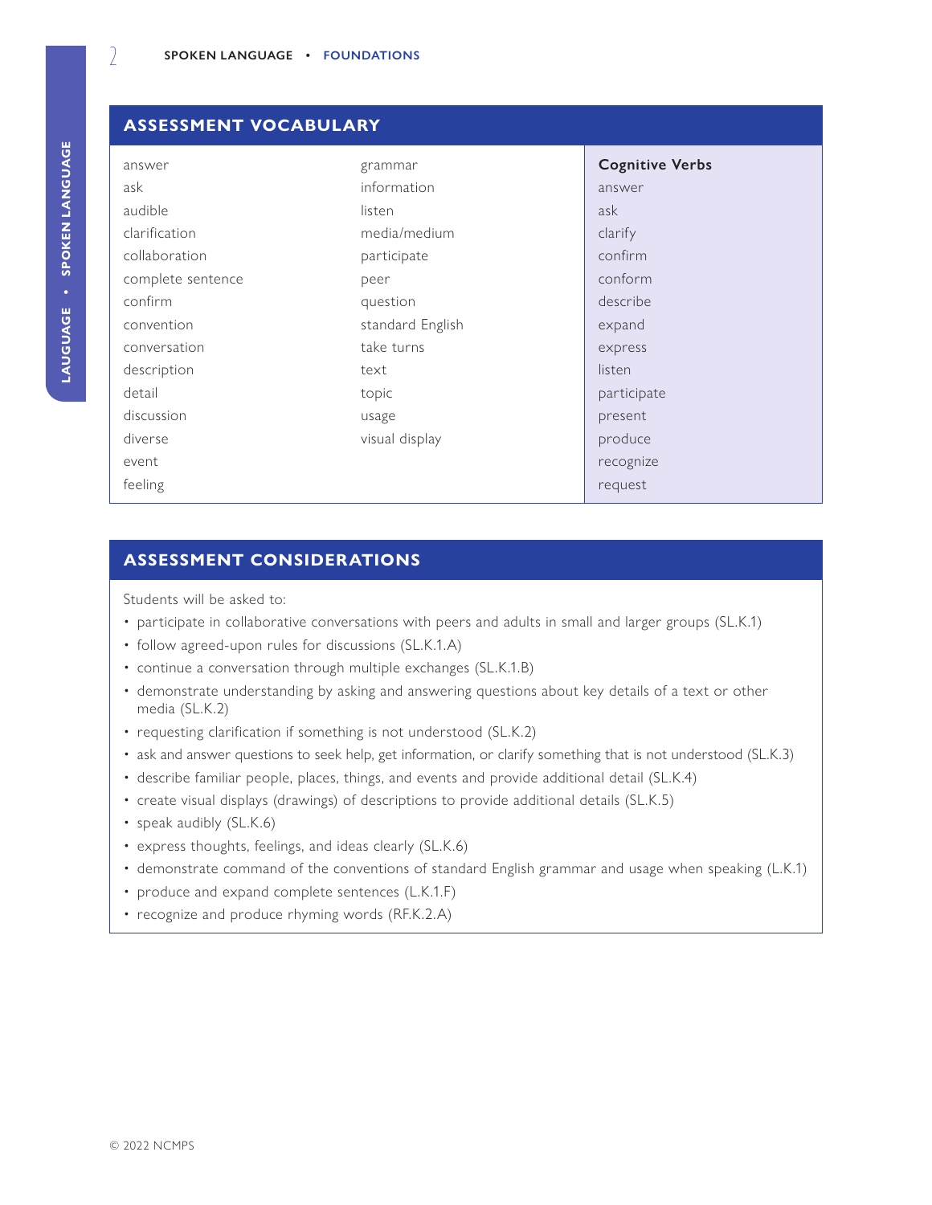## ASSESSMENT VOCABULARY

| | | Cognitive Verbs |
|---|---|---|
| answer | grammar | answer |
| ask | information | ask |
| audible | listen | clarify |
| clarification | media/medium | confirm |
| collaboration | participate | conform |
| complete sentence | peer | describe |
| confirm | question | expand |
| convention | standard English | express |
| conversation | take turns | listen |
| description | text | participate |
| detail | topic | present |
| discussion | usage | produce |
| diverse | visual display | recognize |
| event | | request |
| feeling | | |

## ASSESSMENT CONSIDERATIONS

Students will be asked to:

- participate in collaborative conversations with peers and adults in small and larger groups (SL.K.1)
- follow agreed-upon rules for discussions (SL.K.1.A)
- continue a conversation through multiple exchanges (SL.K.1.B)
- demonstrate understanding by asking and answering questions about key details of a text or other media (SL.K.2)
- requesting clarification if something is not understood (SL.K.2)
- ask and answer questions to seek help, get information, or clarify something that is not understood (SL.K.3)
- describe familiar people, places, things, and events and provide additional detail (SL.K.4)
- create visual displays (drawings) of descriptions to provide additional details (SL.K.5)
- speak audibly (SL.K.6)
- express thoughts, feelings, and ideas clearly (SL.K.6)
- demonstrate command of the conventions of standard English grammar and usage when speaking (L.K.1)
- produce and expand complete sentences (L.K.1.F)
- recognize and produce rhyming words (RF.K.2.A)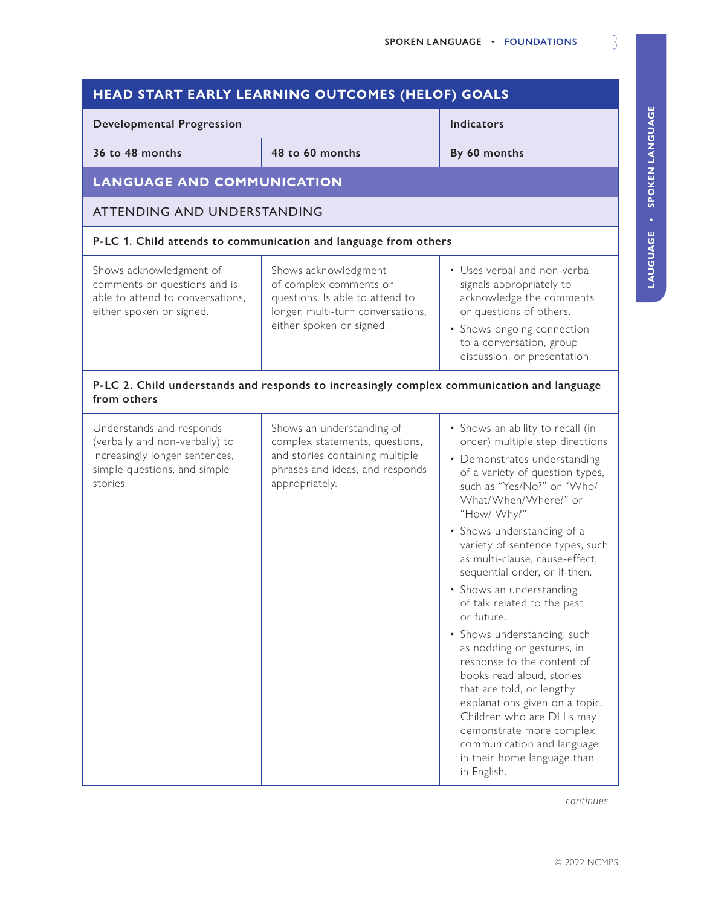| HEAD START EARLY LEARNING OUTCOMES (HELOF) GOALS | | |
|---|---|---|
| **Developmental Progression** | | **Indicators** |
| **36 to 48 months** | **48 to 60 months** | **By 60 months** |
| **LANGUAGE AND COMMUNICATION** | | |
| ATTENDING AND UNDERSTANDING | | |
| **P-LC 1. Child attends to communication and language from others** | | |
| Shows acknowledgment of comments or questions and is able to attend to conversations, either spoken or signed. | Shows acknowledgment of complex comments or questions. Is able to attend to longer, multi-turn conversations, either spoken or signed. | • Uses verbal and non-verbal signals appropriately to acknowledge the comments or questions of others.<br>• Shows ongoing connection to a conversation, group discussion, or presentation. |
| **P-LC 2. Child understands and responds to increasingly complex communication and language from others** | | |
| Understands and responds (verbally and non-verbally) to increasingly longer sentences, simple questions, and simple stories. | Shows an understanding of complex statements, questions, and stories containing multiple phrases and ideas, and responds appropriately. | • Shows an ability to recall (in order) multiple step directions<br>• Demonstrates understanding of a variety of question types, such as "Yes/No?" or "Who/What/When/Where?" or "How/ Why?"<br>• Shows understanding of a variety of sentence types, such as multi-clause, cause-effect, sequential order, or if-then.<br>• Shows an understanding of talk related to the past or future.<br>• Shows understanding, such as nodding or gestures, in response to the content of books read aloud, stories that are told, or lengthy explanations given on a topic. Children who are DLLs may demonstrate more complex communication and language in their home language than in English. |

*continues*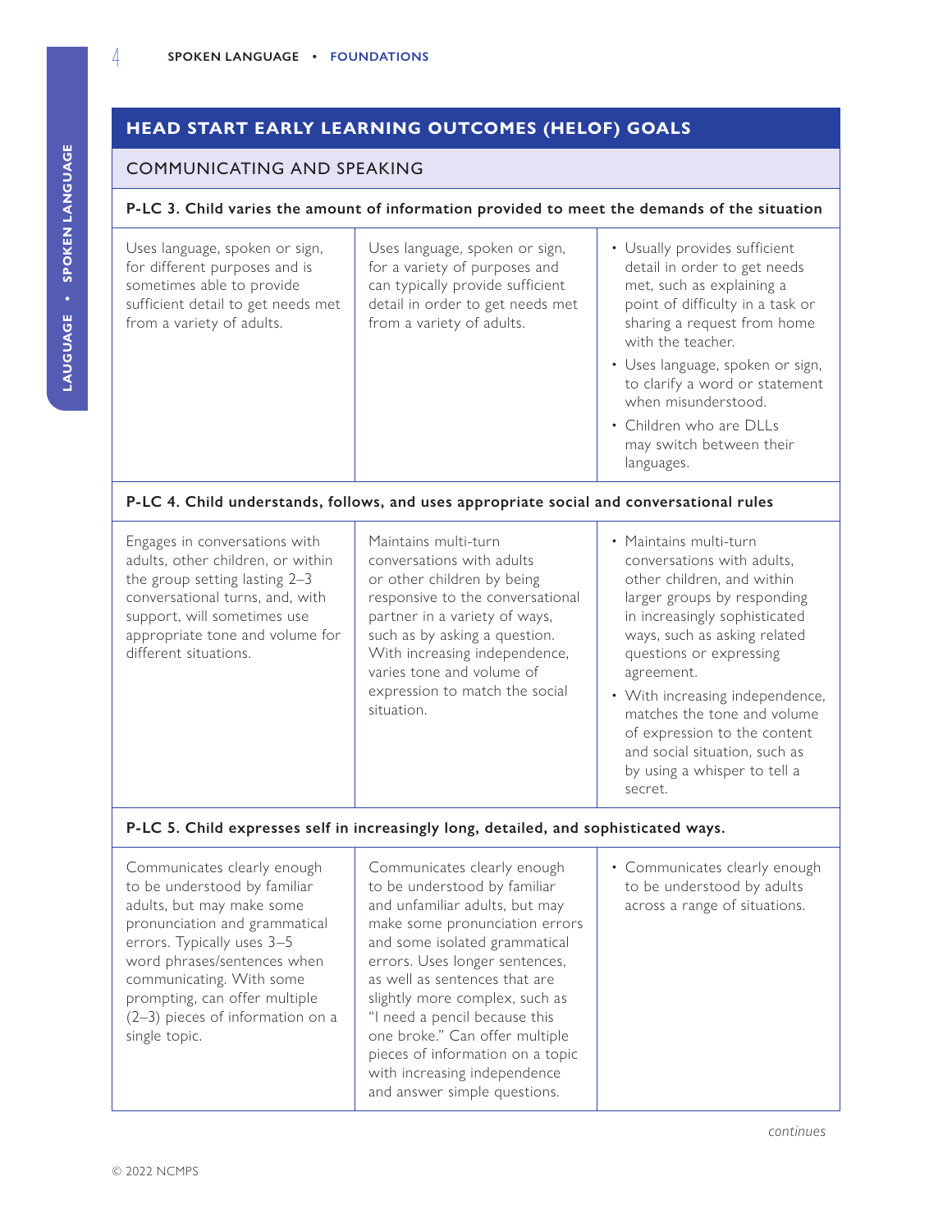## HEAD START EARLY LEARNING OUTCOMES (HELOF) GOALS

### COMMUNICATING AND SPEAKING

**P-LC 3. Child varies the amount of information provided to meet the demands of the situation**

| | | |
|---|---|---|
| Uses language, spoken or sign, for different purposes and is sometimes able to provide sufficient detail to get needs met from a variety of adults. | Uses language, spoken or sign, for a variety of purposes and can typically provide sufficient detail in order to get needs met from a variety of adults. | • Usually provides sufficient detail in order to get needs met, such as explaining a point of difficulty in a task or sharing a request from home with the teacher. • Uses language, spoken or sign, to clarify a word or statement when misunderstood. • Children who are DLLs may switch between their languages. |

**P-LC 4. Child understands, follows, and uses appropriate social and conversational rules**

| | | |
|---|---|---|
| Engages in conversations with adults, other children, or within the group setting lasting 2–3 conversational turns, and, with support, will sometimes use appropriate tone and volume for different situations. | Maintains multi-turn conversations with adults or other children by being responsive to the conversational partner in a variety of ways, such as by asking a question. With increasing independence, varies tone and volume of expression to match the social situation. | • Maintains multi-turn conversations with adults, other children, and within larger groups by responding in increasingly sophisticated ways, such as asking related questions or expressing agreement. • With increasing independence, matches the tone and volume of expression to the content and social situation, such as by using a whisper to tell a secret. |

**P-LC 5. Child expresses self in increasingly long, detailed, and sophisticated ways.**

| | | |
|---|---|---|
| Communicates clearly enough to be understood by familiar adults, but may make some pronunciation and grammatical errors. Typically uses 3–5 word phrases/sentences when communicating. With some prompting, can offer multiple (2–3) pieces of information on a single topic. | Communicates clearly enough to be understood by familiar and unfamiliar adults, but may make some pronunciation errors and some isolated grammatical errors. Uses longer sentences, as well as sentences that are slightly more complex, such as "I need a pencil because this one broke." Can offer multiple pieces of information on a topic with increasing independence and answer simple questions. | • Communicates clearly enough to be understood by adults across a range of situations. |

*continues*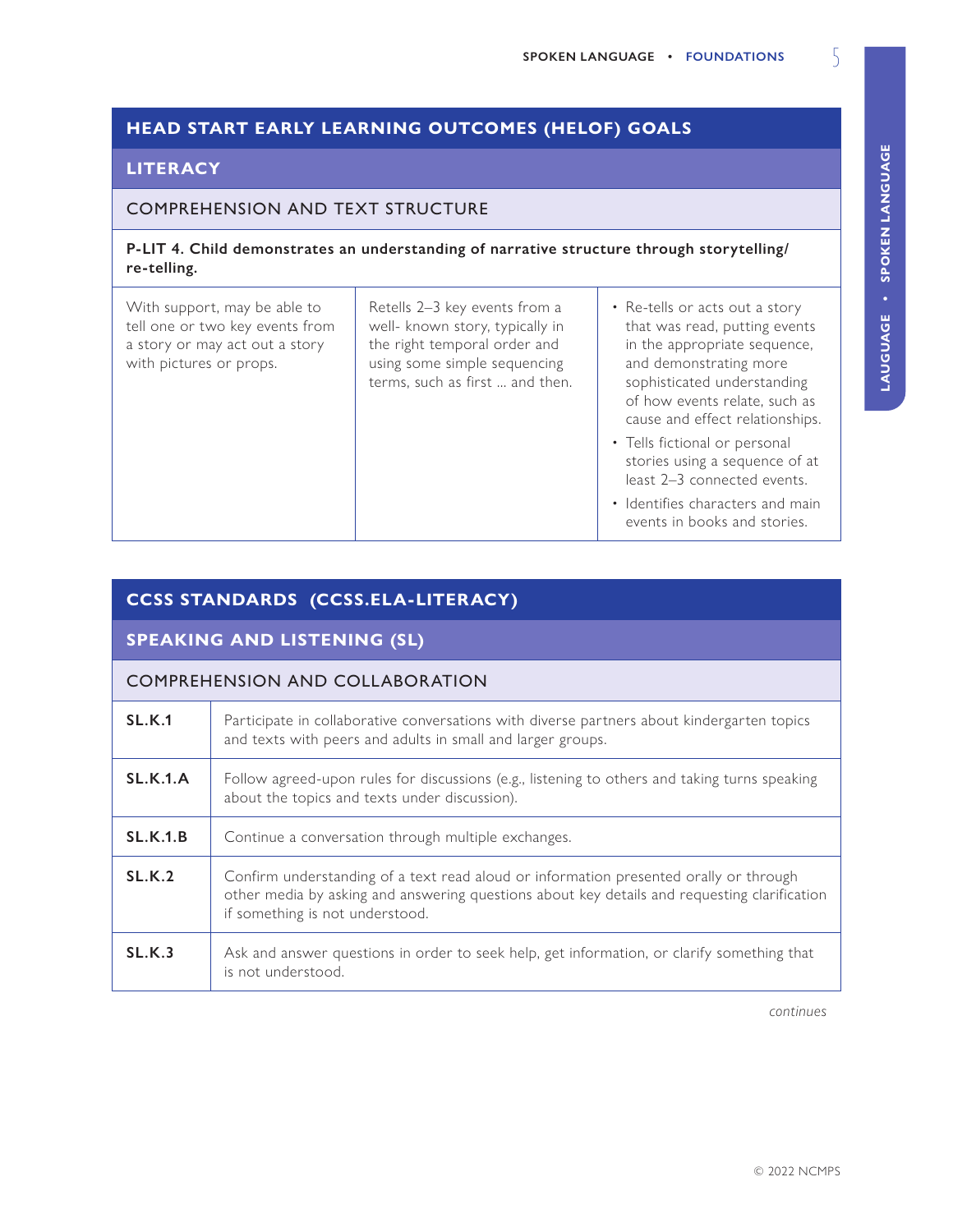## HEAD START EARLY LEARNING OUTCOMES (HELOF) GOALS

### LITERACY

#### COMPREHENSION AND TEXT STRUCTURE

**P-LIT 4. Child demonstrates an understanding of narrative structure through storytelling/ re-telling.**

| | | |
|---|---|---|
| With support, may be able to tell one or two key events from a story or may act out a story with pictures or props. | Retells 2–3 key events from a well- known story, typically in the right temporal order and using some simple sequencing terms, such as first ... and then. | • Re-tells or acts out a story that was read, putting events in the appropriate sequence, and demonstrating more sophisticated understanding of how events relate, such as cause and effect relationships.<br>• Tells fictional or personal stories using a sequence of at least 2–3 connected events.<br>• Identifies characters and main events in books and stories. |

## CCSS STANDARDS (CCSS.ELA-LITERACY)

### SPEAKING AND LISTENING (SL)

#### COMPREHENSION AND COLLABORATION

| | |
|---|---|
| **SL.K.1** | Participate in collaborative conversations with diverse partners about kindergarten topics and texts with peers and adults in small and larger groups. |
| **SL.K.1.A** | Follow agreed-upon rules for discussions (e.g., listening to others and taking turns speaking about the topics and texts under discussion). |
| **SL.K.1.B** | Continue a conversation through multiple exchanges. |
| **SL.K.2** | Confirm understanding of a text read aloud or information presented orally or through other media by asking and answering questions about key details and requesting clarification if something is not understood. |
| **SL.K.3** | Ask and answer questions in order to seek help, get information, or clarify something that is not understood. |

*continues*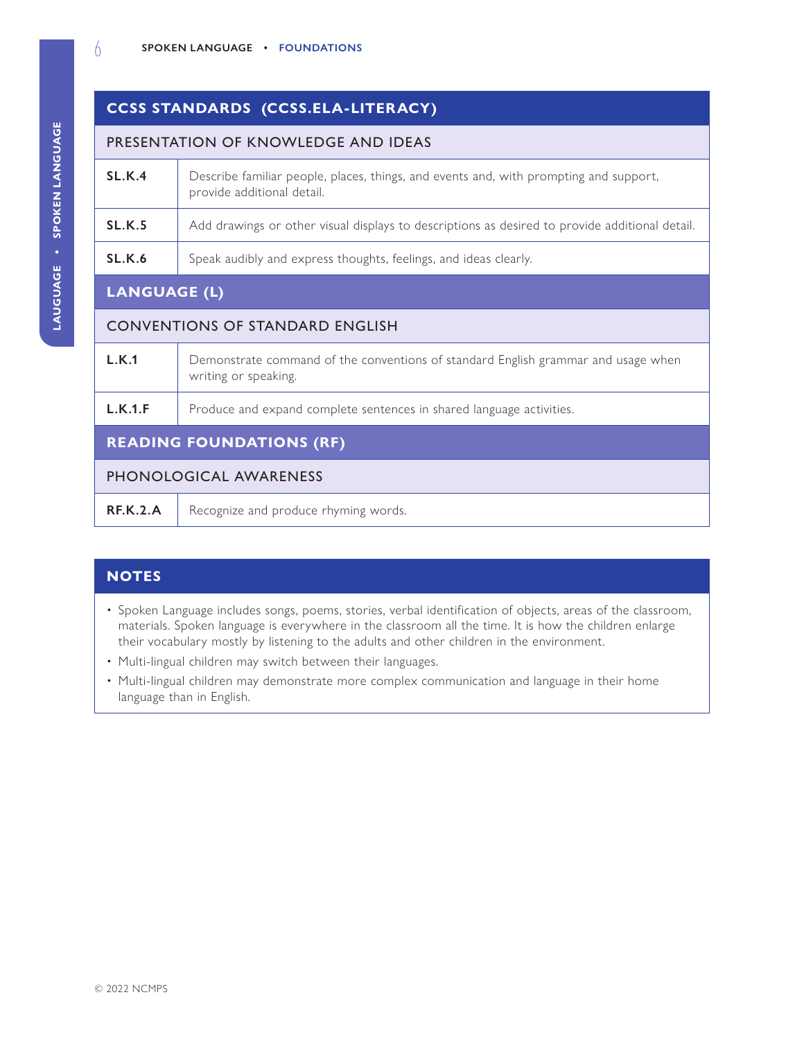## CCSS STANDARDS (CCSS.ELA-LITERACY)

| PRESENTATION OF KNOWLEDGE AND IDEAS | |
|---|---|
| **SL.K.4** | Describe familiar people, places, things, and events and, with prompting and support, provide additional detail. |
| **SL.K.5** | Add drawings or other visual displays to descriptions as desired to provide additional detail. |
| **SL.K.6** | Speak audibly and express thoughts, feelings, and ideas clearly. |
| **LANGUAGE (L)** | |
| CONVENTIONS OF STANDARD ENGLISH | |
| **L.K.1** | Demonstrate command of the conventions of standard English grammar and usage when writing or speaking. |
| **L.K.1.F** | Produce and expand complete sentences in shared language activities. |
| **READING FOUNDATIONS (RF)** | |
| PHONOLOGICAL AWARENESS | |
| **RF.K.2.A** | Recognize and produce rhyming words. |

## NOTES

- Spoken Language includes songs, poems, stories, verbal identification of objects, areas of the classroom, materials. Spoken language is everywhere in the classroom all the time. It is how the children enlarge their vocabulary mostly by listening to the adults and other children in the environment.
- Multi-lingual children may switch between their languages.
- Multi-lingual children may demonstrate more complex communication and language in their home language than in English.

© 2022 NCMPS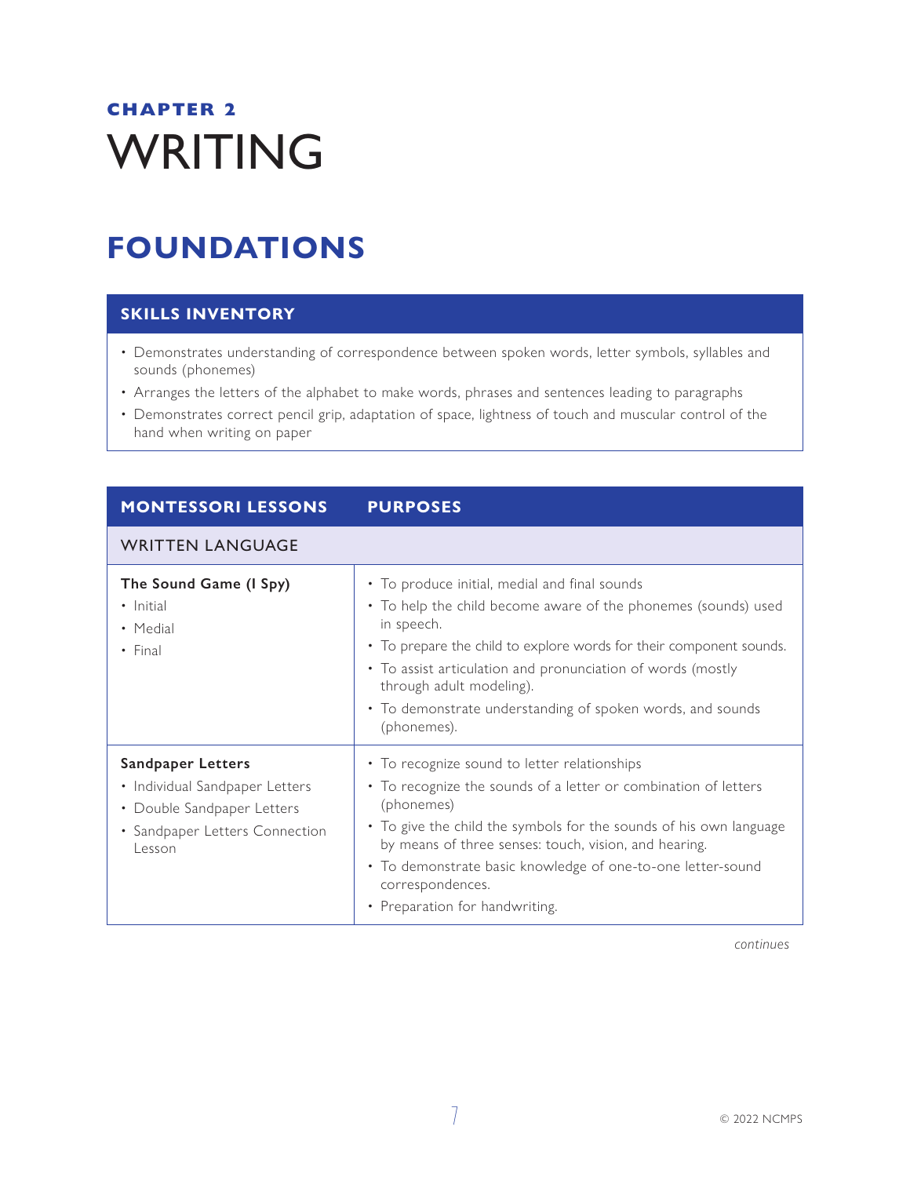## CHAPTER 2

# WRITING

## FOUNDATIONS

### SKILLS INVENTORY

- Demonstrates understanding of correspondence between spoken words, letter symbols, syllables and sounds (phonemes)
- Arranges the letters of the alphabet to make words, phrases and sentences leading to paragraphs
- Demonstrates correct pencil grip, adaptation of space, lightness of touch and muscular control of the hand when writing on paper

| MONTESSORI LESSONS | PURPOSES |
|---|---|
| WRITTEN LANGUAGE | |
| **The Sound Game (I Spy)**<br>• Initial<br>• Medial<br>• Final | • To produce initial, medial and final sounds<br>• To help the child become aware of the phonemes (sounds) used in speech.<br>• To prepare the child to explore words for their component sounds.<br>• To assist articulation and pronunciation of words (mostly through adult modeling).<br>• To demonstrate understanding of spoken words, and sounds (phonemes). |
| **Sandpaper Letters**<br>• Individual Sandpaper Letters<br>• Double Sandpaper Letters<br>• Sandpaper Letters Connection Lesson | • To recognize sound to letter relationships<br>• To recognize the sounds of a letter or combination of letters (phonemes)<br>• To give the child the symbols for the sounds of his own language by means of three senses: touch, vision, and hearing.<br>• To demonstrate basic knowledge of one-to-one letter-sound correspondences.<br>• Preparation for handwriting. |

*continues*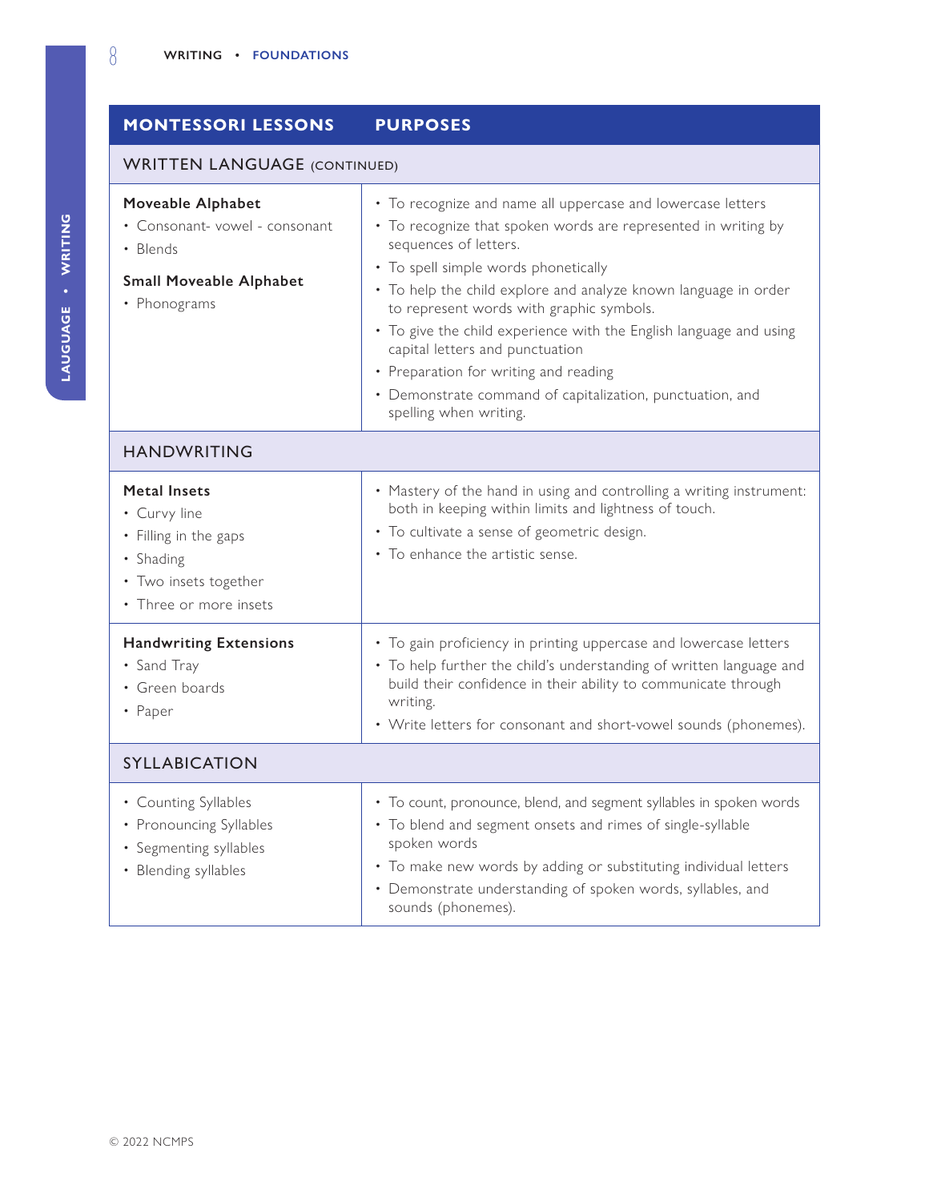| MONTESSORI LESSONS | PURPOSES |
|---|---|
| **WRITTEN LANGUAGE** (CONTINUED) | |
| **Moveable Alphabet**<br>• Consonant- vowel - consonant<br>• Blends<br>**Small Moveable Alphabet**<br>• Phonograms | • To recognize and name all uppercase and lowercase letters<br>• To recognize that spoken words are represented in writing by sequences of letters.<br>• To spell simple words phonetically<br>• To help the child explore and analyze known language in order to represent words with graphic symbols.<br>• To give the child experience with the English language and using capital letters and punctuation<br>• Preparation for writing and reading<br>• Demonstrate command of capitalization, punctuation, and spelling when writing. |
| **HANDWRITING** | |
| **Metal Insets**<br>• Curvy line<br>• Filling in the gaps<br>• Shading<br>• Two insets together<br>• Three or more insets | • Mastery of the hand in using and controlling a writing instrument: both in keeping within limits and lightness of touch.<br>• To cultivate a sense of geometric design.<br>• To enhance the artistic sense. |
| **Handwriting Extensions**<br>• Sand Tray<br>• Green boards<br>• Paper | • To gain proficiency in printing uppercase and lowercase letters<br>• To help further the child's understanding of written language and build their confidence in their ability to communicate through writing.<br>• Write letters for consonant and short-vowel sounds (phonemes). |
| **SYLLABICATION** | |
| • Counting Syllables<br>• Pronouncing Syllables<br>• Segmenting syllables<br>• Blending syllables | • To count, pronounce, blend, and segment syllables in spoken words<br>• To blend and segment onsets and rimes of single-syllable spoken words<br>• To make new words by adding or substituting individual letters<br>• Demonstrate understanding of spoken words, syllables, and sounds (phonemes). |

© 2022 NCMPS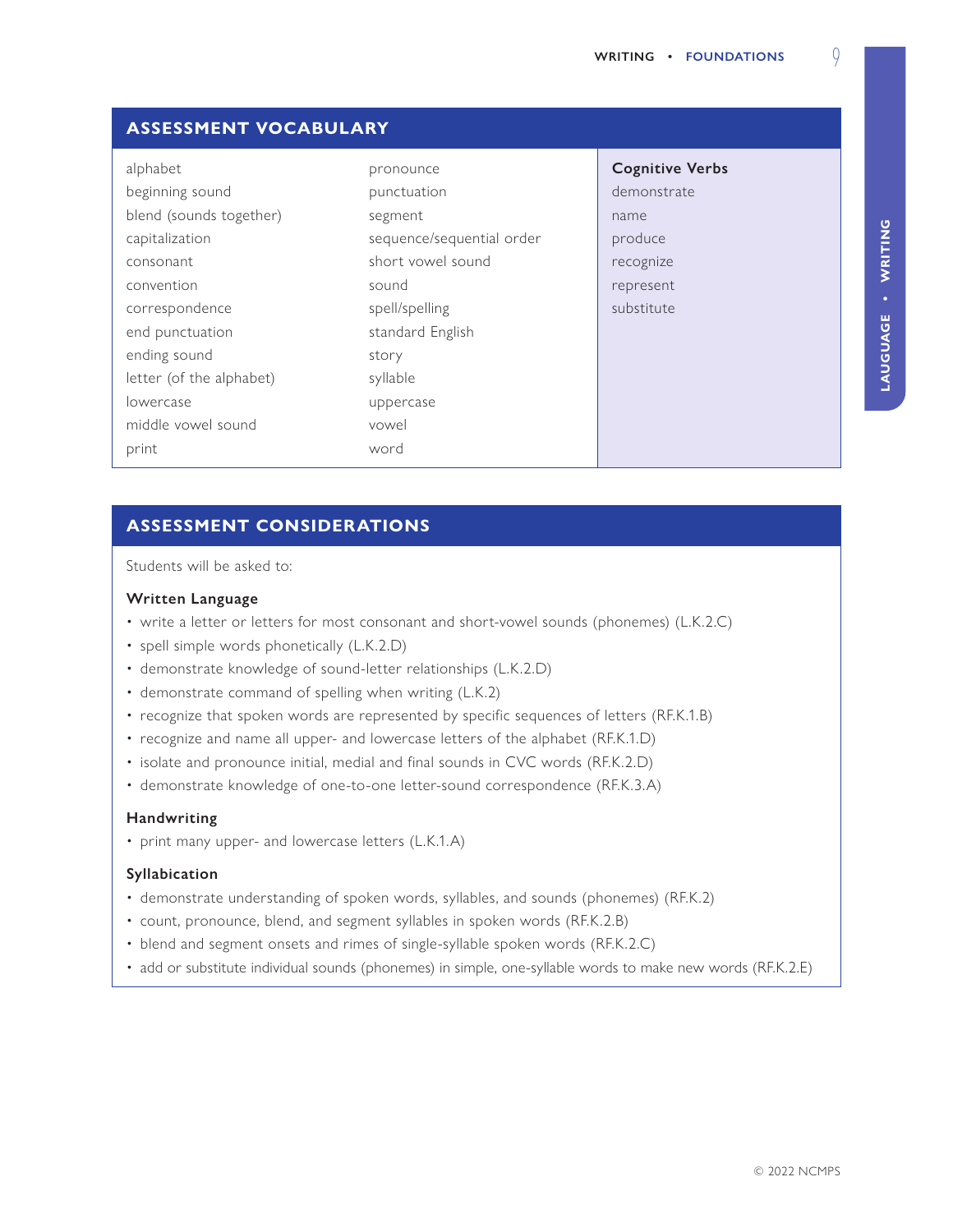## ASSESSMENT VOCABULARY

| | | Cognitive Verbs |
|---|---|---|
| alphabet | pronounce | demonstrate |
| beginning sound | punctuation | name |
| blend (sounds together) | segment | produce |
| capitalization | sequence/sequential order | recognize |
| consonant | short vowel sound | represent |
| convention | sound | substitute |
| correspondence | spell/spelling | |
| end punctuation | standard English | |
| ending sound | story | |
| letter (of the alphabet) | syllable | |
| lowercase | uppercase | |
| middle vowel sound | vowel | |
| print | word | |

## ASSESSMENT CONSIDERATIONS

Students will be asked to:

### Written Language

- write a letter or letters for most consonant and short-vowel sounds (phonemes) (L.K.2.C)
- spell simple words phonetically (L.K.2.D)
- demonstrate knowledge of sound-letter relationships (L.K.2.D)
- demonstrate command of spelling when writing (L.K.2)
- recognize that spoken words are represented by specific sequences of letters (RF.K.1.B)
- recognize and name all upper- and lowercase letters of the alphabet (RF.K.1.D)
- isolate and pronounce initial, medial and final sounds in CVC words (RF.K.2.D)
- demonstrate knowledge of one-to-one letter-sound correspondence (RF.K.3.A)

### Handwriting

- print many upper- and lowercase letters (L.K.1.A)

### Syllabication

- demonstrate understanding of spoken words, syllables, and sounds (phonemes) (RF.K.2)
- count, pronounce, blend, and segment syllables in spoken words (RF.K.2.B)
- blend and segment onsets and rimes of single-syllable spoken words (RF.K.2.C)
- add or substitute individual sounds (phonemes) in simple, one-syllable words to make new words (RF.K.2.E)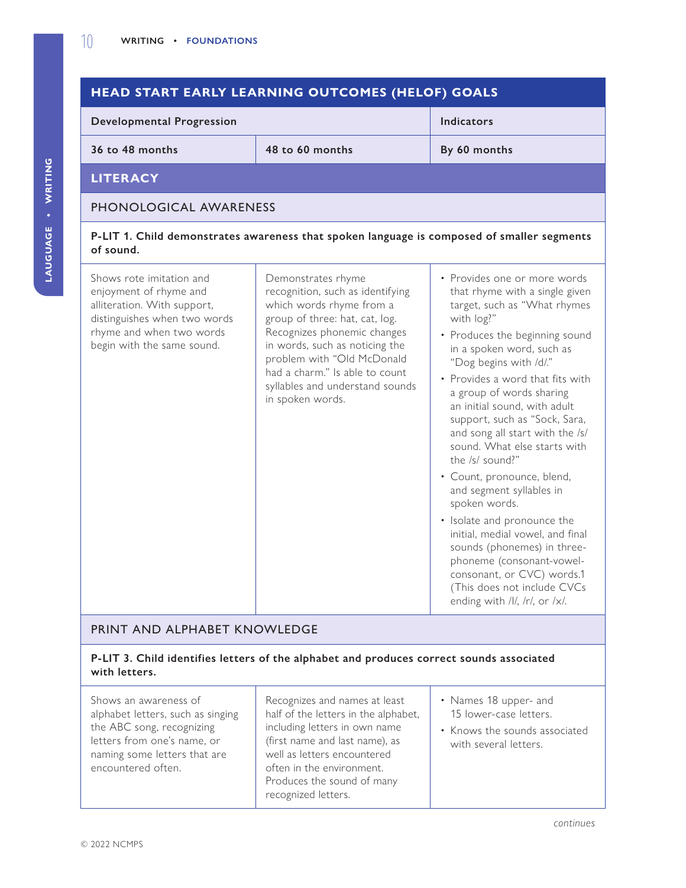## HEAD START EARLY LEARNING OUTCOMES (HELOF) GOALS

| Developmental Progression | | Indicators |
|---|---|---|
| **36 to 48 months** | **48 to 60 months** | **By 60 months** |
| **LITERACY** | | |
| PHONOLOGICAL AWARENESS | | |
| **P-LIT 1. Child demonstrates awareness that spoken language is composed of smaller segments of sound.** | | |
| Shows rote imitation and enjoyment of rhyme and alliteration. With support, distinguishes when two words rhyme and when two words begin with the same sound. | Demonstrates rhyme recognition, such as identifying which words rhyme from a group of three: hat, cat, log. Recognizes phonemic changes in words, such as noticing the problem with "Old McDonald had a charm." Is able to count syllables and understand sounds in spoken words. | • Provides one or more words that rhyme with a single given target, such as "What rhymes with log?"<br>• Produces the beginning sound in a spoken word, such as "Dog begins with /d/."<br>• Provides a word that fits with a group of words sharing an initial sound, with adult support, such as "Sock, Sara, and song all start with the /s/ sound. What else starts with the /s/ sound?"<br>• Count, pronounce, blend, and segment syllables in spoken words.<br>• Isolate and pronounce the initial, medial vowel, and final sounds (phonemes) in three-phoneme (consonant-vowel-consonant, or CVC) words.1 (This does not include CVCs ending with /l/, /r/, or /x/. |
| PRINT AND ALPHABET KNOWLEDGE | | |
| **P-LIT 3. Child identifies letters of the alphabet and produces correct sounds associated with letters.** | | |
| Shows an awareness of alphabet letters, such as singing the ABC song, recognizing letters from one's name, or naming some letters that are encountered often. | Recognizes and names at least half of the letters in the alphabet, including letters in own name (first name and last name), as well as letters encountered often in the environment. Produces the sound of many recognized letters. | • Names 18 upper- and 15 lower-case letters.<br>• Knows the sounds associated with several letters. |

*continues*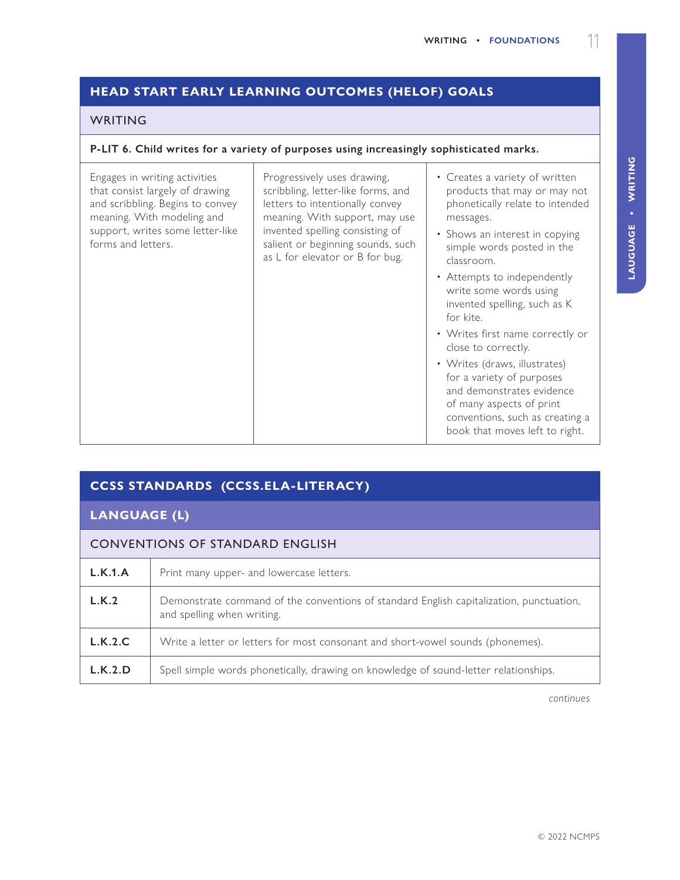## HEAD START EARLY LEARNING OUTCOMES (HELOF) GOALS

### WRITING

**P-LIT 6. Child writes for a variety of purposes using increasingly sophisticated marks.**

| | | |
|---|---|---|
| Engages in writing activities that consist largely of drawing and scribbling. Begins to convey meaning. With modeling and support, writes some letter-like forms and letters. | Progressively uses drawing, scribbling, letter-like forms, and letters to intentionally convey meaning. With support, may use invented spelling consisting of salient or beginning sounds, such as L for elevator or B for bug. | • Creates a variety of written products that may or may not phonetically relate to intended messages. <br> • Shows an interest in copying simple words posted in the classroom. <br> • Attempts to independently write some words using invented spelling, such as K for kite. <br> • Writes first name correctly or close to correctly. <br> • Writes (draws, illustrates) for a variety of purposes and demonstrates evidence of many aspects of print conventions, such as creating a book that moves left to right. |

## CCSS STANDARDS (CCSS.ELA-LITERACY)

### LANGUAGE (L)

#### CONVENTIONS OF STANDARD ENGLISH

| | |
|---|---|
| **L.K.1.A** | Print many upper- and lowercase letters. |
| **L.K.2** | Demonstrate command of the conventions of standard English capitalization, punctuation, and spelling when writing. |
| **L.K.2.C** | Write a letter or letters for most consonant and short-vowel sounds (phonemes). |
| **L.K.2.D** | Spell simple words phonetically, drawing on knowledge of sound-letter relationships. |

*continues*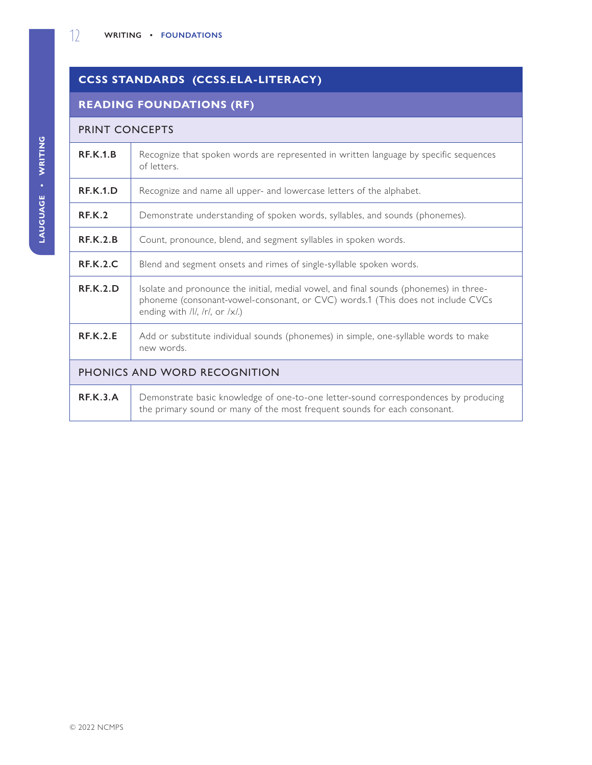| CCSS STANDARDS (CCSS.ELA-LITERACY) | |
|---|---|
| **READING FOUNDATIONS (RF)** | |
| PRINT CONCEPTS | |
| **RF.K.1.B** | Recognize that spoken words are represented in written language by specific sequences of letters. |
| **RF.K.1.D** | Recognize and name all upper- and lowercase letters of the alphabet. |
| **RF.K.2** | Demonstrate understanding of spoken words, syllables, and sounds (phonemes). |
| **RF.K.2.B** | Count, pronounce, blend, and segment syllables in spoken words. |
| **RF.K.2.C** | Blend and segment onsets and rimes of single-syllable spoken words. |
| **RF.K.2.D** | Isolate and pronounce the initial, medial vowel, and final sounds (phonemes) in three-phoneme (consonant-vowel-consonant, or CVC) words.1 (This does not include CVCs ending with /l/, /r/, or /x/.) |
| **RF.K.2.E** | Add or substitute individual sounds (phonemes) in simple, one-syllable words to make new words. |
| PHONICS AND WORD RECOGNITION | |
| **RF.K.3.A** | Demonstrate basic knowledge of one-to-one letter-sound correspondences by producing the primary sound or many of the most frequent sounds for each consonant. |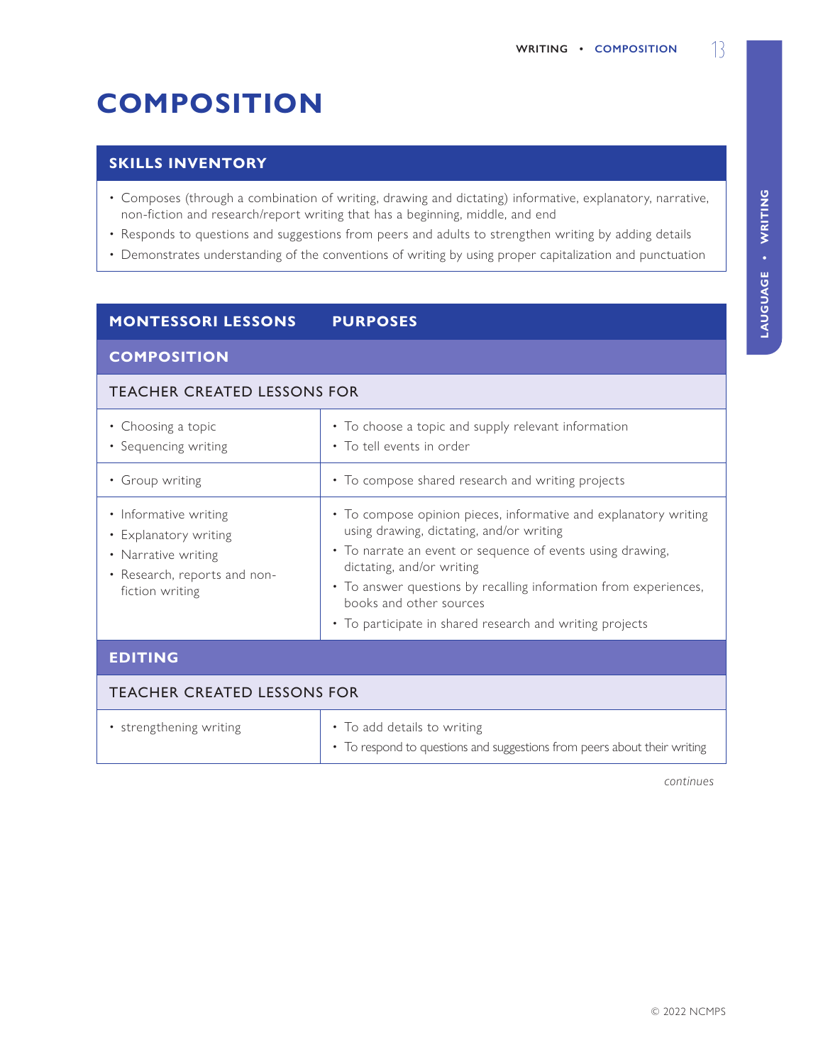# COMPOSITION

## SKILLS INVENTORY

- Composes (through a combination of writing, drawing and dictating) informative, explanatory, narrative, non-fiction and research/report writing that has a beginning, middle, and end
- Responds to questions and suggestions from peers and adults to strengthen writing by adding details
- Demonstrates understanding of the conventions of writing by using proper capitalization and punctuation

| MONTESSORI LESSONS | PURPOSES |
| --- | --- |
| **COMPOSITION** | |
| TEACHER CREATED LESSONS FOR | |
| • Choosing a topic<br>• Sequencing writing | • To choose a topic and supply relevant information<br>• To tell events in order |
| • Group writing | • To compose shared research and writing projects |
| • Informative writing<br>• Explanatory writing<br>• Narrative writing<br>• Research, reports and non-fiction writing | • To compose opinion pieces, informative and explanatory writing using drawing, dictating, and/or writing<br>• To narrate an event or sequence of events using drawing, dictating, and/or writing<br>• To answer questions by recalling information from experiences, books and other sources<br>• To participate in shared research and writing projects |
| **EDITING** | |
| TEACHER CREATED LESSONS FOR | |
| • strengthening writing | • To add details to writing<br>• To respond to questions and suggestions from peers about their writing |

*continues*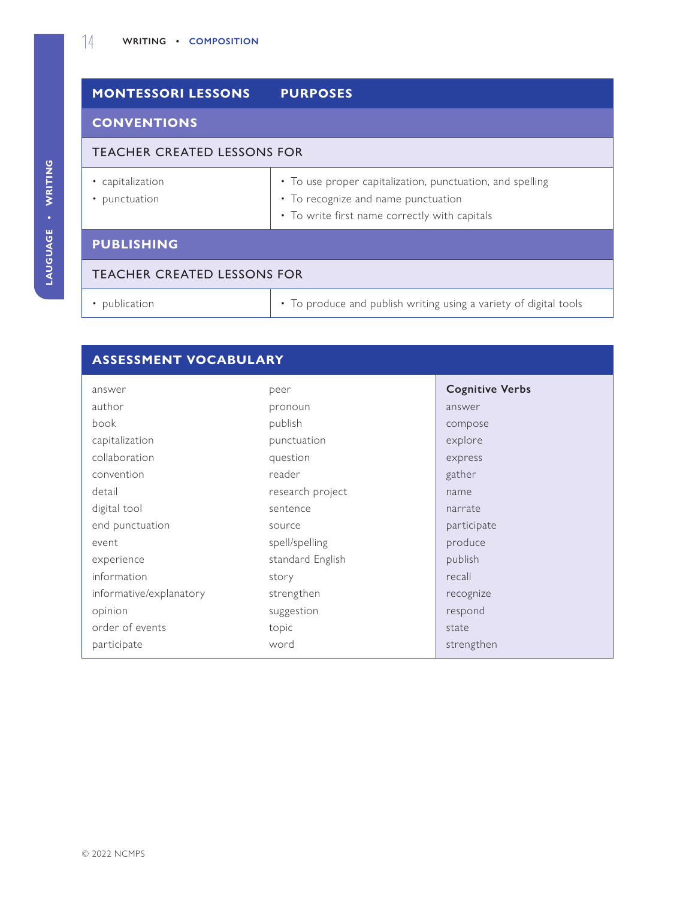| MONTESSORI LESSONS | PURPOSES |
| --- | --- |
| **CONVENTIONS** | |
| TEACHER CREATED LESSONS FOR | |
| • capitalization<br>• punctuation | • To use proper capitalization, punctuation, and spelling<br>• To recognize and name punctuation<br>• To write first name correctly with capitals |
| **PUBLISHING** | |
| TEACHER CREATED LESSONS FOR | |
| • publication | • To produce and publish writing using a variety of digital tools |

| ASSESSMENT VOCABULARY | | |
| --- | --- | --- |
| | | **Cognitive Verbs** |
| answer | peer | answer |
| author | pronoun | compose |
| book | publish | explore |
| capitalization | punctuation | express |
| collaboration | question | gather |
| convention | reader | name |
| detail | research project | narrate |
| digital tool | sentence | participate |
| end punctuation | source | produce |
| event | spell/spelling | publish |
| experience | standard English | recall |
| information | story | recognize |
| informative/explanatory | strengthen | respond |
| opinion | suggestion | state |
| order of events | topic | strengthen |
| participate | word | |

© 2022 NCMPS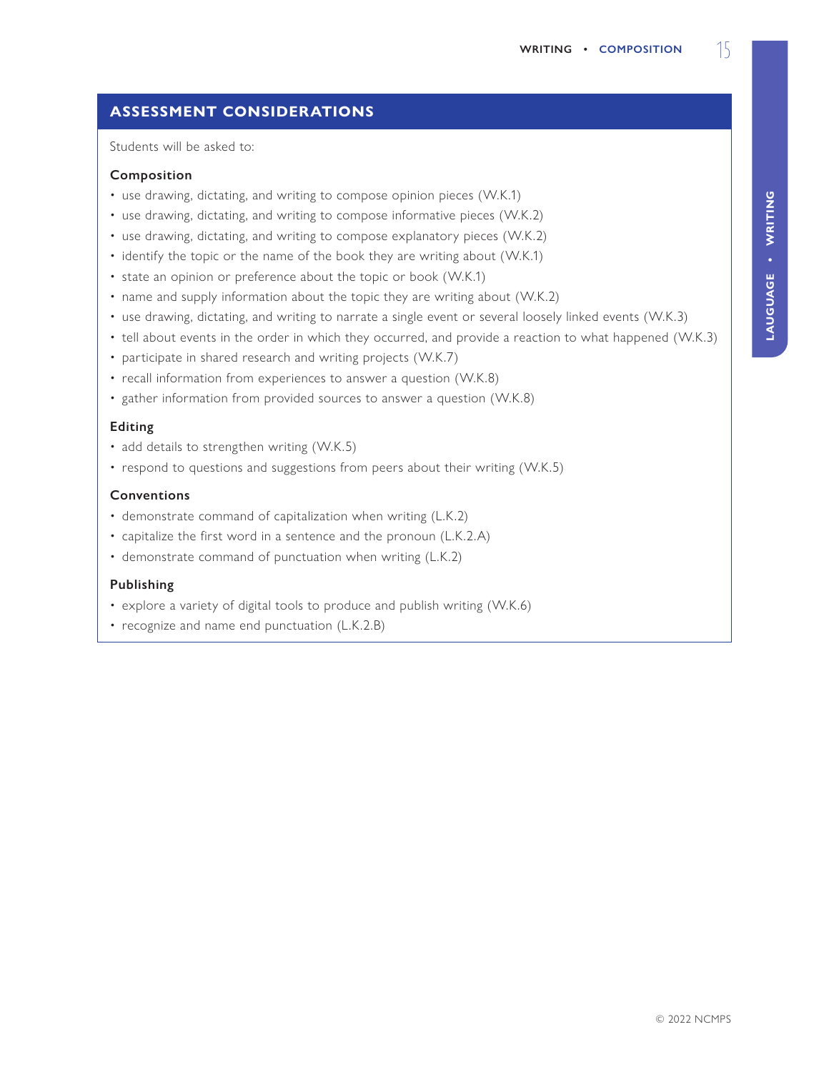## ASSESSMENT CONSIDERATIONS

Students will be asked to:

### Composition

- use drawing, dictating, and writing to compose opinion pieces (W.K.1)
- use drawing, dictating, and writing to compose informative pieces (W.K.2)
- use drawing, dictating, and writing to compose explanatory pieces (W.K.2)
- identify the topic or the name of the book they are writing about (W.K.1)
- state an opinion or preference about the topic or book (W.K.1)
- name and supply information about the topic they are writing about (W.K.2)
- use drawing, dictating, and writing to narrate a single event or several loosely linked events (W.K.3)
- tell about events in the order in which they occurred, and provide a reaction to what happened (W.K.3)
- participate in shared research and writing projects (W.K.7)
- recall information from experiences to answer a question (W.K.8)
- gather information from provided sources to answer a question (W.K.8)

### Editing

- add details to strengthen writing (W.K.5)
- respond to questions and suggestions from peers about their writing (W.K.5)

### Conventions

- demonstrate command of capitalization when writing (L.K.2)
- capitalize the first word in a sentence and the pronoun (L.K.2.A)
- demonstrate command of punctuation when writing (L.K.2)

### Publishing

- explore a variety of digital tools to produce and publish writing (W.K.6)
- recognize and name end punctuation (L.K.2.B)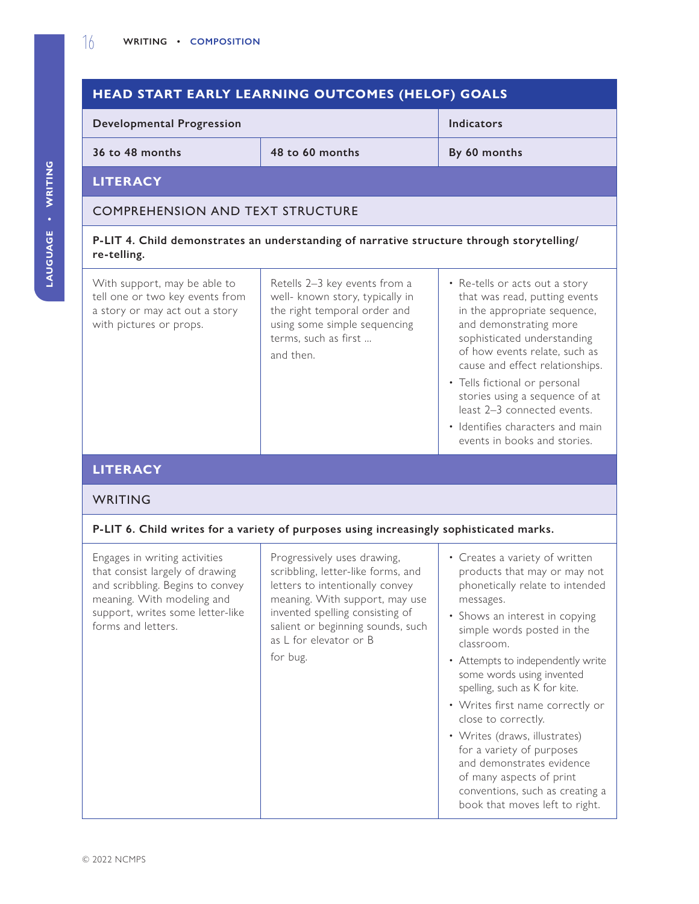| HEAD START EARLY LEARNING OUTCOMES (HELOF) GOALS | | |
|---|---|---|
| **Developmental Progression** | | **Indicators** |
| **36 to 48 months** | **48 to 60 months** | **By 60 months** |
| **LITERACY** | | |
| COMPREHENSION AND TEXT STRUCTURE | | |
| **P-LIT 4. Child demonstrates an understanding of narrative structure through storytelling/ re-telling.** | | |
| With support, may be able to tell one or two key events from a story or may act out a story with pictures or props. | Retells 2–3 key events from a well- known story, typically in the right temporal order and using some simple sequencing terms, such as first ... and then. | • Re-tells or acts out a story that was read, putting events in the appropriate sequence, and demonstrating more sophisticated understanding of how events relate, such as cause and effect relationships.<br>• Tells fictional or personal stories using a sequence of at least 2–3 connected events.<br>• Identifies characters and main events in books and stories. |
| **LITERACY** | | |
| WRITING | | |
| **P-LIT 6. Child writes for a variety of purposes using increasingly sophisticated marks.** | | |
| Engages in writing activities that consist largely of drawing and scribbling. Begins to convey meaning. With modeling and support, writes some letter-like forms and letters. | Progressively uses drawing, scribbling, letter-like forms, and letters to intentionally convey meaning. With support, may use invented spelling consisting of salient or beginning sounds, such as L for elevator or B for bug. | • Creates a variety of written products that may or may not phonetically relate to intended messages.<br>• Shows an interest in copying simple words posted in the classroom.<br>• Attempts to independently write some words using invented spelling, such as K for kite.<br>• Writes first name correctly or close to correctly.<br>• Writes (draws, illustrates) for a variety of purposes and demonstrates evidence of many aspects of print conventions, such as creating a book that moves left to right. |

© 2022 NCMPS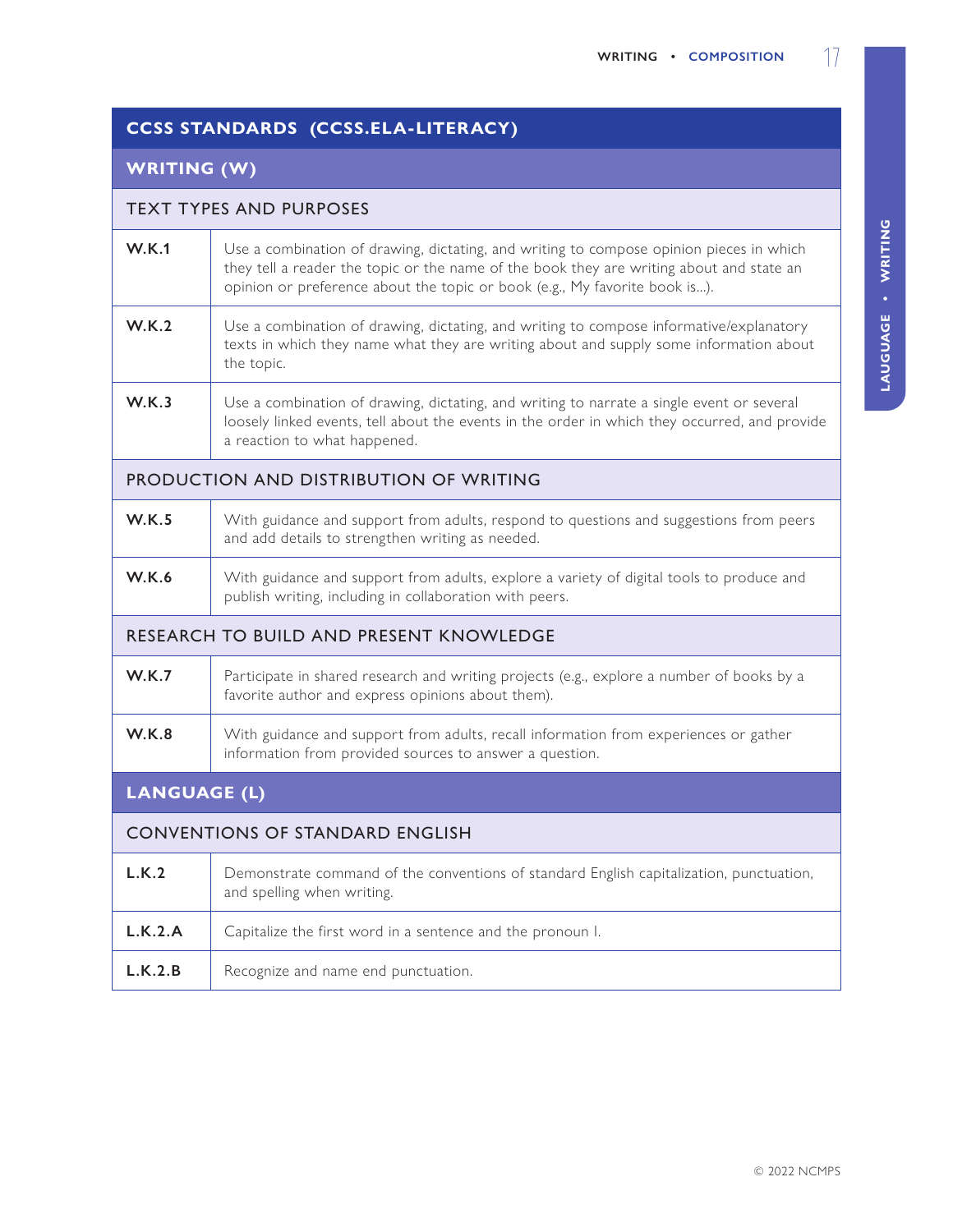| CCSS STANDARDS (CCSS.ELA-LITERACY) | |
|---|---|
| **WRITING (W)** | |
| TEXT TYPES AND PURPOSES | |
| **W.K.1** | Use a combination of drawing, dictating, and writing to compose opinion pieces in which they tell a reader the topic or the name of the book they are writing about and state an opinion or preference about the topic or book (e.g., My favorite book is...). |
| **W.K.2** | Use a combination of drawing, dictating, and writing to compose informative/explanatory texts in which they name what they are writing about and supply some information about the topic. |
| **W.K.3** | Use a combination of drawing, dictating, and writing to narrate a single event or several loosely linked events, tell about the events in the order in which they occurred, and provide a reaction to what happened. |
| PRODUCTION AND DISTRIBUTION OF WRITING | |
| **W.K.5** | With guidance and support from adults, respond to questions and suggestions from peers and add details to strengthen writing as needed. |
| **W.K.6** | With guidance and support from adults, explore a variety of digital tools to produce and publish writing, including in collaboration with peers. |
| RESEARCH TO BUILD AND PRESENT KNOWLEDGE | |
| **W.K.7** | Participate in shared research and writing projects (e.g., explore a number of books by a favorite author and express opinions about them). |
| **W.K.8** | With guidance and support from adults, recall information from experiences or gather information from provided sources to answer a question. |
| **LANGUAGE (L)** | |
| CONVENTIONS OF STANDARD ENGLISH | |
| **L.K.2** | Demonstrate command of the conventions of standard English capitalization, punctuation, and spelling when writing. |
| **L.K.2.A** | Capitalize the first word in a sentence and the pronoun I. |
| **L.K.2.B** | Recognize and name end punctuation. |

© 2022 NCMPS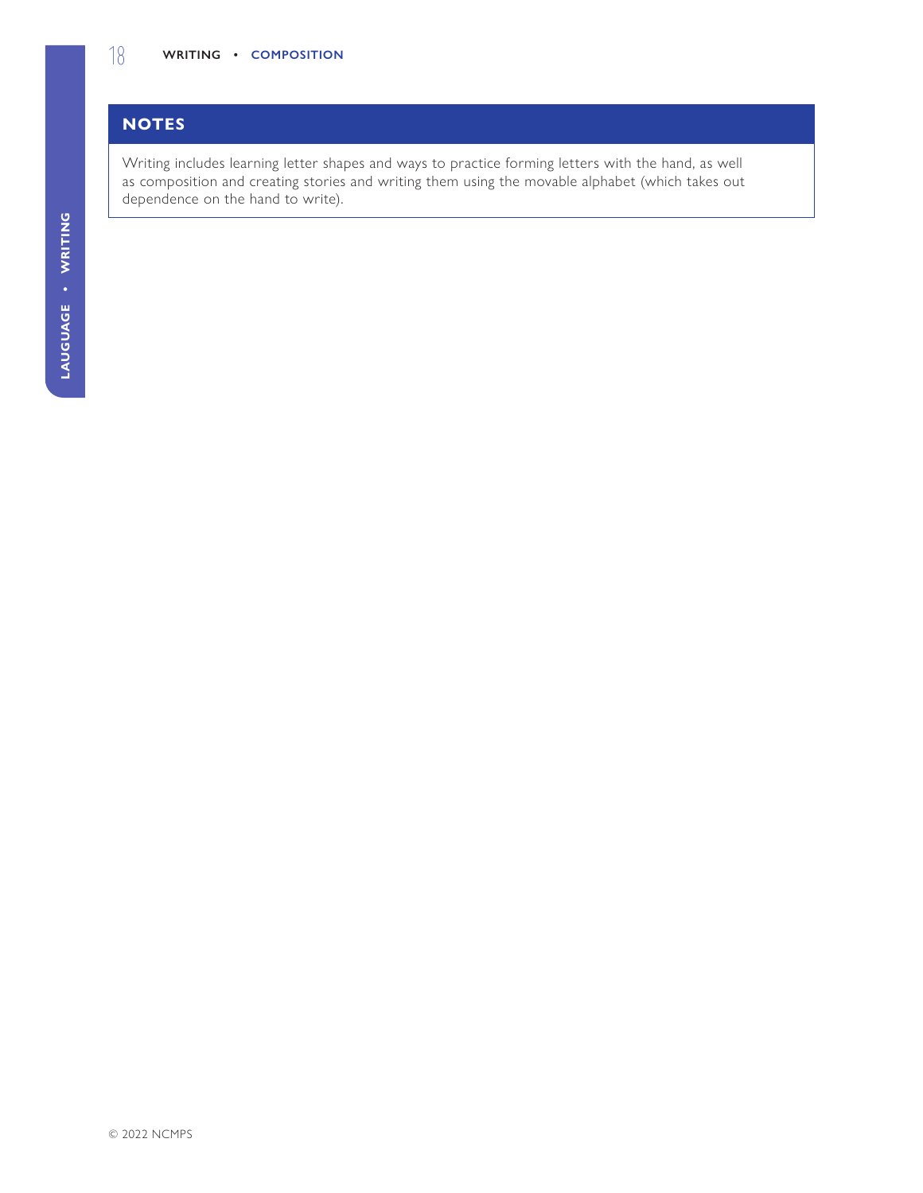## NOTES

Writing includes learning letter shapes and ways to practice forming letters with the hand, as well as composition and creating stories and writing them using the movable alphabet (which takes out dependence on the hand to write).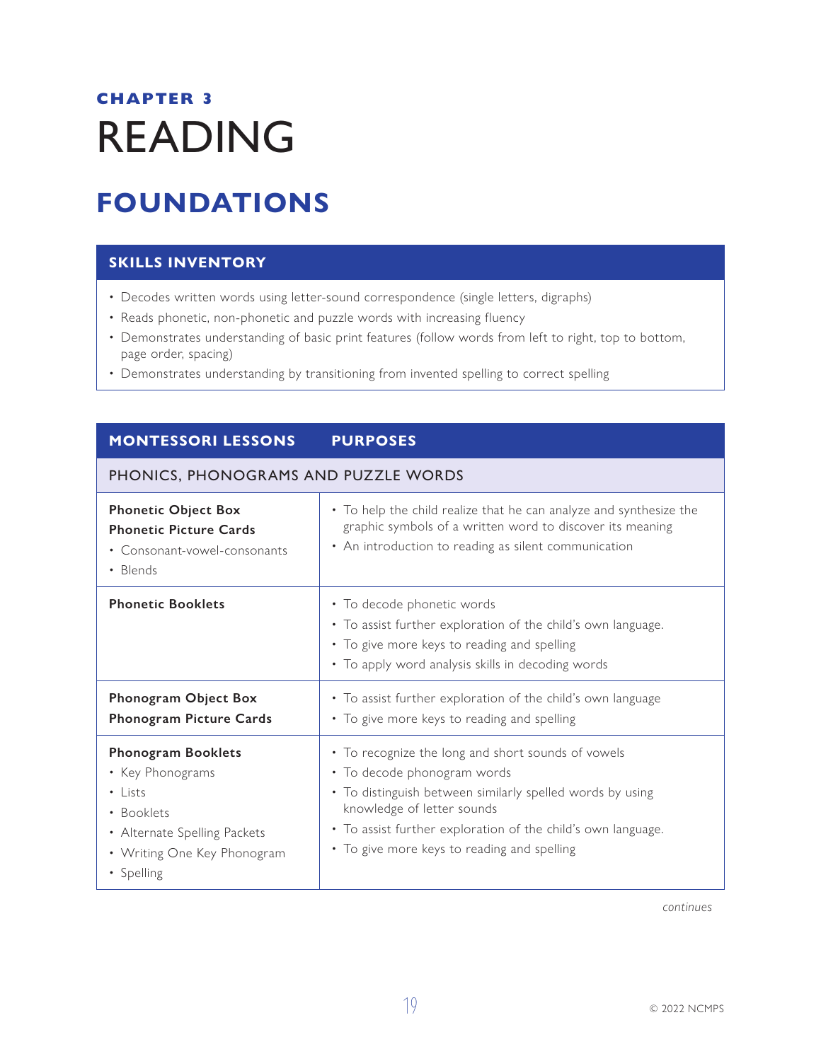**CHAPTER 3**

# READING

## FOUNDATIONS

### SKILLS INVENTORY

- Decodes written words using letter-sound correspondence (single letters, digraphs)
- Reads phonetic, non-phonetic and puzzle words with increasing fluency
- Demonstrates understanding of basic print features (follow words from left to right, top to bottom, page order, spacing)
- Demonstrates understanding by transitioning from invented spelling to correct spelling

| MONTESSORI LESSONS | PURPOSES |
|---|---|
| PHONICS, PHONOGRAMS AND PUZZLE WORDS | |
| **Phonetic Object Box**<br>**Phonetic Picture Cards**<br>• Consonant-vowel-consonants<br>• Blends | • To help the child realize that he can analyze and synthesize the graphic symbols of a written word to discover its meaning<br>• An introduction to reading as silent communication |
| **Phonetic Booklets** | • To decode phonetic words<br>• To assist further exploration of the child's own language.<br>• To give more keys to reading and spelling<br>• To apply word analysis skills in decoding words |
| **Phonogram Object Box**<br>**Phonogram Picture Cards** | • To assist further exploration of the child's own language<br>• To give more keys to reading and spelling |
| **Phonogram Booklets**<br>• Key Phonograms<br>• Lists<br>• Booklets<br>• Alternate Spelling Packets<br>• Writing One Key Phonogram<br>• Spelling | • To recognize the long and short sounds of vowels<br>• To decode phonogram words<br>• To distinguish between similarly spelled words by using knowledge of letter sounds<br>• To assist further exploration of the child's own language.<br>• To give more keys to reading and spelling |

*continues*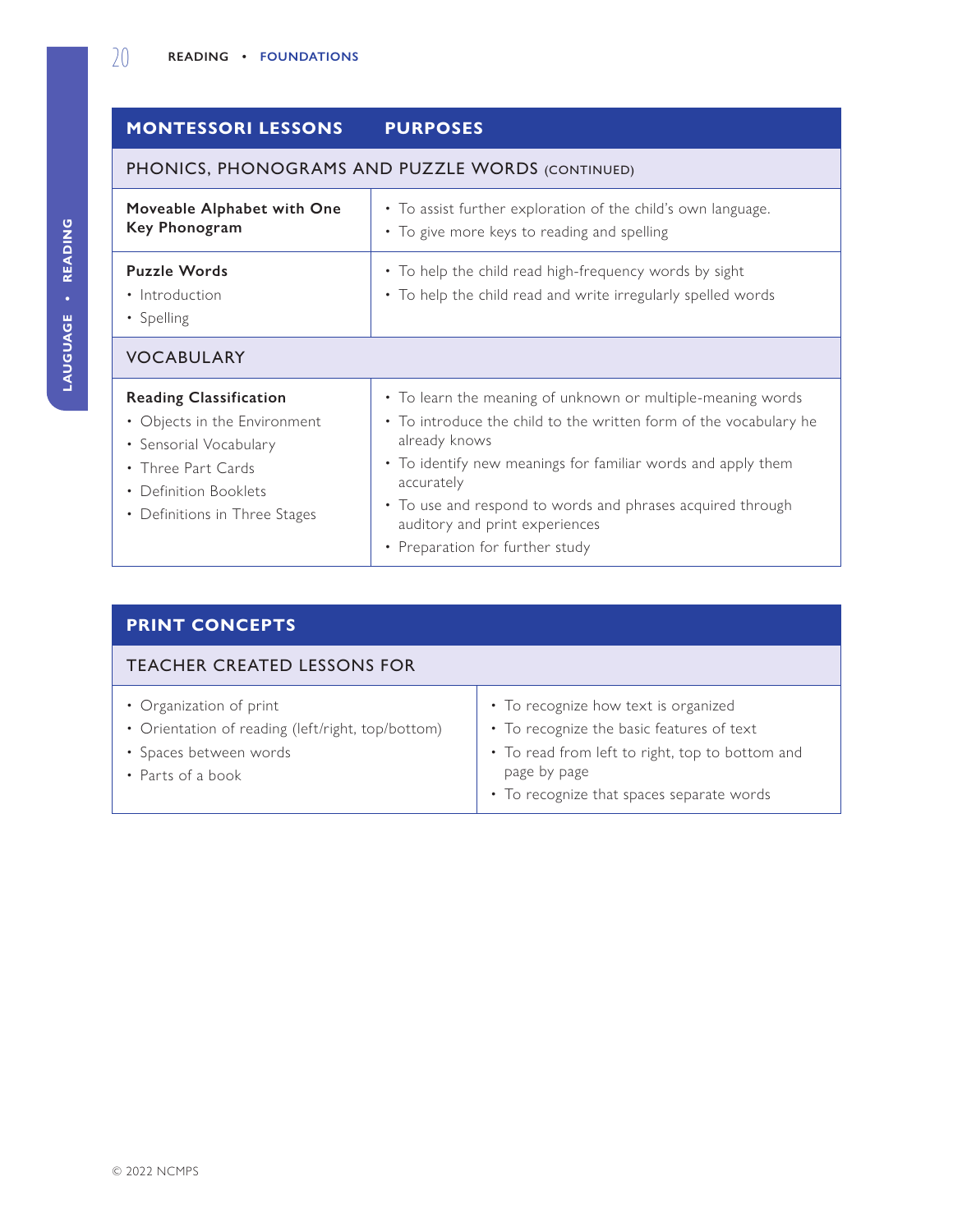| MONTESSORI LESSONS | PURPOSES |
|---|---|
| **PHONICS, PHONOGRAMS AND PUZZLE WORDS** (CONTINUED) | |
| **Moveable Alphabet with One Key Phonogram** | • To assist further exploration of the child's own language.<br>• To give more keys to reading and spelling |
| **Puzzle Words**<br>• Introduction<br>• Spelling | • To help the child read high-frequency words by sight<br>• To help the child read and write irregularly spelled words |
| **VOCABULARY** | |
| **Reading Classification**<br>• Objects in the Environment<br>• Sensorial Vocabulary<br>• Three Part Cards<br>• Definition Booklets<br>• Definitions in Three Stages | • To learn the meaning of unknown or multiple-meaning words<br>• To introduce the child to the written form of the vocabulary he already knows<br>• To identify new meanings for familiar words and apply them accurately<br>• To use and respond to words and phrases acquired through auditory and print experiences<br>• Preparation for further study |

| PRINT CONCEPTS | |
|---|---|
| **TEACHER CREATED LESSONS FOR** | |
| • Organization of print<br>• Orientation of reading (left/right, top/bottom)<br>• Spaces between words<br>• Parts of a book | • To recognize how text is organized<br>• To recognize the basic features of text<br>• To read from left to right, top to bottom and page by page<br>• To recognize that spaces separate words |

© 2022 NCMPS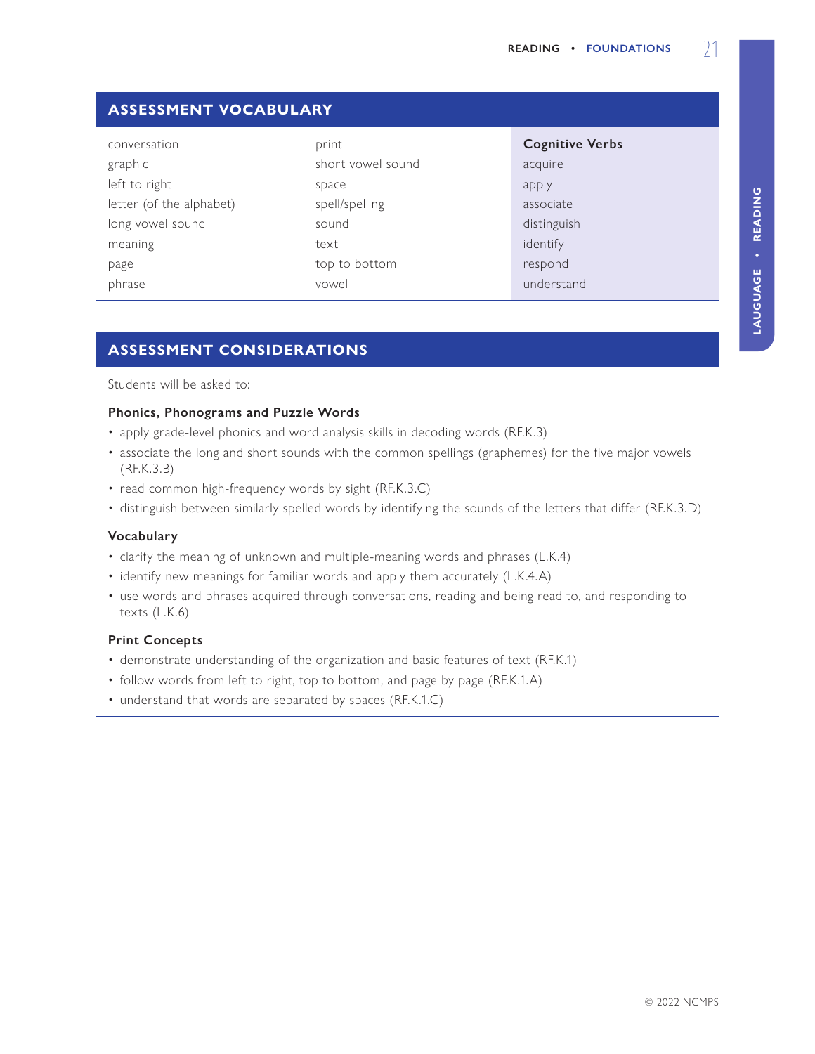## ASSESSMENT VOCABULARY

| | | Cognitive Verbs |
|---|---|---|
| conversation | print | acquire |
| graphic | short vowel sound | apply |
| left to right | space | associate |
| letter (of the alphabet) | spell/spelling | distinguish |
| long vowel sound | sound | identify |
| meaning | text | respond |
| page | top to bottom | understand |
| phrase | vowel | |

## ASSESSMENT CONSIDERATIONS

Students will be asked to:

**Phonics, Phonograms and Puzzle Words**

- apply grade-level phonics and word analysis skills in decoding words (RF.K.3)
- associate the long and short sounds with the common spellings (graphemes) for the five major vowels (RF.K.3.B)
- read common high-frequency words by sight (RF.K.3.C)
- distinguish between similarly spelled words by identifying the sounds of the letters that differ (RF.K.3.D)

**Vocabulary**

- clarify the meaning of unknown and multiple-meaning words and phrases (L.K.4)
- identify new meanings for familiar words and apply them accurately (L.K.4.A)
- use words and phrases acquired through conversations, reading and being read to, and responding to texts (L.K.6)

**Print Concepts**

- demonstrate understanding of the organization and basic features of text (RF.K.1)
- follow words from left to right, top to bottom, and page by page (RF.K.1.A)
- understand that words are separated by spaces (RF.K.1.C)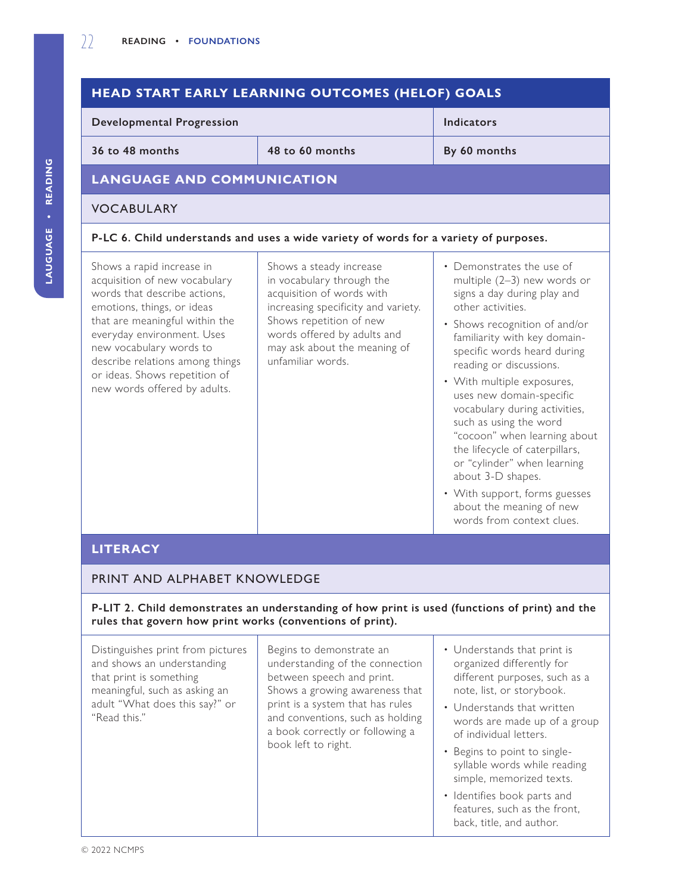| HEAD START EARLY LEARNING OUTCOMES (HELOF) GOALS | | |
|---|---|---|
| **Developmental Progression** | | **Indicators** |
| **36 to 48 months** | **48 to 60 months** | **By 60 months** |
| **LANGUAGE AND COMMUNICATION** | | |
| VOCABULARY | | |
| **P-LC 6. Child understands and uses a wide variety of words for a variety of purposes.** | | |
| Shows a rapid increase in acquisition of new vocabulary words that describe actions, emotions, things, or ideas that are meaningful within the everyday environment. Uses new vocabulary words to describe relations among things or ideas. Shows repetition of new words offered by adults. | Shows a steady increase in vocabulary through the acquisition of words with increasing specificity and variety. Shows repetition of new words offered by adults and may ask about the meaning of unfamiliar words. | • Demonstrates the use of multiple (2–3) new words or signs a day during play and other activities.<br>• Shows recognition of and/or familiarity with key domain-specific words heard during reading or discussions.<br>• With multiple exposures, uses new domain-specific vocabulary during activities, such as using the word "cocoon" when learning about the lifecycle of caterpillars, or "cylinder" when learning about 3-D shapes.<br>• With support, forms guesses about the meaning of new words from context clues. |
| **LITERACY** | | |
| PRINT AND ALPHABET KNOWLEDGE | | |
| **P-LIT 2. Child demonstrates an understanding of how print is used (functions of print) and the rules that govern how print works (conventions of print).** | | |
| Distinguishes print from pictures and shows an understanding that print is something meaningful, such as asking an adult "What does this say?" or "Read this." | Begins to demonstrate an understanding of the connection between speech and print. Shows a growing awareness that print is a system that has rules and conventions, such as holding a book correctly or following a book left to right. | • Understands that print is organized differently for different purposes, such as a note, list, or storybook.<br>• Understands that written words are made up of a group of individual letters.<br>• Begins to point to single-syllable words while reading simple, memorized texts.<br>• Identifies book parts and features, such as the front, back, title, and author. |

© 2022 NCMPS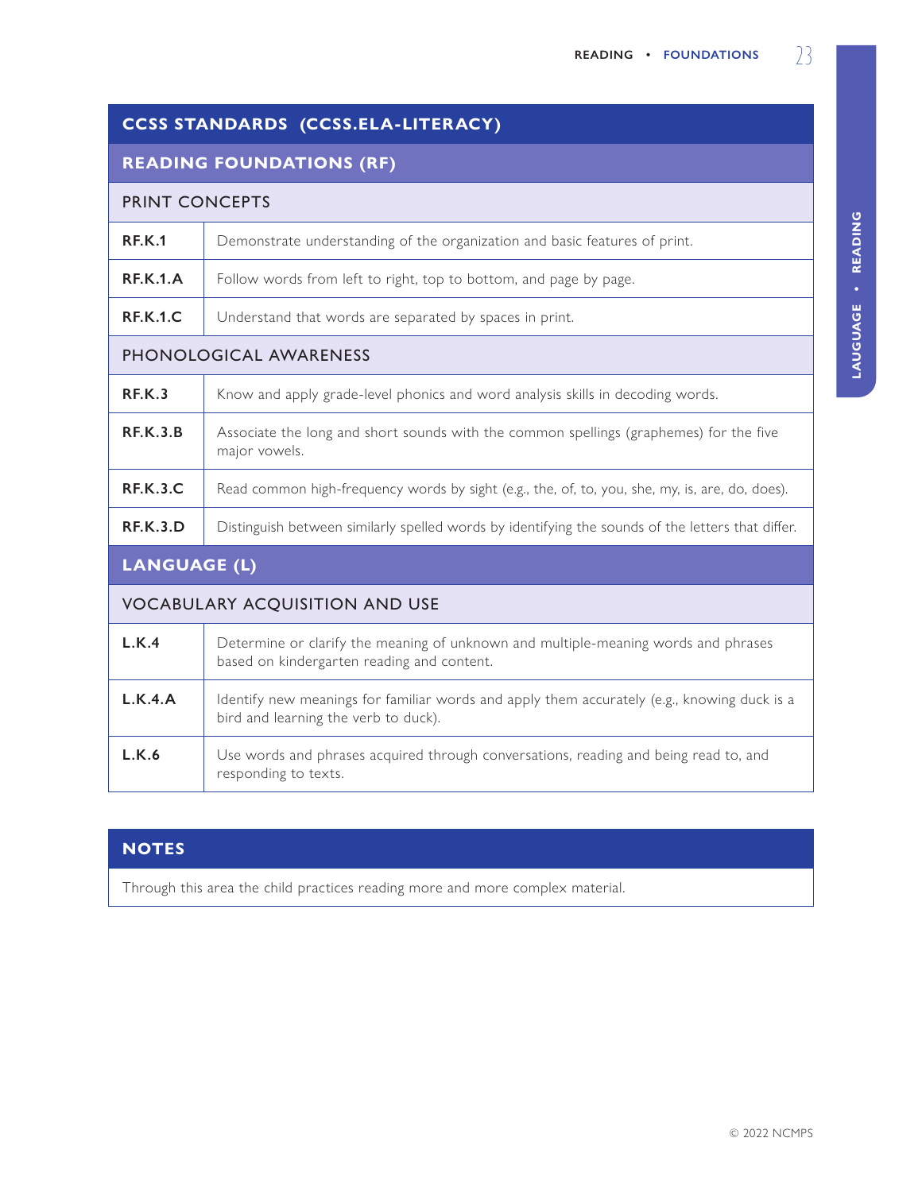| CCSS STANDARDS (CCSS.ELA-LITERACY) | |
|---|---|
| **READING FOUNDATIONS (RF)** | |
| PRINT CONCEPTS | |
| **RF.K.1** | Demonstrate understanding of the organization and basic features of print. |
| **RF.K.1.A** | Follow words from left to right, top to bottom, and page by page. |
| **RF.K.1.C** | Understand that words are separated by spaces in print. |
| PHONOLOGICAL AWARENESS | |
| **RF.K.3** | Know and apply grade-level phonics and word analysis skills in decoding words. |
| **RF.K.3.B** | Associate the long and short sounds with the common spellings (graphemes) for the five major vowels. |
| **RF.K.3.C** | Read common high-frequency words by sight (e.g., the, of, to, you, she, my, is, are, do, does). |
| **RF.K.3.D** | Distinguish between similarly spelled words by identifying the sounds of the letters that differ. |
| **LANGUAGE (L)** | |
| VOCABULARY ACQUISITION AND USE | |
| **L.K.4** | Determine or clarify the meaning of unknown and multiple-meaning words and phrases based on kindergarten reading and content. |
| **L.K.4.A** | Identify new meanings for familiar words and apply them accurately (e.g., knowing duck is a bird and learning the verb to duck). |
| **L.K.6** | Use words and phrases acquired through conversations, reading and being read to, and responding to texts. |

| NOTES |
|---|
| Through this area the child practices reading more and more complex material. |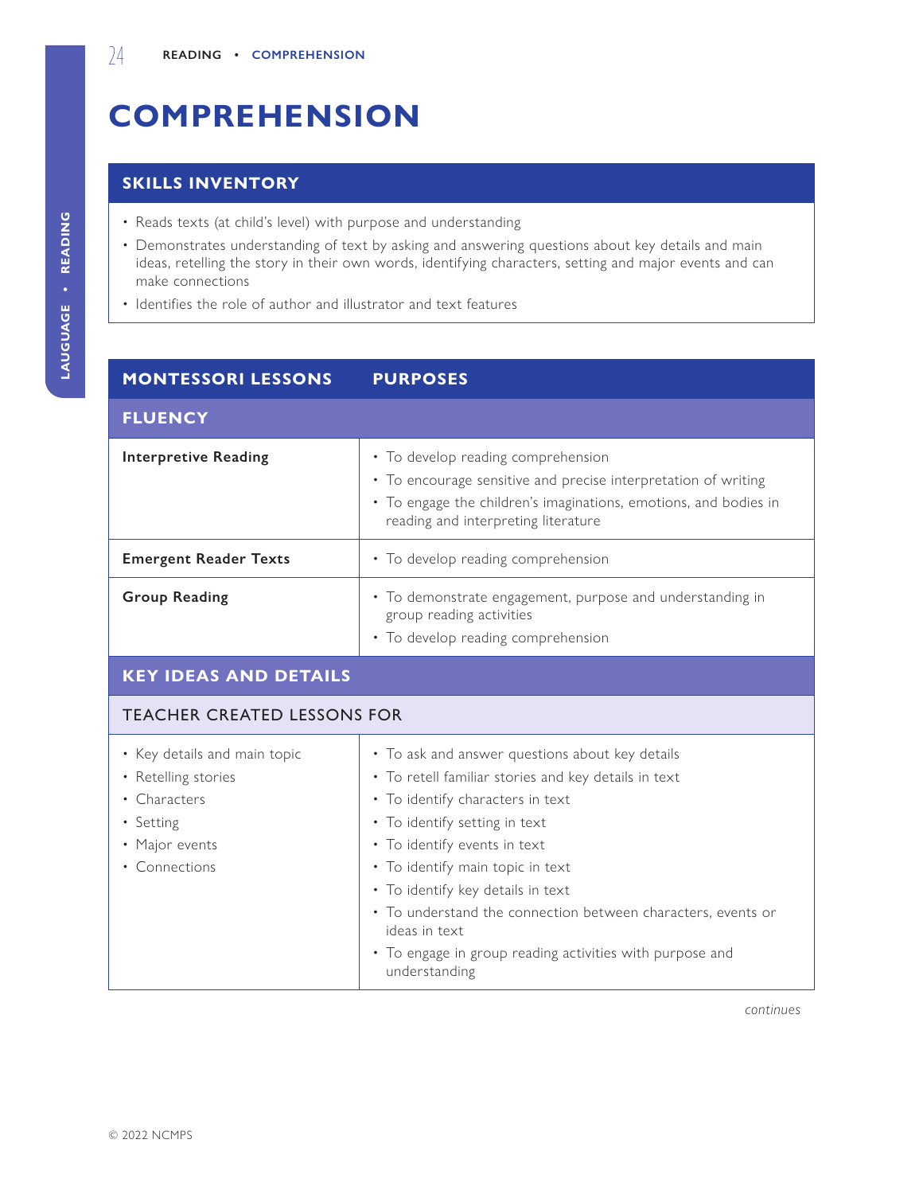# COMPREHENSION

## SKILLS INVENTORY

- Reads texts (at child's level) with purpose and understanding
- Demonstrates understanding of text by asking and answering questions about key details and main ideas, retelling the story in their own words, identifying characters, setting and major events and can make connections
- Identifies the role of author and illustrator and text features

| MONTESSORI LESSONS | PURPOSES |
|---|---|
| **FLUENCY** | |
| **Interpretive Reading** | • To develop reading comprehension<br>• To encourage sensitive and precise interpretation of writing<br>• To engage the children's imaginations, emotions, and bodies in reading and interpreting literature |
| **Emergent Reader Texts** | • To develop reading comprehension |
| **Group Reading** | • To demonstrate engagement, purpose and understanding in group reading activities<br>• To develop reading comprehension |
| **KEY IDEAS AND DETAILS** | |
| TEACHER CREATED LESSONS FOR | |
| • Key details and main topic<br>• Retelling stories<br>• Characters<br>• Setting<br>• Major events<br>• Connections | • To ask and answer questions about key details<br>• To retell familiar stories and key details in text<br>• To identify characters in text<br>• To identify setting in text<br>• To identify events in text<br>• To identify main topic in text<br>• To identify key details in text<br>• To understand the connection between characters, events or ideas in text<br>• To engage in group reading activities with purpose and understanding |

*continues*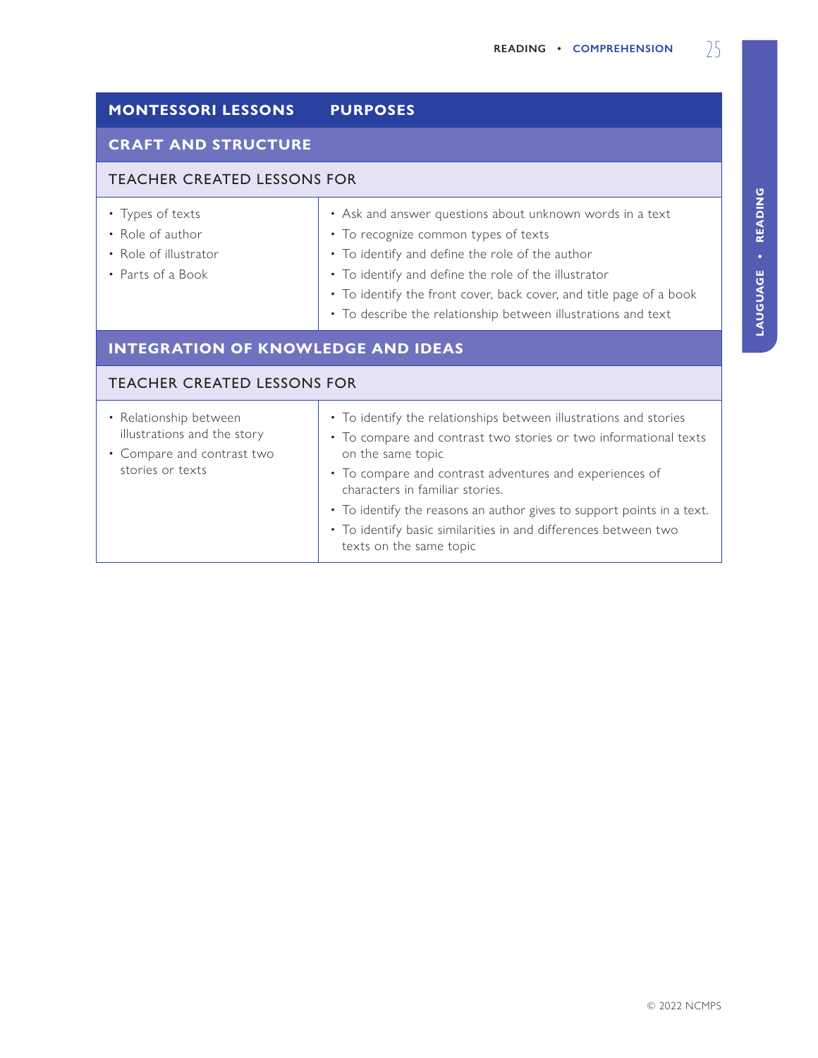| MONTESSORI LESSONS | PURPOSES |
|---|---|
| **CRAFT AND STRUCTURE** | |
| TEACHER CREATED LESSONS FOR | |
| • Types of texts<br>• Role of author<br>• Role of illustrator<br>• Parts of a Book | • Ask and answer questions about unknown words in a text<br>• To recognize common types of texts<br>• To identify and define the role of the author<br>• To identify and define the role of the illustrator<br>• To identify the front cover, back cover, and title page of a book<br>• To describe the relationship between illustrations and text |
| **INTEGRATION OF KNOWLEDGE AND IDEAS** | |
| TEACHER CREATED LESSONS FOR | |
| • Relationship between illustrations and the story<br>• Compare and contrast two stories or texts | • To identify the relationships between illustrations and stories<br>• To compare and contrast two stories or two informational texts on the same topic<br>• To compare and contrast adventures and experiences of characters in familiar stories.<br>• To identify the reasons an author gives to support points in a text.<br>• To identify basic similarities in and differences between two texts on the same topic |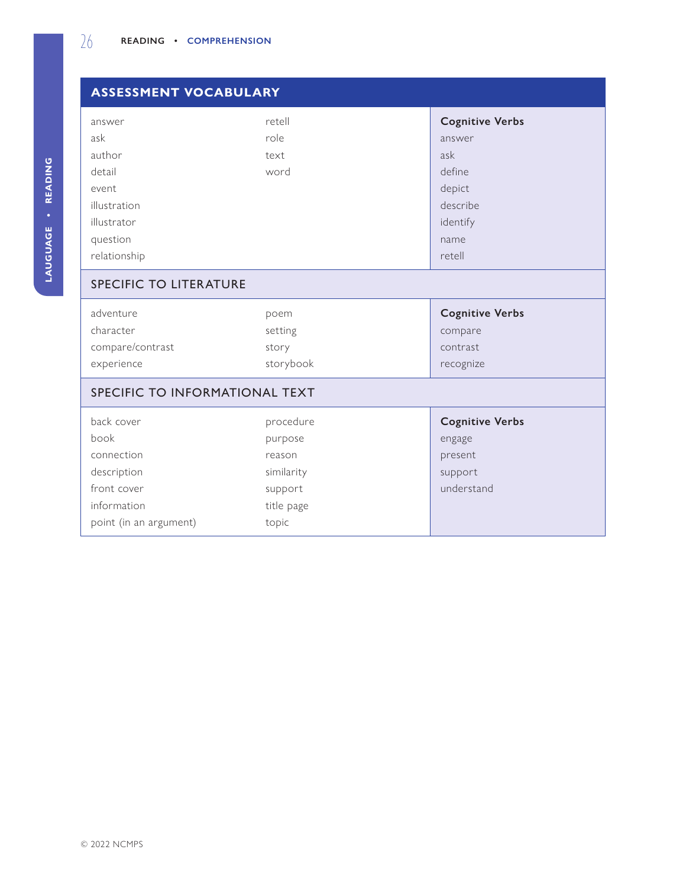## ASSESSMENT VOCABULARY

| | | Cognitive Verbs |
|---|---|---|
| answer | retell | answer |
| ask | role | ask |
| author | text | define |
| detail | word | depict |
| event | | describe |
| illustration | | identify |
| illustrator | | name |
| question | | retell |
| relationship | | |

### SPECIFIC TO LITERATURE

| | | Cognitive Verbs |
|---|---|---|
| adventure | poem | compare |
| character | setting | contrast |
| compare/contrast | story | recognize |
| experience | storybook | |

### SPECIFIC TO INFORMATIONAL TEXT

| | | Cognitive Verbs |
|---|---|---|
| back cover | procedure | engage |
| book | purpose | present |
| connection | reason | support |
| description | similarity | understand |
| front cover | support | |
| information | title page | |
| point (in an argument) | topic | |

© 2022 NCMPS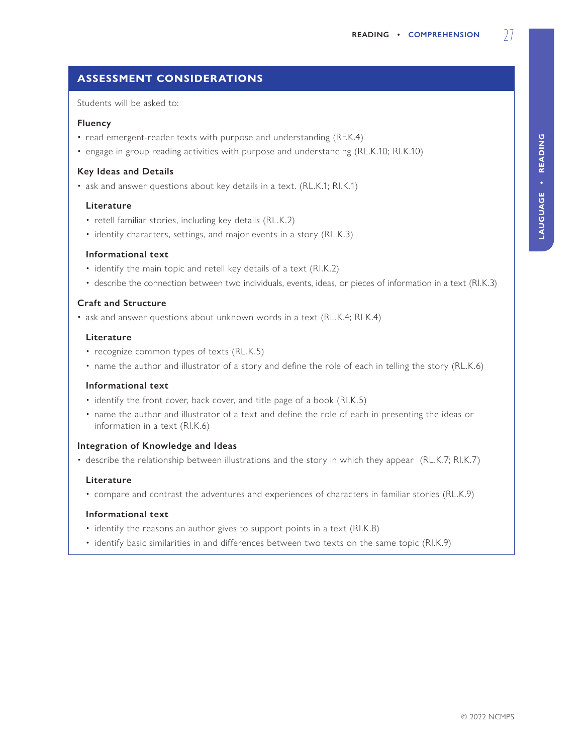## ASSESSMENT CONSIDERATIONS

Students will be asked to:

### Fluency

- read emergent-reader texts with purpose and understanding (RF.K.4)
- engage in group reading activities with purpose and understanding (RL.K.10; RI.K.10)

### Key Ideas and Details

- ask and answer questions about key details in a text. (RL.K.1; RI.K.1)

#### Literature

- retell familiar stories, including key details (RL.K.2)
- identify characters, settings, and major events in a story (RL.K.3)

#### Informational text

- identify the main topic and retell key details of a text (RI.K.2)
- describe the connection between two individuals, events, ideas, or pieces of information in a text (RI.K.3)

### Craft and Structure

- ask and answer questions about unknown words in a text (RL.K.4; RI K.4)

#### Literature

- recognize common types of texts (RL.K.5)
- name the author and illustrator of a story and define the role of each in telling the story (RL.K.6)

#### Informational text

- identify the front cover, back cover, and title page of a book (RI.K.5)
- name the author and illustrator of a text and define the role of each in presenting the ideas or information in a text (RI.K.6)

### Integration of Knowledge and Ideas

- describe the relationship between illustrations and the story in which they appear (RL.K.7; RI.K.7)

#### Literature

- compare and contrast the adventures and experiences of characters in familiar stories (RL.K.9)

#### Informational text

- identify the reasons an author gives to support points in a text (RI.K.8)
- identify basic similarities in and differences between two texts on the same topic (RI.K.9)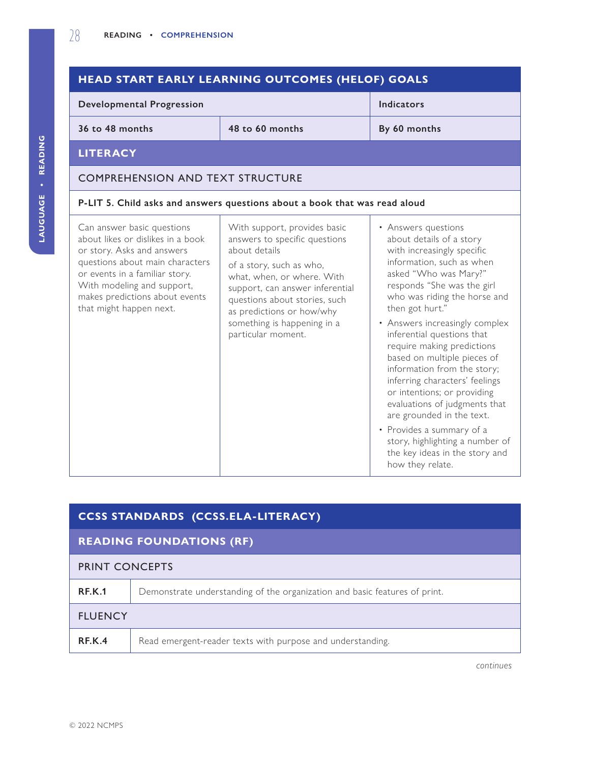| HEAD START EARLY LEARNING OUTCOMES (HELOF) GOALS | | |
|---|---|---|
| **Developmental Progression** | | **Indicators** |
| **36 to 48 months** | **48 to 60 months** | **By 60 months** |
| **LITERACY** | | |
| COMPREHENSION AND TEXT STRUCTURE | | |
| **P-LIT 5. Child asks and answers questions about a book that was read aloud** | | |
| Can answer basic questions about likes or dislikes in a book or story. Asks and answers questions about main characters or events in a familiar story. With modeling and support, makes predictions about events that might happen next. | With support, provides basic answers to specific questions about details of a story, such as who, what, when, or where. With support, can answer inferential questions about stories, such as predictions or how/why something is happening in a particular moment. | • Answers questions about details of a story with increasingly specific information, such as when asked "Who was Mary?" responds "She was the girl who was riding the horse and then got hurt."<br>• Answers increasingly complex inferential questions that require making predictions based on multiple pieces of information from the story; inferring characters' feelings or intentions; or providing evaluations of judgments that are grounded in the text.<br>• Provides a summary of a story, highlighting a number of the key ideas in the story and how they relate. |

| CCSS STANDARDS (CCSS.ELA-LITERACY) | |
|---|---|
| **READING FOUNDATIONS (RF)** | |
| PRINT CONCEPTS | |
| **RF.K.1** | Demonstrate understanding of the organization and basic features of print. |
| FLUENCY | |
| **RF.K.4** | Read emergent-reader texts with purpose and understanding. |

*continues*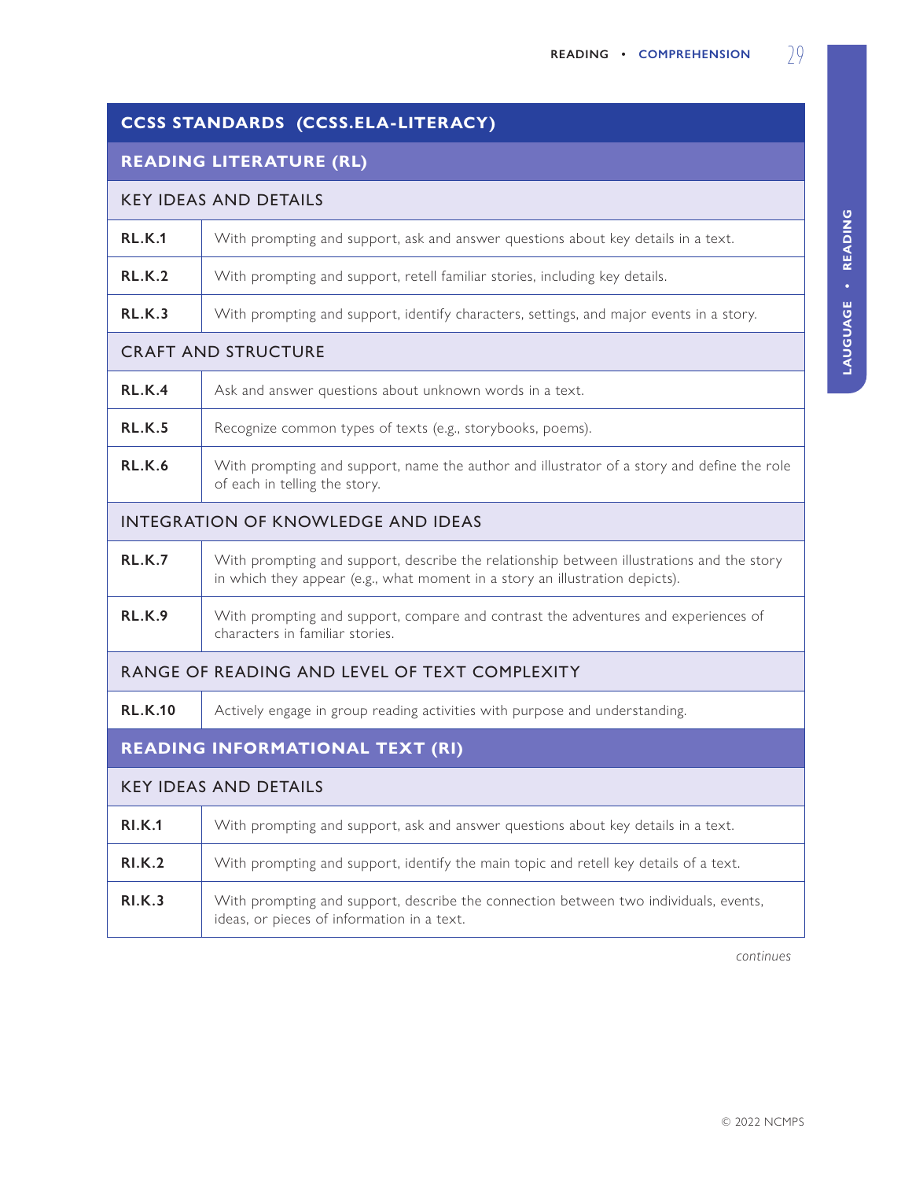| CCSS STANDARDS (CCSS.ELA-LITERACY) | |
|---|---|
| **READING LITERATURE (RL)** | |
| KEY IDEAS AND DETAILS | |
| **RL.K.1** | With prompting and support, ask and answer questions about key details in a text. |
| **RL.K.2** | With prompting and support, retell familiar stories, including key details. |
| **RL.K.3** | With prompting and support, identify characters, settings, and major events in a story. |
| CRAFT AND STRUCTURE | |
| **RL.K.4** | Ask and answer questions about unknown words in a text. |
| **RL.K.5** | Recognize common types of texts (e.g., storybooks, poems). |
| **RL.K.6** | With prompting and support, name the author and illustrator of a story and define the role of each in telling the story. |
| INTEGRATION OF KNOWLEDGE AND IDEAS | |
| **RL.K.7** | With prompting and support, describe the relationship between illustrations and the story in which they appear (e.g., what moment in a story an illustration depicts). |
| **RL.K.9** | With prompting and support, compare and contrast the adventures and experiences of characters in familiar stories. |
| RANGE OF READING AND LEVEL OF TEXT COMPLEXITY | |
| **RL.K.10** | Actively engage in group reading activities with purpose and understanding. |
| **READING INFORMATIONAL TEXT (RI)** | |
| KEY IDEAS AND DETAILS | |
| **RI.K.1** | With prompting and support, ask and answer questions about key details in a text. |
| **RI.K.2** | With prompting and support, identify the main topic and retell key details of a text. |
| **RI.K.3** | With prompting and support, describe the connection between two individuals, events, ideas, or pieces of information in a text. |

*continues*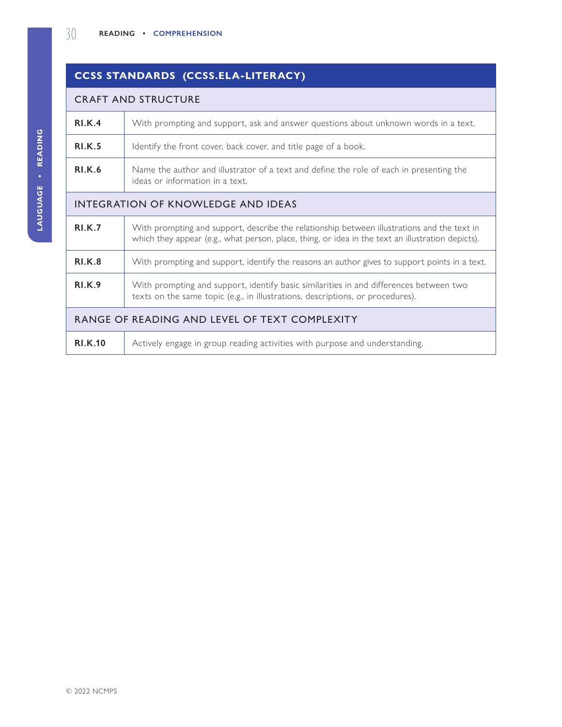| CCSS STANDARDS (CCSS.ELA-LITERACY) | |
|---|---|
| **CRAFT AND STRUCTURE** | |
| **RI.K.4** | With prompting and support, ask and answer questions about unknown words in a text. |
| **RI.K.5** | Identify the front cover, back cover, and title page of a book. |
| **RI.K.6** | Name the author and illustrator of a text and define the role of each in presenting the ideas or information in a text. |
| **INTEGRATION OF KNOWLEDGE AND IDEAS** | |
| **RI.K.7** | With prompting and support, describe the relationship between illustrations and the text in which they appear (e.g., what person, place, thing, or idea in the text an illustration depicts). |
| **RI.K.8** | With prompting and support, identify the reasons an author gives to support points in a text. |
| **RI.K.9** | With prompting and support, identify basic similarities in and differences between two texts on the same topic (e.g., in illustrations, descriptions, or procedures). |
| **RANGE OF READING AND LEVEL OF TEXT COMPLEXITY** | |
| **RI.K.10** | Actively engage in group reading activities with purpose and understanding. |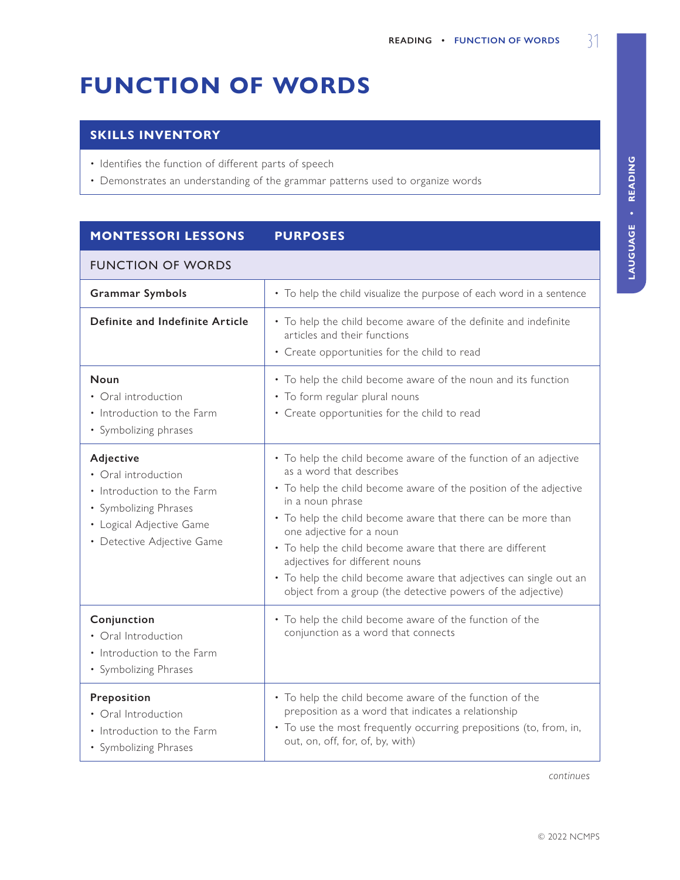# FUNCTION OF WORDS

## SKILLS INVENTORY

- Identifies the function of different parts of speech
- Demonstrates an understanding of the grammar patterns used to organize words

| MONTESSORI LESSONS | PURPOSES |
|---|---|
| FUNCTION OF WORDS | |
| **Grammar Symbols** | • To help the child visualize the purpose of each word in a sentence |
| **Definite and Indefinite Article** | • To help the child become aware of the definite and indefinite articles and their functions<br>• Create opportunities for the child to read |
| **Noun**<br>• Oral introduction<br>• Introduction to the Farm<br>• Symbolizing phrases | • To help the child become aware of the noun and its function<br>• To form regular plural nouns<br>• Create opportunities for the child to read |
| **Adjective**<br>• Oral introduction<br>• Introduction to the Farm<br>• Symbolizing Phrases<br>• Logical Adjective Game<br>• Detective Adjective Game | • To help the child become aware of the function of an adjective as a word that describes<br>• To help the child become aware of the position of the adjective in a noun phrase<br>• To help the child become aware that there can be more than one adjective for a noun<br>• To help the child become aware that there are different adjectives for different nouns<br>• To help the child become aware that adjectives can single out an object from a group (the detective powers of the adjective) |
| **Conjunction**<br>• Oral Introduction<br>• Introduction to the Farm<br>• Symbolizing Phrases | • To help the child become aware of the function of the conjunction as a word that connects |
| **Preposition**<br>• Oral Introduction<br>• Introduction to the Farm<br>• Symbolizing Phrases | • To help the child become aware of the function of the preposition as a word that indicates a relationship<br>• To use the most frequently occurring prepositions (to, from, in, out, on, off, for, of, by, with) |

*continues*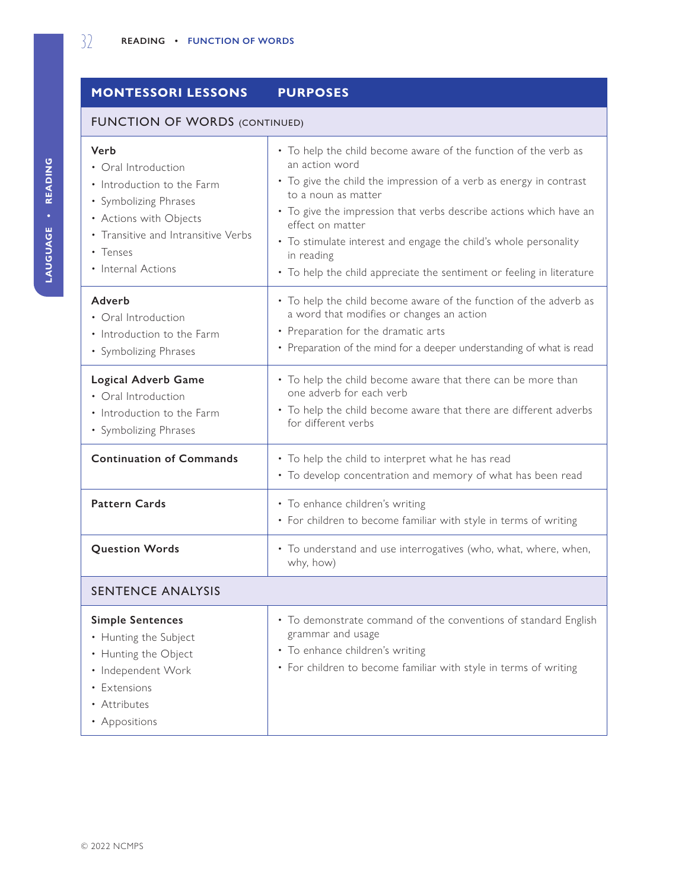| MONTESSORI LESSONS | PURPOSES |
|---|---|
| **FUNCTION OF WORDS (CONTINUED)** | |
| **Verb**<br>• Oral Introduction<br>• Introduction to the Farm<br>• Symbolizing Phrases<br>• Actions with Objects<br>• Transitive and Intransitive Verbs<br>• Tenses<br>• Internal Actions | • To help the child become aware of the function of the verb as an action word<br>• To give the child the impression of a verb as energy in contrast to a noun as matter<br>• To give the impression that verbs describe actions which have an effect on matter<br>• To stimulate interest and engage the child's whole personality in reading<br>• To help the child appreciate the sentiment or feeling in literature |
| **Adverb**<br>• Oral Introduction<br>• Introduction to the Farm<br>• Symbolizing Phrases | • To help the child become aware of the function of the adverb as a word that modifies or changes an action<br>• Preparation for the dramatic arts<br>• Preparation of the mind for a deeper understanding of what is read |
| **Logical Adverb Game**<br>• Oral Introduction<br>• Introduction to the Farm<br>• Symbolizing Phrases | • To help the child become aware that there can be more than one adverb for each verb<br>• To help the child become aware that there are different adverbs for different verbs |
| **Continuation of Commands** | • To help the child to interpret what he has read<br>• To develop concentration and memory of what has been read |
| **Pattern Cards** | • To enhance children's writing<br>• For children to become familiar with style in terms of writing |
| **Question Words** | • To understand and use interrogatives (who, what, where, when, why, how) |
| **SENTENCE ANALYSIS** | |
| **Simple Sentences**<br>• Hunting the Subject<br>• Hunting the Object<br>• Independent Work<br>• Extensions<br>• Attributes<br>• Appositions | • To demonstrate command of the conventions of standard English grammar and usage<br>• To enhance children's writing<br>• For children to become familiar with style in terms of writing |

© 2022 NCMPS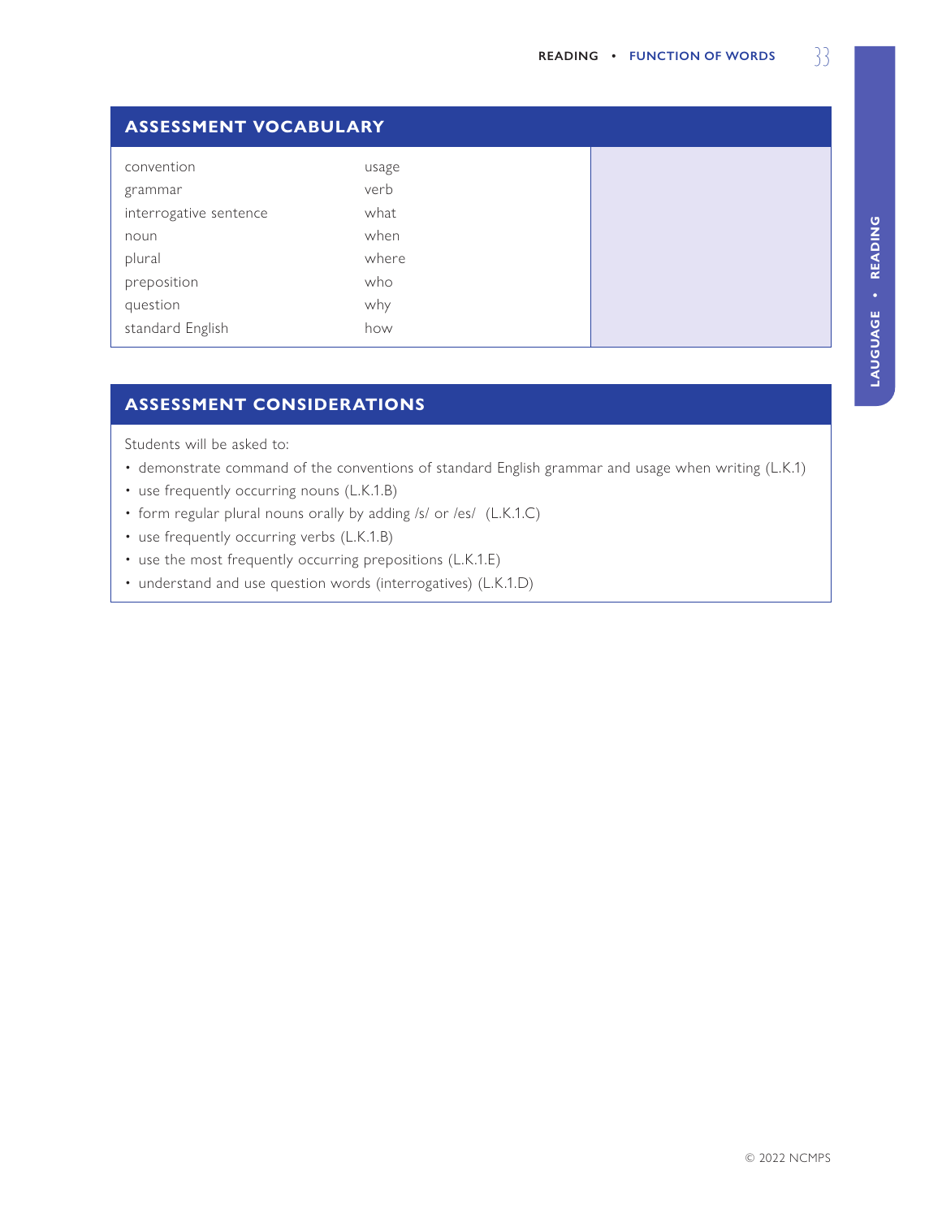## ASSESSMENT VOCABULARY

| | |
|---|---|
| convention | usage |
| grammar | verb |
| interrogative sentence | what |
| noun | when |
| plural | where |
| preposition | who |
| question | why |
| standard English | how |

## ASSESSMENT CONSIDERATIONS

Students will be asked to:

- demonstrate command of the conventions of standard English grammar and usage when writing (L.K.1)
- use frequently occurring nouns (L.K.1.B)
- form regular plural nouns orally by adding /s/ or /es/ (L.K.1.C)
- use frequently occurring verbs (L.K.1.B)
- use the most frequently occurring prepositions (L.K.1.E)
- understand and use question words (interrogatives) (L.K.1.D)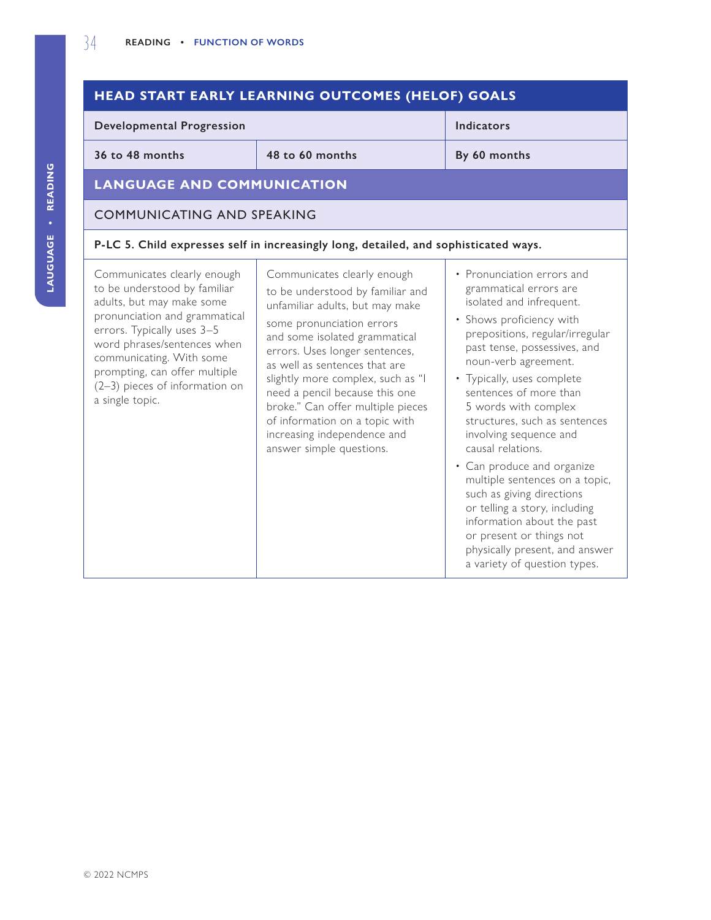| HEAD START EARLY LEARNING OUTCOMES (HELOF) GOALS | | |
|---|---|---|
| **Developmental Progression** | | **Indicators** |
| **36 to 48 months** | **48 to 60 months** | **By 60 months** |
| **LANGUAGE AND COMMUNICATION** | | |
| COMMUNICATING AND SPEAKING | | |
| **P-LC 5. Child expresses self in increasingly long, detailed, and sophisticated ways.** | | |
| Communicates clearly enough to be understood by familiar adults, but may make some pronunciation and grammatical errors. Typically uses 3–5 word phrases/sentences when communicating. With some prompting, can offer multiple (2–3) pieces of information on a single topic. | Communicates clearly enough to be understood by familiar and unfamiliar adults, but may make some pronunciation errors and some isolated grammatical errors. Uses longer sentences, as well as sentences that are slightly more complex, such as "I need a pencil because this one broke." Can offer multiple pieces of information on a topic with increasing independence and answer simple questions. | • Pronunciation errors and grammatical errors are isolated and infrequent.<br>• Shows proficiency with prepositions, regular/irregular past tense, possessives, and noun-verb agreement.<br>• Typically, uses complete sentences of more than 5 words with complex structures, such as sentences involving sequence and causal relations.<br>• Can produce and organize multiple sentences on a topic, such as giving directions or telling a story, including information about the past or present or things not physically present, and answer a variety of question types. |

© 2022 NCMPS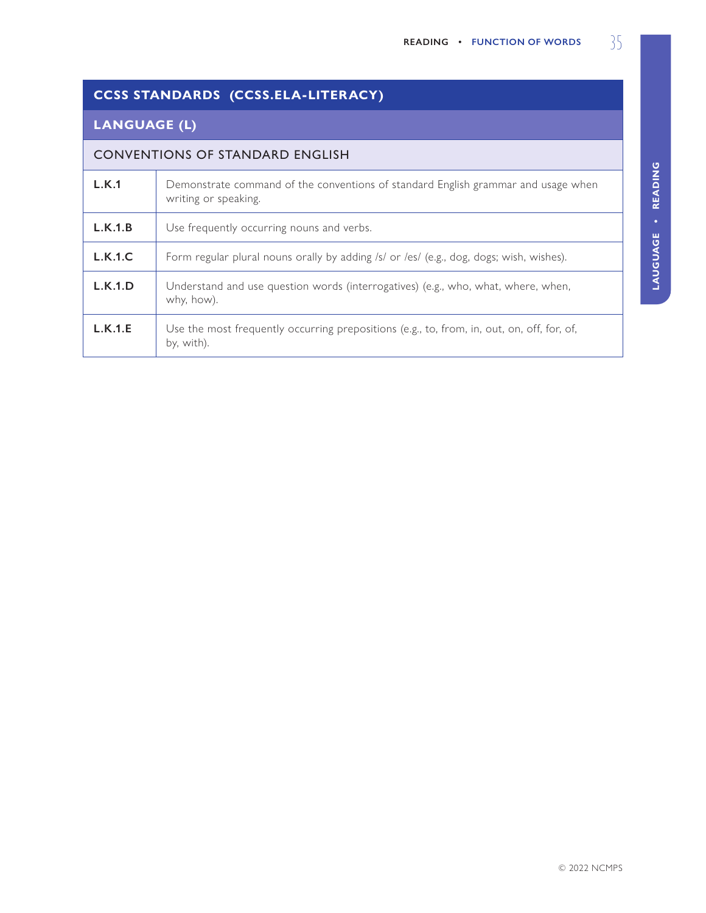| CCSS STANDARDS (CCSS.ELA-LITERACY) | |
|---|---|
| **LANGUAGE (L)** | |
| CONVENTIONS OF STANDARD ENGLISH | |
| **L.K.1** | Demonstrate command of the conventions of standard English grammar and usage when writing or speaking. |
| **L.K.1.B** | Use frequently occurring nouns and verbs. |
| **L.K.1.C** | Form regular plural nouns orally by adding /s/ or /es/ (e.g., dog, dogs; wish, wishes). |
| **L.K.1.D** | Understand and use question words (interrogatives) (e.g., who, what, where, when, why, how). |
| **L.K.1.E** | Use the most frequently occurring prepositions (e.g., to, from, in, out, on, off, for, of, by, with). |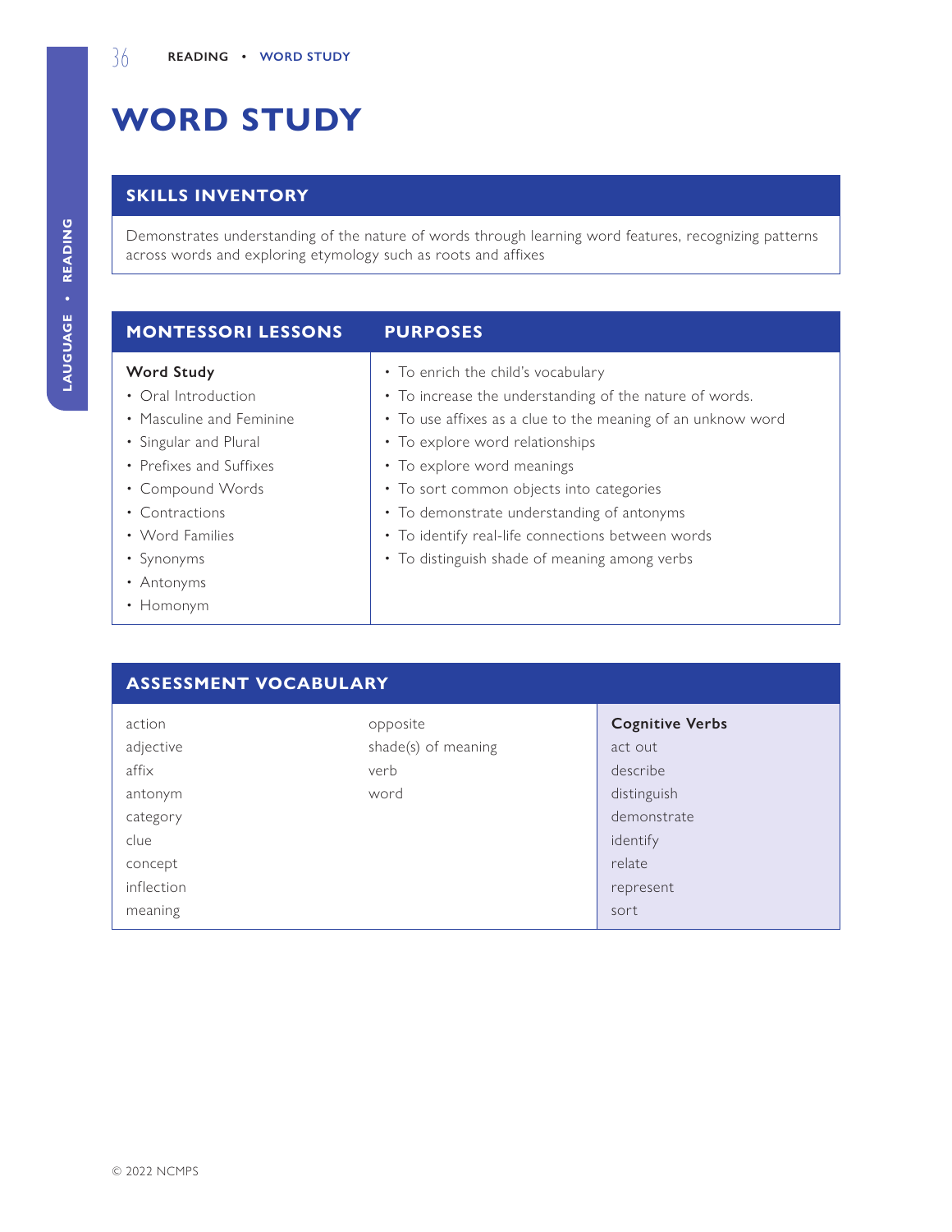# WORD STUDY

## SKILLS INVENTORY

Demonstrates understanding of the nature of words through learning word features, recognizing patterns across words and exploring etymology such as roots and affixes

| MONTESSORI LESSONS | PURPOSES |
|---|---|
| **Word Study**<br>• Oral Introduction<br>• Masculine and Feminine<br>• Singular and Plural<br>• Prefixes and Suffixes<br>• Compound Words<br>• Contractions<br>• Word Families<br>• Synonyms<br>• Antonyms<br>• Homonym | • To enrich the child's vocabulary<br>• To increase the understanding of the nature of words.<br>• To use affixes as a clue to the meaning of an unknow word<br>• To explore word relationships<br>• To explore word meanings<br>• To sort common objects into categories<br>• To demonstrate understanding of antonyms<br>• To identify real-life connections between words<br>• To distinguish shade of meaning among verbs |

## ASSESSMENT VOCABULARY

| | | **Cognitive Verbs** |
|---|---|---|
| action | opposite | act out |
| adjective | shade(s) of meaning | describe |
| affix | verb | distinguish |
| antonym | word | demonstrate |
| category | | identify |
| clue | | relate |
| concept | | represent |
| inflection | | sort |
| meaning | | |

© 2022 NCMPS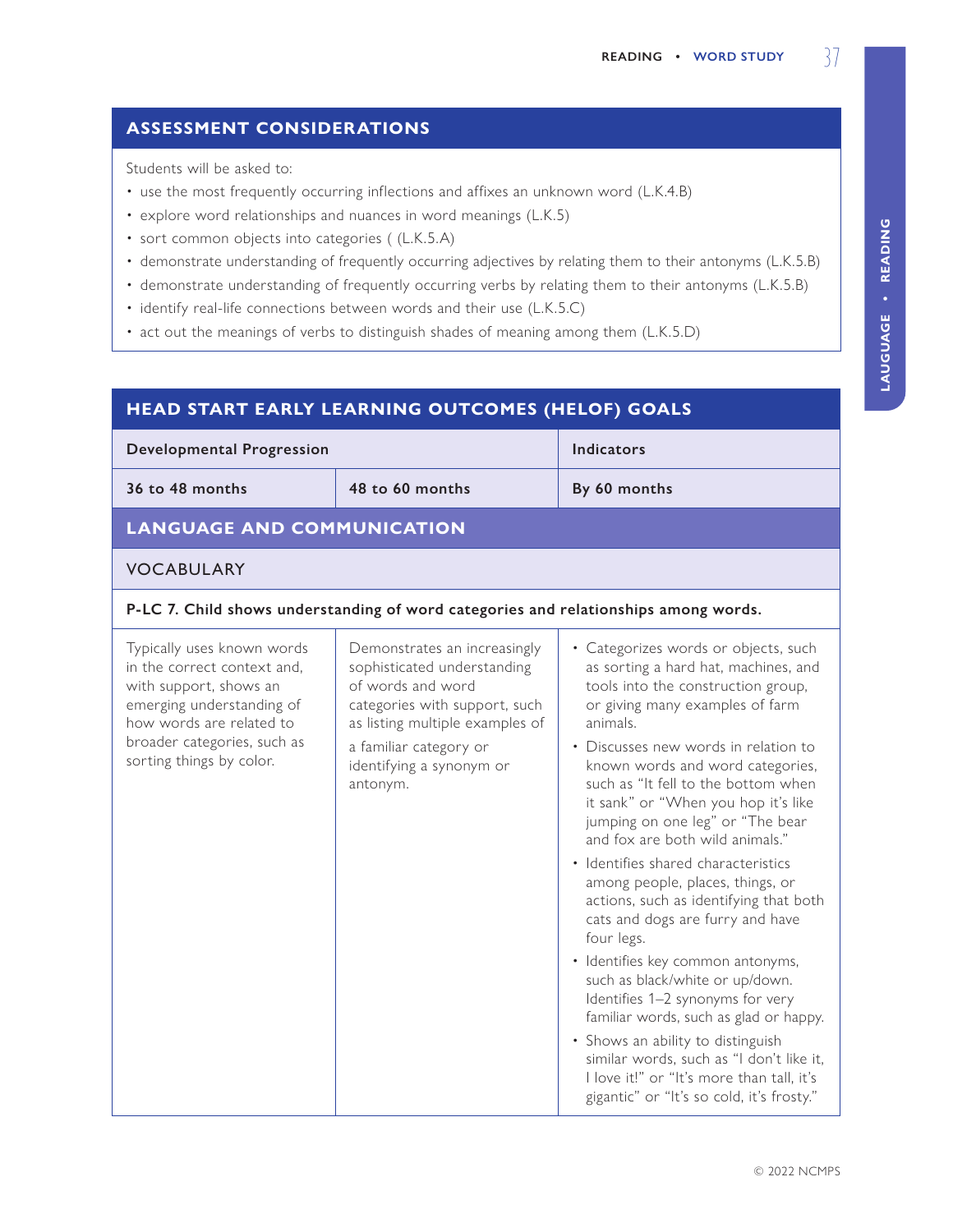## ASSESSMENT CONSIDERATIONS

Students will be asked to:

- use the most frequently occurring inflections and affixes an unknown word (L.K.4.B)
- explore word relationships and nuances in word meanings (L.K.5)
- sort common objects into categories ( (L.K.5.A)
- demonstrate understanding of frequently occurring adjectives by relating them to their antonyms (L.K.5.B)
- demonstrate understanding of frequently occurring verbs by relating them to their antonyms (L.K.5.B)
- identify real-life connections between words and their use (L.K.5.C)
- act out the meanings of verbs to distinguish shades of meaning among them (L.K.5.D)

## HEAD START EARLY LEARNING OUTCOMES (HELOF) GOALS

| Developmental Progression | | Indicators |
|---|---|---|
| **36 to 48 months** | **48 to 60 months** | **By 60 months** |
| **LANGUAGE AND COMMUNICATION** | | |
| VOCABULARY | | |
| **P-LC 7. Child shows understanding of word categories and relationships among words.** | | |
| Typically uses known words in the correct context and, with support, shows an emerging understanding of how words are related to broader categories, such as sorting things by color. | Demonstrates an increasingly sophisticated understanding of words and word categories with support, such as listing multiple examples of a familiar category or identifying a synonym or antonym. | • Categorizes words or objects, such as sorting a hard hat, machines, and tools into the construction group, or giving many examples of farm animals.<br>• Discusses new words in relation to known words and word categories, such as "It fell to the bottom when it sank" or "When you hop it's like jumping on one leg" or "The bear and fox are both wild animals."<br>• Identifies shared characteristics among people, places, things, or actions, such as identifying that both cats and dogs are furry and have four legs.<br>• Identifies key common antonyms, such as black/white or up/down. Identifies 1–2 synonyms for very familiar words, such as glad or happy.<br>• Shows an ability to distinguish similar words, such as "I don't like it, I love it!" or "It's more than tall, it's gigantic" or "It's so cold, it's frosty." |

© 2022 NCMPS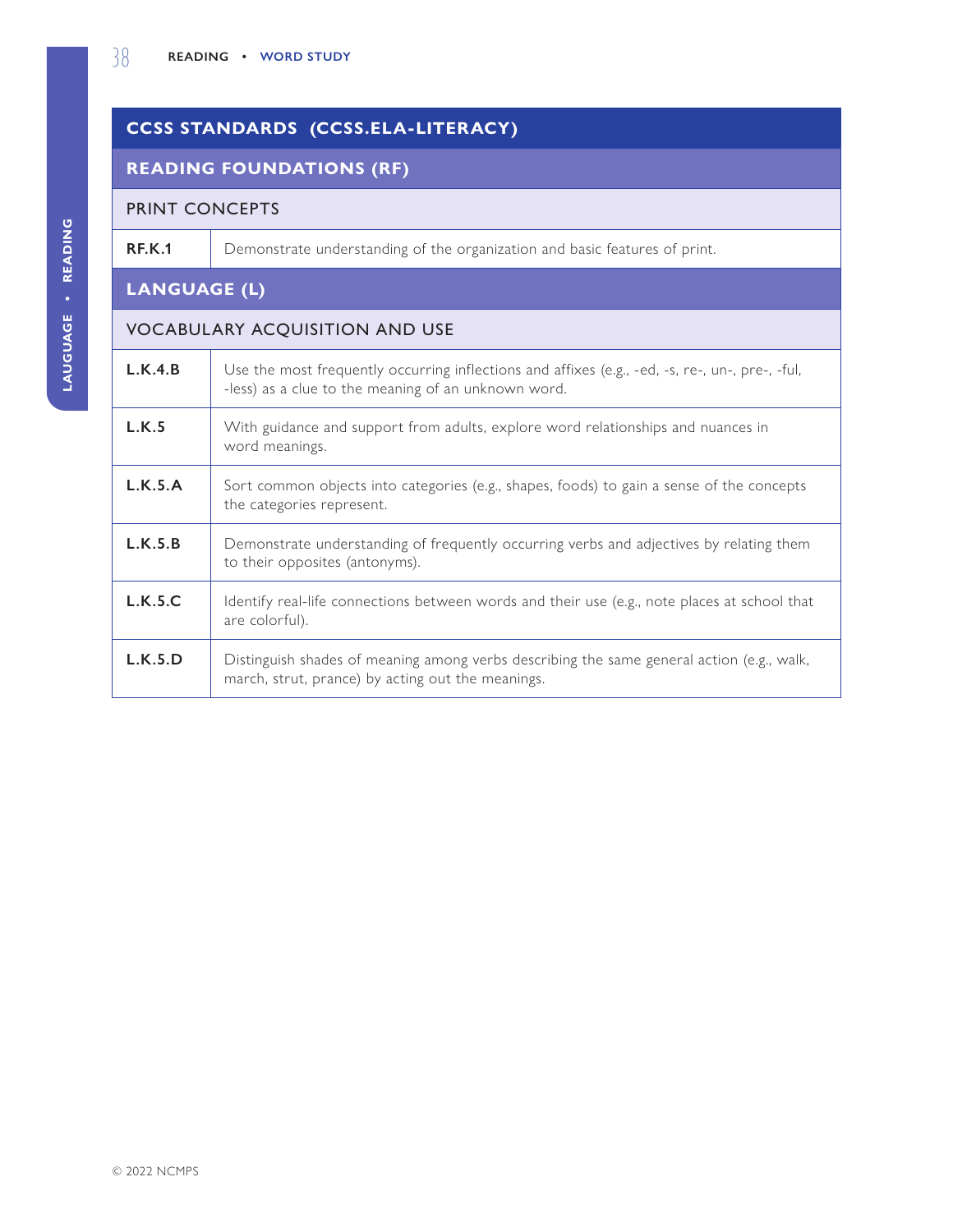| CCSS STANDARDS (CCSS.ELA-LITERACY) | |
|---|---|
| **READING FOUNDATIONS (RF)** | |
| PRINT CONCEPTS | |
| **RF.K.1** | Demonstrate understanding of the organization and basic features of print. |
| **LANGUAGE (L)** | |
| VOCABULARY ACQUISITION AND USE | |
| **L.K.4.B** | Use the most frequently occurring inflections and affixes (e.g., -ed, -s, re-, un-, pre-, -ful, -less) as a clue to the meaning of an unknown word. |
| **L.K.5** | With guidance and support from adults, explore word relationships and nuances in word meanings. |
| **L.K.5.A** | Sort common objects into categories (e.g., shapes, foods) to gain a sense of the concepts the categories represent. |
| **L.K.5.B** | Demonstrate understanding of frequently occurring verbs and adjectives by relating them to their opposites (antonyms). |
| **L.K.5.C** | Identify real-life connections between words and their use (e.g., note places at school that are colorful). |
| **L.K.5.D** | Distinguish shades of meaning among verbs describing the same general action (e.g., walk, march, strut, prance) by acting out the meanings. |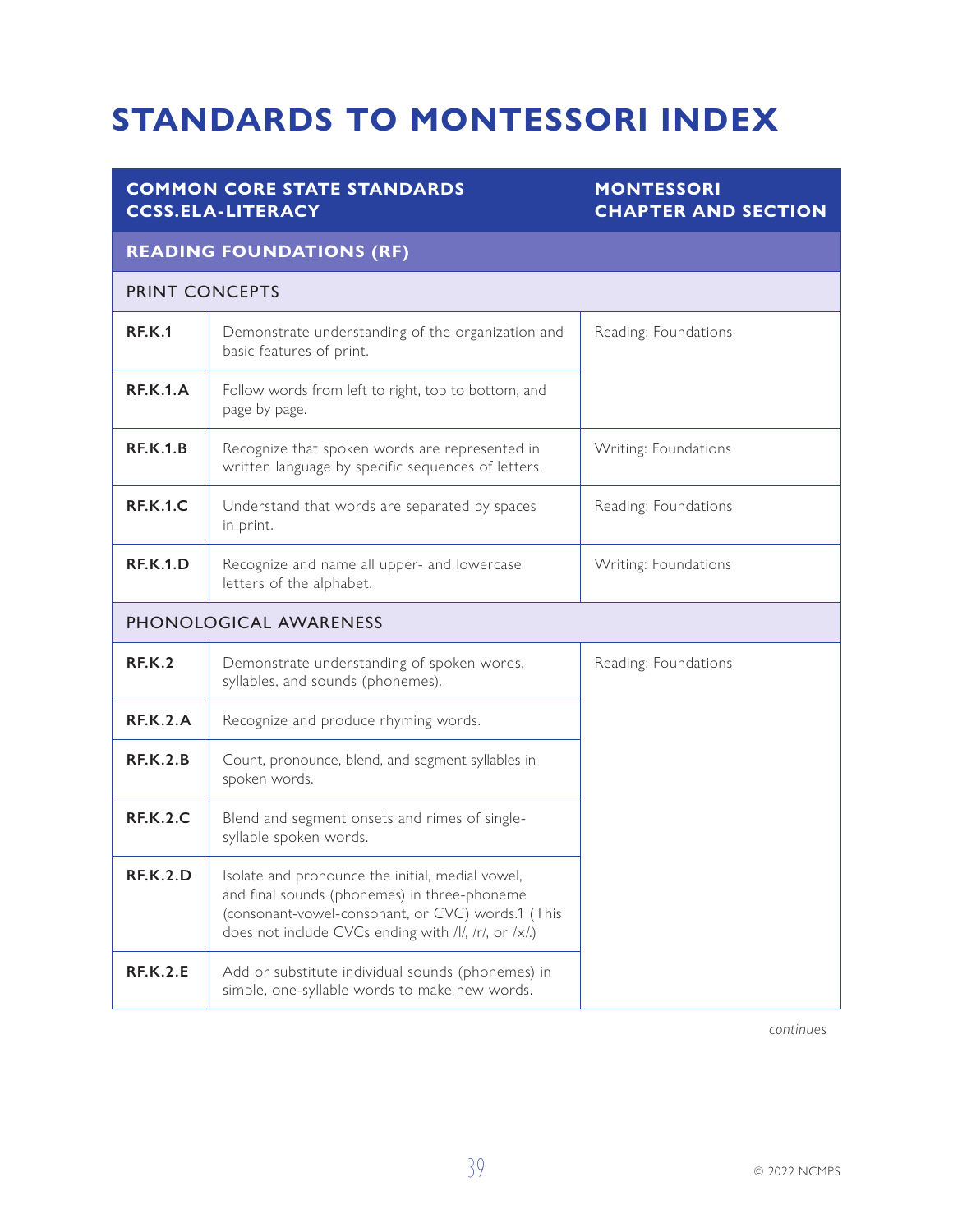# STANDARDS TO MONTESSORI INDEX

| COMMON CORE STATE STANDARDS CCSS.ELA-LITERACY | | MONTESSORI CHAPTER AND SECTION |
|---|---|---|
| **READING FOUNDATIONS (RF)** | | |
| PRINT CONCEPTS | | |
| **RF.K.1** | Demonstrate understanding of the organization and basic features of print. | Reading: Foundations |
| **RF.K.1.A** | Follow words from left to right, top to bottom, and page by page. | |
| **RF.K.1.B** | Recognize that spoken words are represented in written language by specific sequences of letters. | Writing: Foundations |
| **RF.K.1.C** | Understand that words are separated by spaces in print. | Reading: Foundations |
| **RF.K.1.D** | Recognize and name all upper- and lowercase letters of the alphabet. | Writing: Foundations |
| PHONOLOGICAL AWARENESS | | |
| **RF.K.2** | Demonstrate understanding of spoken words, syllables, and sounds (phonemes). | Reading: Foundations |
| **RF.K.2.A** | Recognize and produce rhyming words. | |
| **RF.K.2.B** | Count, pronounce, blend, and segment syllables in spoken words. | |
| **RF.K.2.C** | Blend and segment onsets and rimes of single-syllable spoken words. | |
| **RF.K.2.D** | Isolate and pronounce the initial, medial vowel, and final sounds (phonemes) in three-phoneme (consonant-vowel-consonant, or CVC) words.1 (This does not include CVCs ending with /l/, /r/, or /x/.) | |
| **RF.K.2.E** | Add or substitute individual sounds (phonemes) in simple, one-syllable words to make new words. | |

*continues*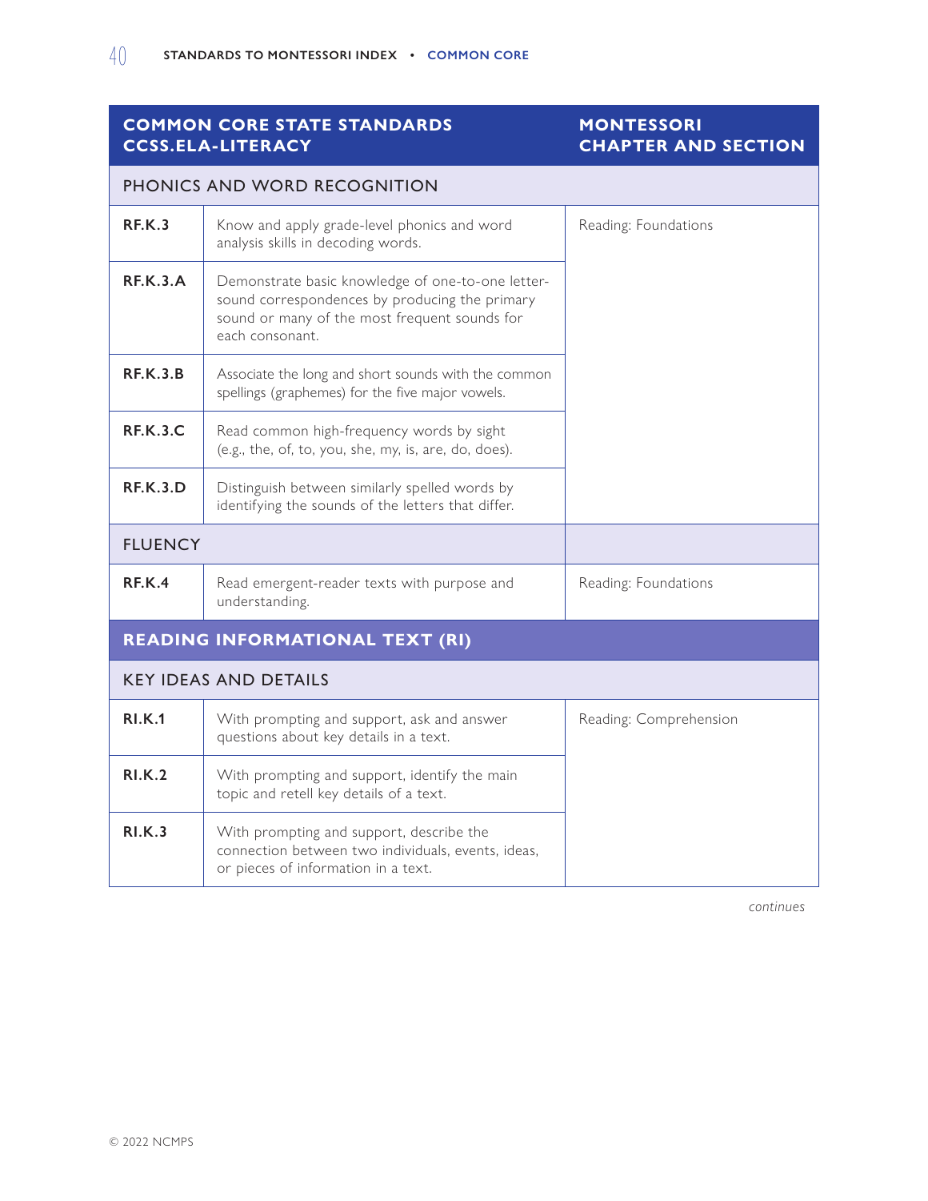| COMMON CORE STATE STANDARDS CCSS.ELA-LITERACY | | MONTESSORI CHAPTER AND SECTION |
|---|---|---|
| **PHONICS AND WORD RECOGNITION** | | |
| **RF.K.3** | Know and apply grade-level phonics and word analysis skills in decoding words. | Reading: Foundations |
| **RF.K.3.A** | Demonstrate basic knowledge of one-to-one letter-sound correspondences by producing the primary sound or many of the most frequent sounds for each consonant. | |
| **RF.K.3.B** | Associate the long and short sounds with the common spellings (graphemes) for the five major vowels. | |
| **RF.K.3.C** | Read common high-frequency words by sight (e.g., the, of, to, you, she, my, is, are, do, does). | |
| **RF.K.3.D** | Distinguish between similarly spelled words by identifying the sounds of the letters that differ. | |
| **FLUENCY** | | |
| **RF.K.4** | Read emergent-reader texts with purpose and understanding. | Reading: Foundations |
| **READING INFORMATIONAL TEXT (RI)** | | |
| **KEY IDEAS AND DETAILS** | | |
| **RI.K.1** | With prompting and support, ask and answer questions about key details in a text. | Reading: Comprehension |
| **RI.K.2** | With prompting and support, identify the main topic and retell key details of a text. | |
| **RI.K.3** | With prompting and support, describe the connection between two individuals, events, ideas, or pieces of information in a text. | |

*continues*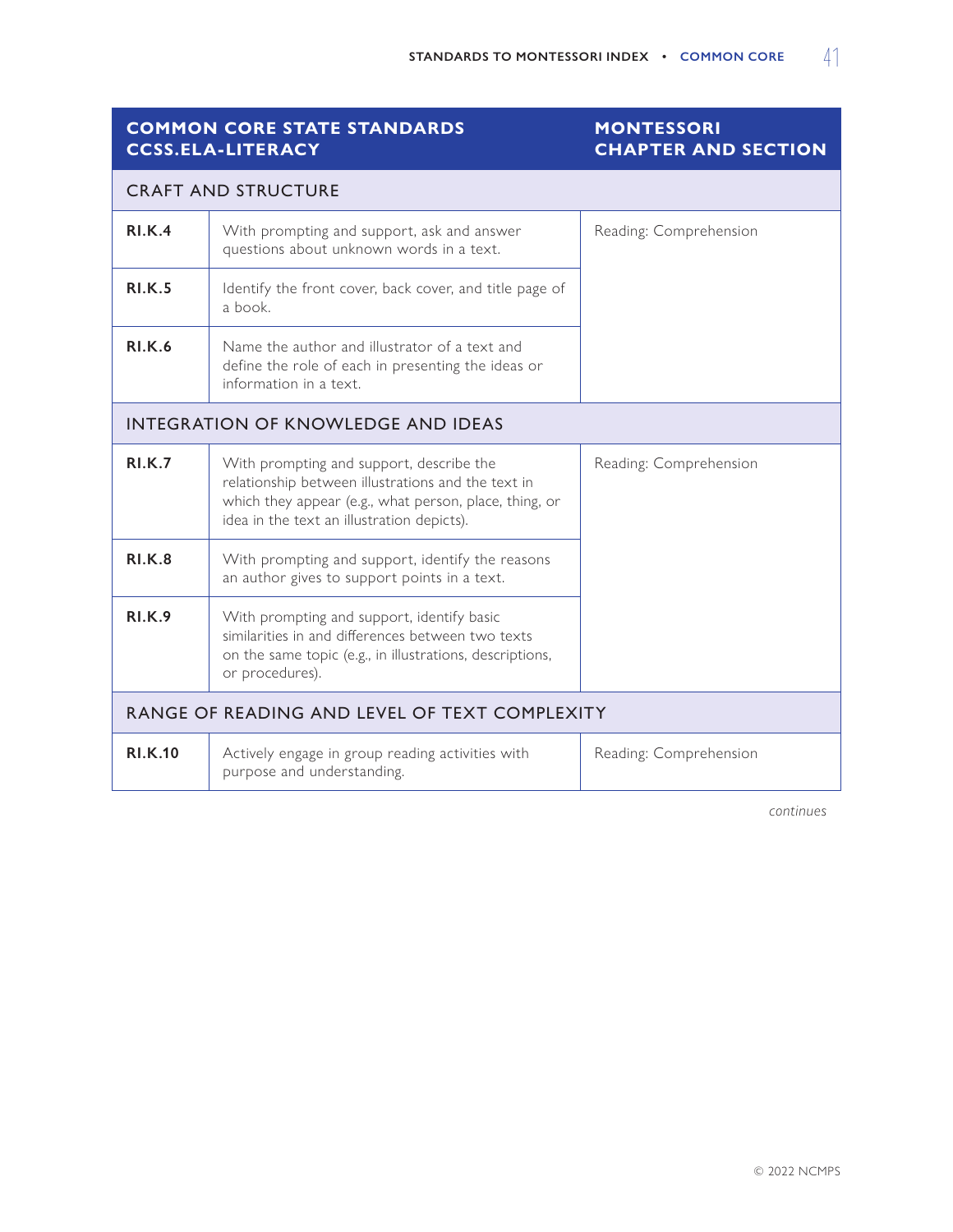| COMMON CORE STATE STANDARDS CCSS.ELA-LITERACY | | MONTESSORI CHAPTER AND SECTION |
|---|---|---|
| **CRAFT AND STRUCTURE** | | |
| **RI.K.4** | With prompting and support, ask and answer questions about unknown words in a text. | Reading: Comprehension |
| **RI.K.5** | Identify the front cover, back cover, and title page of a book. | |
| **RI.K.6** | Name the author and illustrator of a text and define the role of each in presenting the ideas or information in a text. | |
| **INTEGRATION OF KNOWLEDGE AND IDEAS** | | |
| **RI.K.7** | With prompting and support, describe the relationship between illustrations and the text in which they appear (e.g., what person, place, thing, or idea in the text an illustration depicts). | Reading: Comprehension |
| **RI.K.8** | With prompting and support, identify the reasons an author gives to support points in a text. | |
| **RI.K.9** | With prompting and support, identify basic similarities in and differences between two texts on the same topic (e.g., in illustrations, descriptions, or procedures). | |
| **RANGE OF READING AND LEVEL OF TEXT COMPLEXITY** | | |
| **RI.K.10** | Actively engage in group reading activities with purpose and understanding. | Reading: Comprehension |

*continues*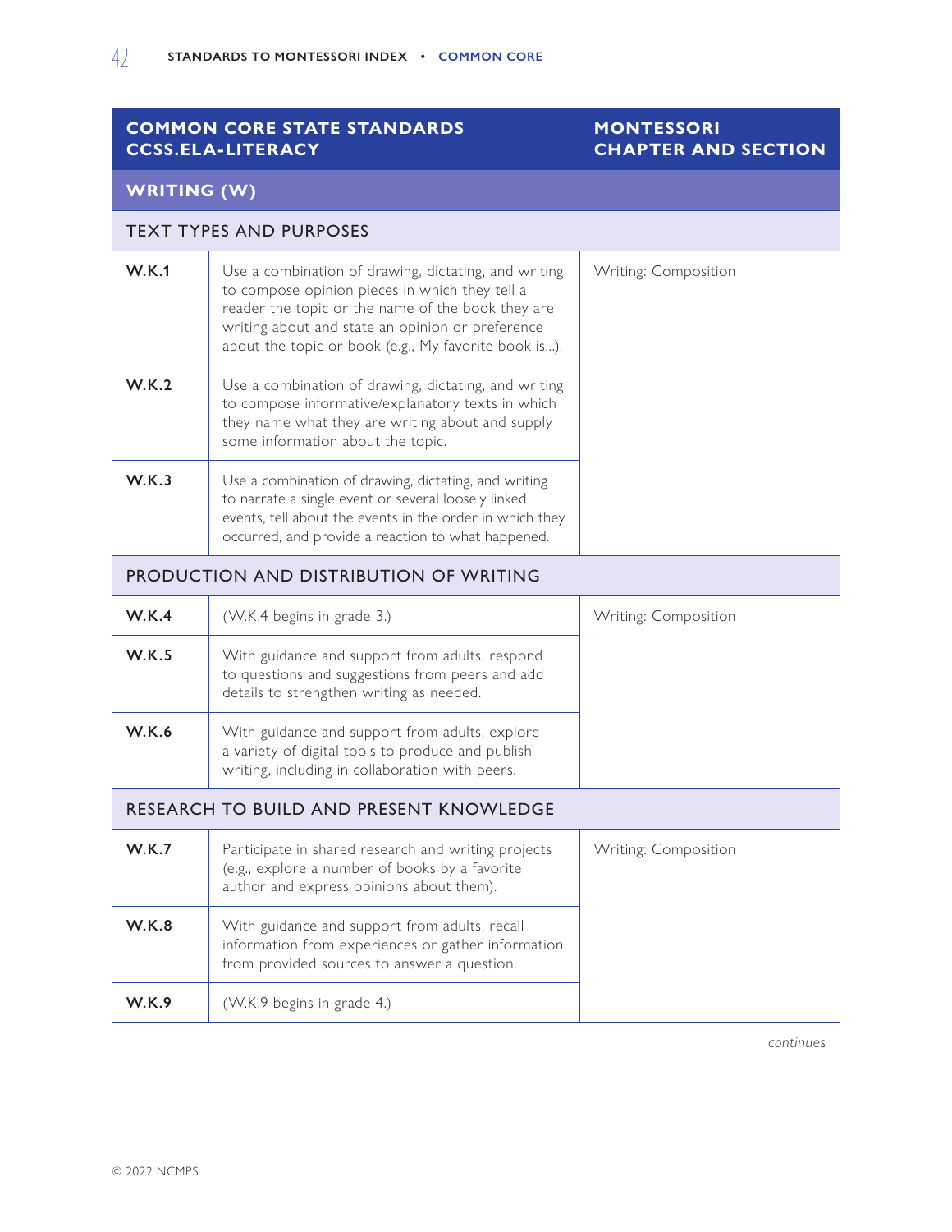| COMMON CORE STATE STANDARDS CCSS.ELA-LITERACY | | MONTESSORI CHAPTER AND SECTION |
|---|---|---|
| **WRITING (W)** | | |
| TEXT TYPES AND PURPOSES | | |
| **W.K.1** | Use a combination of drawing, dictating, and writing to compose opinion pieces in which they tell a reader the topic or the name of the book they are writing about and state an opinion or preference about the topic or book (e.g., My favorite book is...). | Writing: Composition |
| **W.K.2** | Use a combination of drawing, dictating, and writing to compose informative/explanatory texts in which they name what they are writing about and supply some information about the topic. | |
| **W.K.3** | Use a combination of drawing, dictating, and writing to narrate a single event or several loosely linked events, tell about the events in the order in which they occurred, and provide a reaction to what happened. | |
| PRODUCTION AND DISTRIBUTION OF WRITING | | |
| **W.K.4** | (W.K.4 begins in grade 3.) | Writing: Composition |
| **W.K.5** | With guidance and support from adults, respond to questions and suggestions from peers and add details to strengthen writing as needed. | |
| **W.K.6** | With guidance and support from adults, explore a variety of digital tools to produce and publish writing, including in collaboration with peers. | |
| RESEARCH TO BUILD AND PRESENT KNOWLEDGE | | |
| **W.K.7** | Participate in shared research and writing projects (e.g., explore a number of books by a favorite author and express opinions about them). | Writing: Composition |
| **W.K.8** | With guidance and support from adults, recall information from experiences or gather information from provided sources to answer a question. | |
| **W.K.9** | (W.K.9 begins in grade 4.) | |

*continues*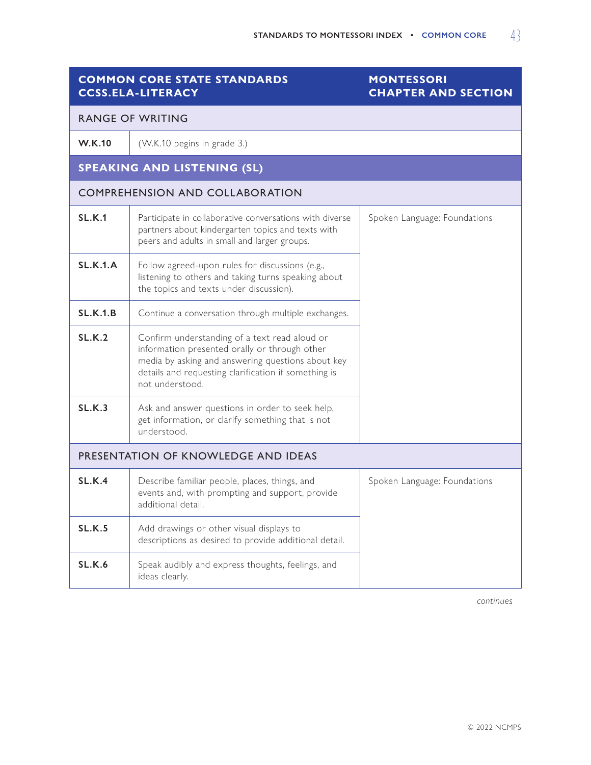| COMMON CORE STATE STANDARDS CCSS.ELA-LITERACY | | MONTESSORI CHAPTER AND SECTION |
|---|---|---|
| RANGE OF WRITING | | |
| **W.K.10** | (W.K.10 begins in grade 3.) | |
| **SPEAKING AND LISTENING (SL)** | | |
| COMPREHENSION AND COLLABORATION | | |
| **SL.K.1** | Participate in collaborative conversations with diverse partners about kindergarten topics and texts with peers and adults in small and larger groups. | Spoken Language: Foundations |
| **SL.K.1.A** | Follow agreed-upon rules for discussions (e.g., listening to others and taking turns speaking about the topics and texts under discussion). | |
| **SL.K.1.B** | Continue a conversation through multiple exchanges. | |
| **SL.K.2** | Confirm understanding of a text read aloud or information presented orally or through other media by asking and answering questions about key details and requesting clarification if something is not understood. | |
| **SL.K.3** | Ask and answer questions in order to seek help, get information, or clarify something that is not understood. | |
| PRESENTATION OF KNOWLEDGE AND IDEAS | | |
| **SL.K.4** | Describe familiar people, places, things, and events and, with prompting and support, provide additional detail. | Spoken Language: Foundations |
| **SL.K.5** | Add drawings or other visual displays to descriptions as desired to provide additional detail. | |
| **SL.K.6** | Speak audibly and express thoughts, feelings, and ideas clearly. | |

*continues*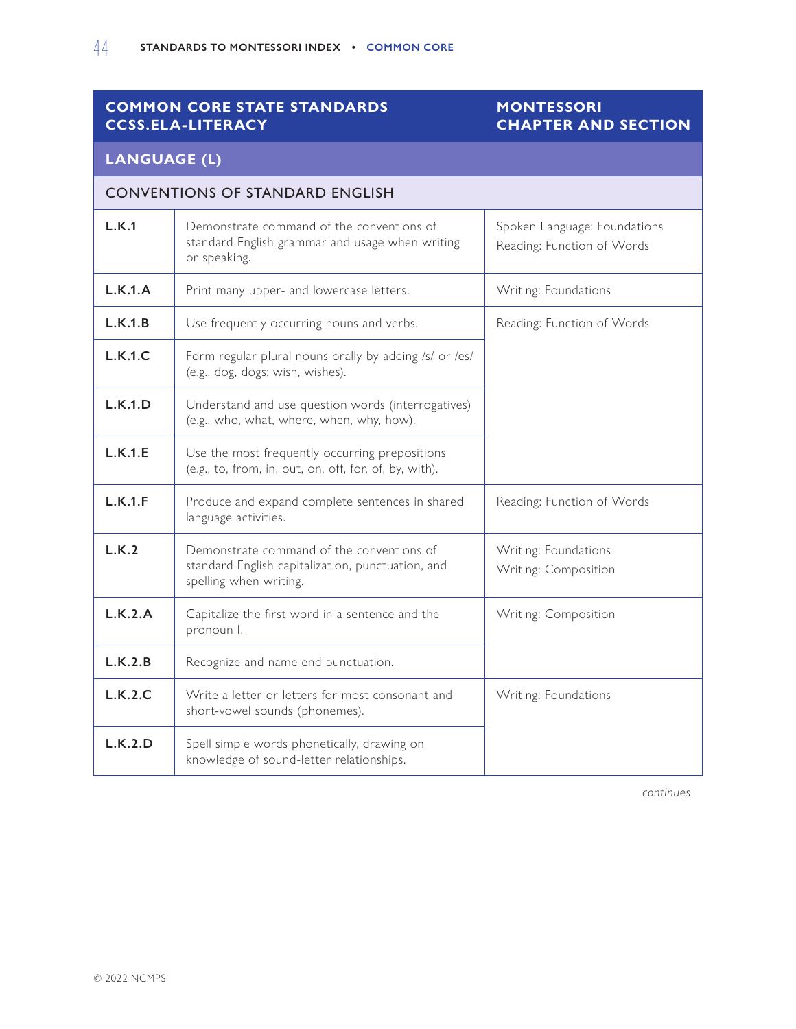| COMMON CORE STATE STANDARDS CCSS.ELA-LITERACY | | MONTESSORI CHAPTER AND SECTION |
|---|---|---|
| **LANGUAGE (L)** | | |
| CONVENTIONS OF STANDARD ENGLISH | | |
| **L.K.1** | Demonstrate command of the conventions of standard English grammar and usage when writing or speaking. | Spoken Language: Foundations<br>Reading: Function of Words |
| **L.K.1.A** | Print many upper- and lowercase letters. | Writing: Foundations |
| **L.K.1.B** | Use frequently occurring nouns and verbs. | Reading: Function of Words |
| **L.K.1.C** | Form regular plural nouns orally by adding /s/ or /es/ (e.g., dog, dogs; wish, wishes). | |
| **L.K.1.D** | Understand and use question words (interrogatives) (e.g., who, what, where, when, why, how). | |
| **L.K.1.E** | Use the most frequently occurring prepositions (e.g., to, from, in, out, on, off, for, of, by, with). | |
| **L.K.1.F** | Produce and expand complete sentences in shared language activities. | Reading: Function of Words |
| **L.K.2** | Demonstrate command of the conventions of standard English capitalization, punctuation, and spelling when writing. | Writing: Foundations<br>Writing: Composition |
| **L.K.2.A** | Capitalize the first word in a sentence and the pronoun I. | Writing: Composition |
| **L.K.2.B** | Recognize and name end punctuation. | |
| **L.K.2.C** | Write a letter or letters for most consonant and short-vowel sounds (phonemes). | Writing: Foundations |
| **L.K.2.D** | Spell simple words phonetically, drawing on knowledge of sound-letter relationships. | |

*continues*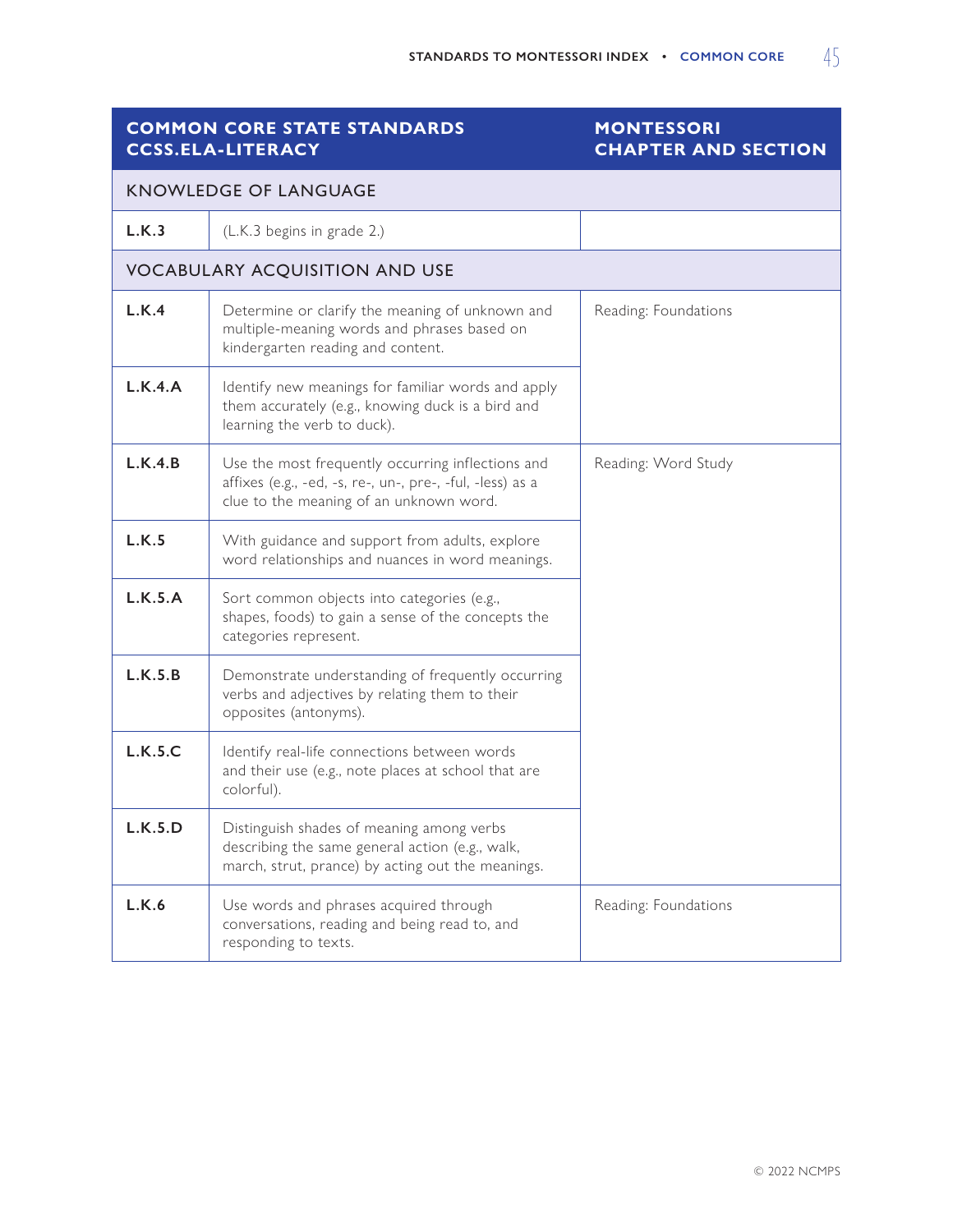| COMMON CORE STATE STANDARDS CCSS.ELA-LITERACY | | MONTESSORI CHAPTER AND SECTION |
|---|---|---|
| KNOWLEDGE OF LANGUAGE | | |
| **L.K.3** | (L.K.3 begins in grade 2.) | |
| VOCABULARY ACQUISITION AND USE | | |
| **L.K.4** | Determine or clarify the meaning of unknown and multiple-meaning words and phrases based on kindergarten reading and content. | Reading: Foundations |
| **L.K.4.A** | Identify new meanings for familiar words and apply them accurately (e.g., knowing duck is a bird and learning the verb to duck). | |
| **L.K.4.B** | Use the most frequently occurring inflections and affixes (e.g., -ed, -s, re-, un-, pre-, -ful, -less) as a clue to the meaning of an unknown word. | Reading: Word Study |
| **L.K.5** | With guidance and support from adults, explore word relationships and nuances in word meanings. | |
| **L.K.5.A** | Sort common objects into categories (e.g., shapes, foods) to gain a sense of the concepts the categories represent. | |
| **L.K.5.B** | Demonstrate understanding of frequently occurring verbs and adjectives by relating them to their opposites (antonyms). | |
| **L.K.5.C** | Identify real-life connections between words and their use (e.g., note places at school that are colorful). | |
| **L.K.5.D** | Distinguish shades of meaning among verbs describing the same general action (e.g., walk, march, strut, prance) by acting out the meanings. | |
| **L.K.6** | Use words and phrases acquired through conversations, reading and being read to, and responding to texts. | Reading: Foundations |

© 2022 NCMPS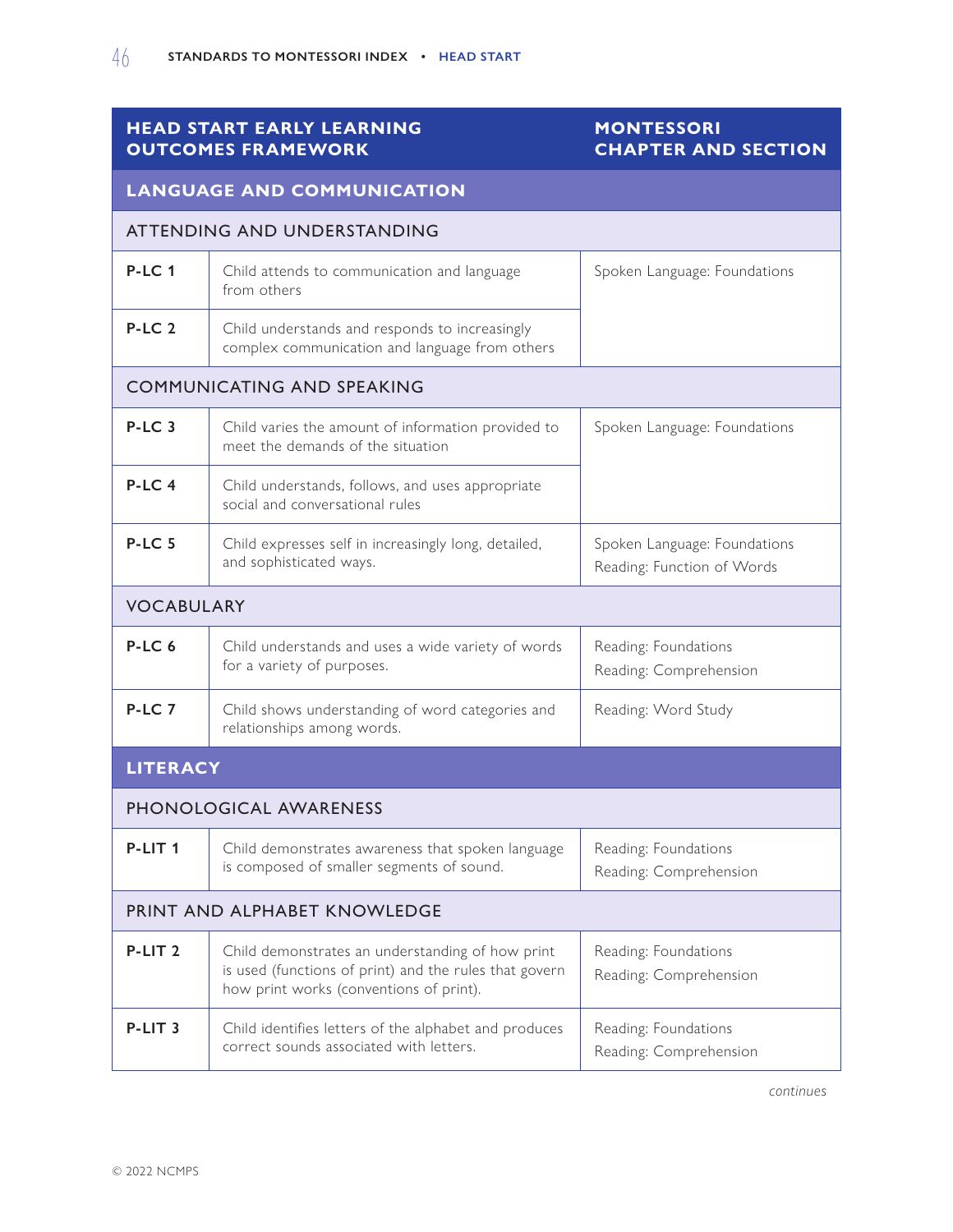| HEAD START EARLY LEARNING OUTCOMES FRAMEWORK | | MONTESSORI CHAPTER AND SECTION |
|---|---|---|
| **LANGUAGE AND COMMUNICATION** | | |
| ATTENDING AND UNDERSTANDING | | |
| **P-LC 1** | Child attends to communication and language from others | Spoken Language: Foundations |
| **P-LC 2** | Child understands and responds to increasingly complex communication and language from others | |
| COMMUNICATING AND SPEAKING | | |
| **P-LC 3** | Child varies the amount of information provided to meet the demands of the situation | Spoken Language: Foundations |
| **P-LC 4** | Child understands, follows, and uses appropriate social and conversational rules | |
| **P-LC 5** | Child expresses self in increasingly long, detailed, and sophisticated ways. | Spoken Language: Foundations<br>Reading: Function of Words |
| VOCABULARY | | |
| **P-LC 6** | Child understands and uses a wide variety of words for a variety of purposes. | Reading: Foundations<br>Reading: Comprehension |
| **P-LC 7** | Child shows understanding of word categories and relationships among words. | Reading: Word Study |
| **LITERACY** | | |
| PHONOLOGICAL AWARENESS | | |
| **P-LIT 1** | Child demonstrates awareness that spoken language is composed of smaller segments of sound. | Reading: Foundations<br>Reading: Comprehension |
| PRINT AND ALPHABET KNOWLEDGE | | |
| **P-LIT 2** | Child demonstrates an understanding of how print is used (functions of print) and the rules that govern how print works (conventions of print). | Reading: Foundations<br>Reading: Comprehension |
| **P-LIT 3** | Child identifies letters of the alphabet and produces correct sounds associated with letters. | Reading: Foundations<br>Reading: Comprehension |

*continues*

© 2022 NCMPS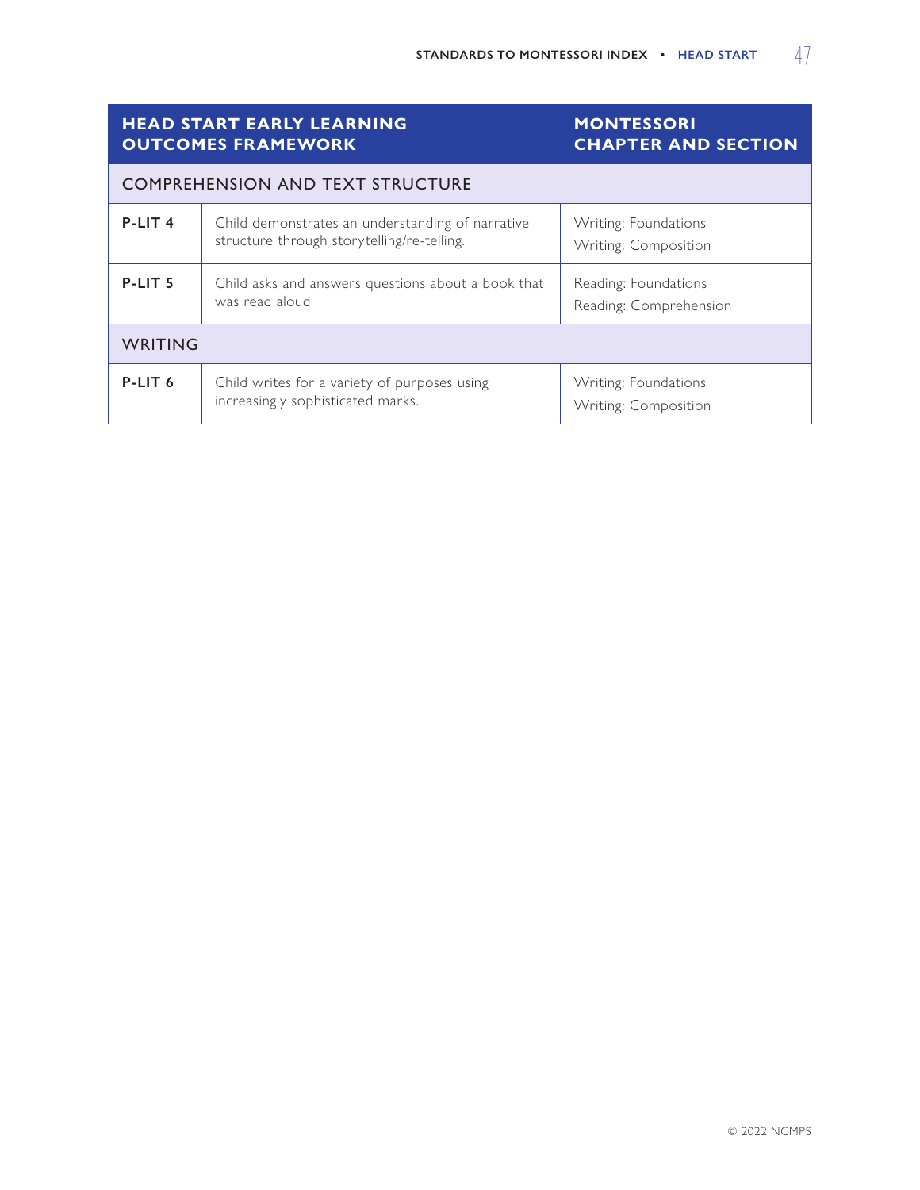| HEAD START EARLY LEARNING OUTCOMES FRAMEWORK | | MONTESSORI CHAPTER AND SECTION |
|---|---|---|
| **COMPREHENSION AND TEXT STRUCTURE** | | |
| **P-LIT 4** | Child demonstrates an understanding of narrative structure through storytelling/re-telling. | Writing: Foundations<br>Writing: Composition |
| **P-LIT 5** | Child asks and answers questions about a book that was read aloud | Reading: Foundations<br>Reading: Comprehension |
| **WRITING** | | |
| **P-LIT 6** | Child writes for a variety of purposes using increasingly sophisticated marks. | Writing: Foundations<br>Writing: Composition |

© 2022 NCMPS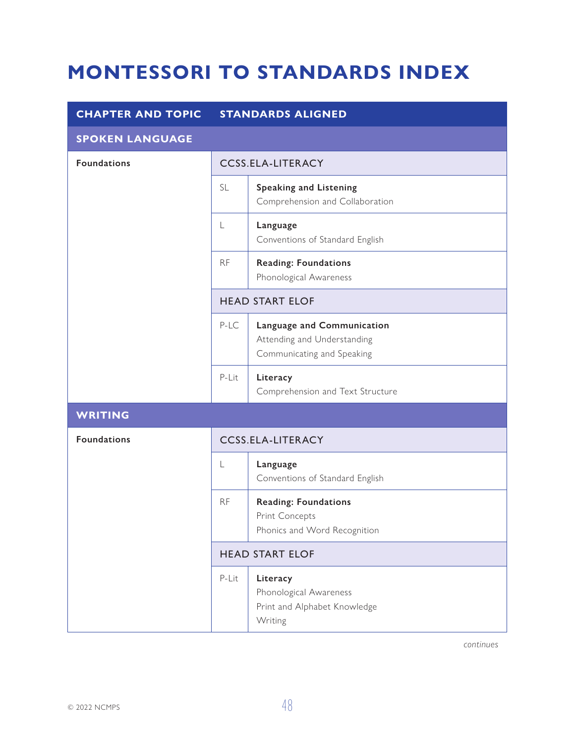# MONTESSORI TO STANDARDS INDEX

| CHAPTER AND TOPIC | STANDARDS ALIGNED | |
|---|---|---|
| **SPOKEN LANGUAGE** | | |
| **Foundations** | CCSS.ELA-LITERACY | |
| | SL | **Speaking and Listening**<br>Comprehension and Collaboration |
| | L | **Language**<br>Conventions of Standard English |
| | RF | **Reading: Foundations**<br>Phonological Awareness |
| | HEAD START ELOF | |
| | P-LC | **Language and Communication**<br>Attending and Understanding<br>Communicating and Speaking |
| | P-Lit | **Literacy**<br>Comprehension and Text Structure |
| **WRITING** | | |
| **Foundations** | CCSS.ELA-LITERACY | |
| | L | **Language**<br>Conventions of Standard English |
| | RF | **Reading: Foundations**<br>Print Concepts<br>Phonics and Word Recognition |
| | HEAD START ELOF | |
| | P-Lit | **Literacy**<br>Phonological Awareness<br>Print and Alphabet Knowledge<br>Writing |

*continues*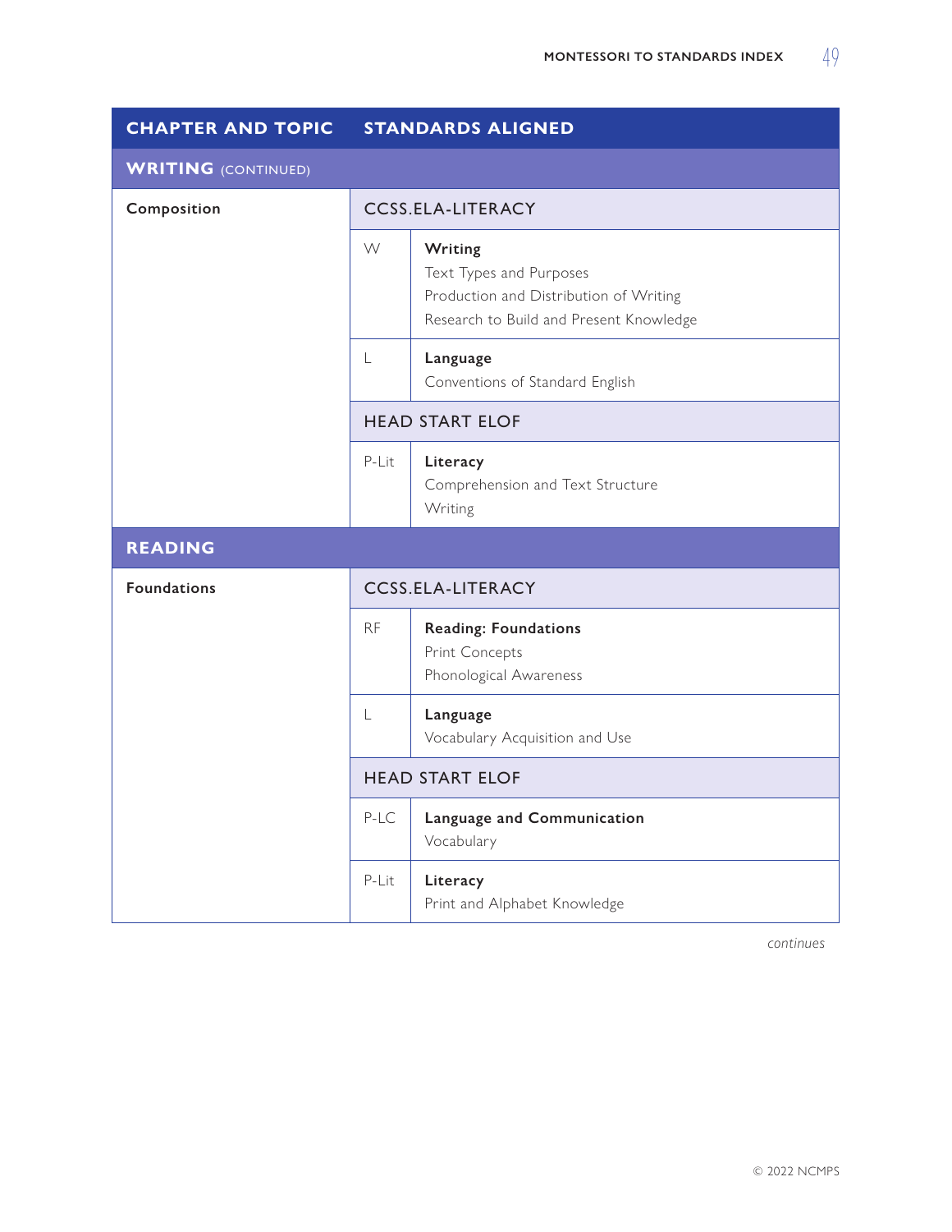| CHAPTER AND TOPIC | STANDARDS ALIGNED | |
|---|---|---|
| **WRITING** (CONTINUED) | | |
| **Composition** | CCSS.ELA-LITERACY | |
| | W | **Writing**<br>Text Types and Purposes<br>Production and Distribution of Writing<br>Research to Build and Present Knowledge |
| | L | **Language**<br>Conventions of Standard English |
| | HEAD START ELOF | |
| | P-Lit | **Literacy**<br>Comprehension and Text Structure<br>Writing |
| **READING** | | |
| **Foundations** | CCSS.ELA-LITERACY | |
| | RF | **Reading: Foundations**<br>Print Concepts<br>Phonological Awareness |
| | L | **Language**<br>Vocabulary Acquisition and Use |
| | HEAD START ELOF | |
| | P-LC | **Language and Communication**<br>Vocabulary |
| | P-Lit | **Literacy**<br>Print and Alphabet Knowledge |

*continues*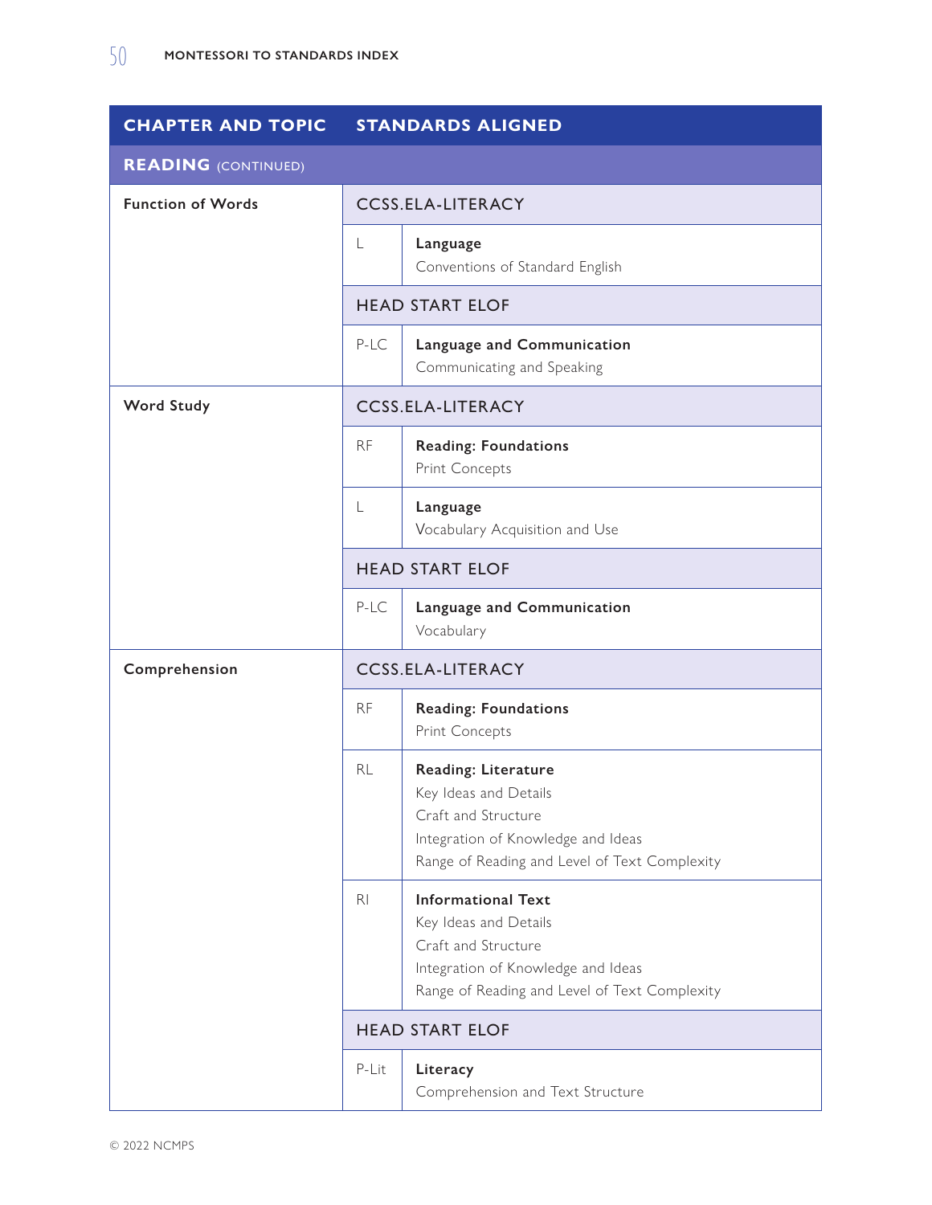| CHAPTER AND TOPIC | STANDARDS ALIGNED | |
|---|---|---|
| **READING** (CONTINUED) | | |
| **Function of Words** | CCSS.ELA-LITERACY | |
| | L | **Language**<br>Conventions of Standard English |
| | HEAD START ELOF | |
| | P-LC | **Language and Communication**<br>Communicating and Speaking |
| **Word Study** | CCSS.ELA-LITERACY | |
| | RF | **Reading: Foundations**<br>Print Concepts |
| | L | **Language**<br>Vocabulary Acquisition and Use |
| | HEAD START ELOF | |
| | P-LC | **Language and Communication**<br>Vocabulary |
| **Comprehension** | CCSS.ELA-LITERACY | |
| | RF | **Reading: Foundations**<br>Print Concepts |
| | RL | **Reading: Literature**<br>Key Ideas and Details<br>Craft and Structure<br>Integration of Knowledge and Ideas<br>Range of Reading and Level of Text Complexity |
| | RI | **Informational Text**<br>Key Ideas and Details<br>Craft and Structure<br>Integration of Knowledge and Ideas<br>Range of Reading and Level of Text Complexity |
| | HEAD START ELOF | |
| | P-Lit | **Literacy**<br>Comprehension and Text Structure |

© 2022 NCMPS